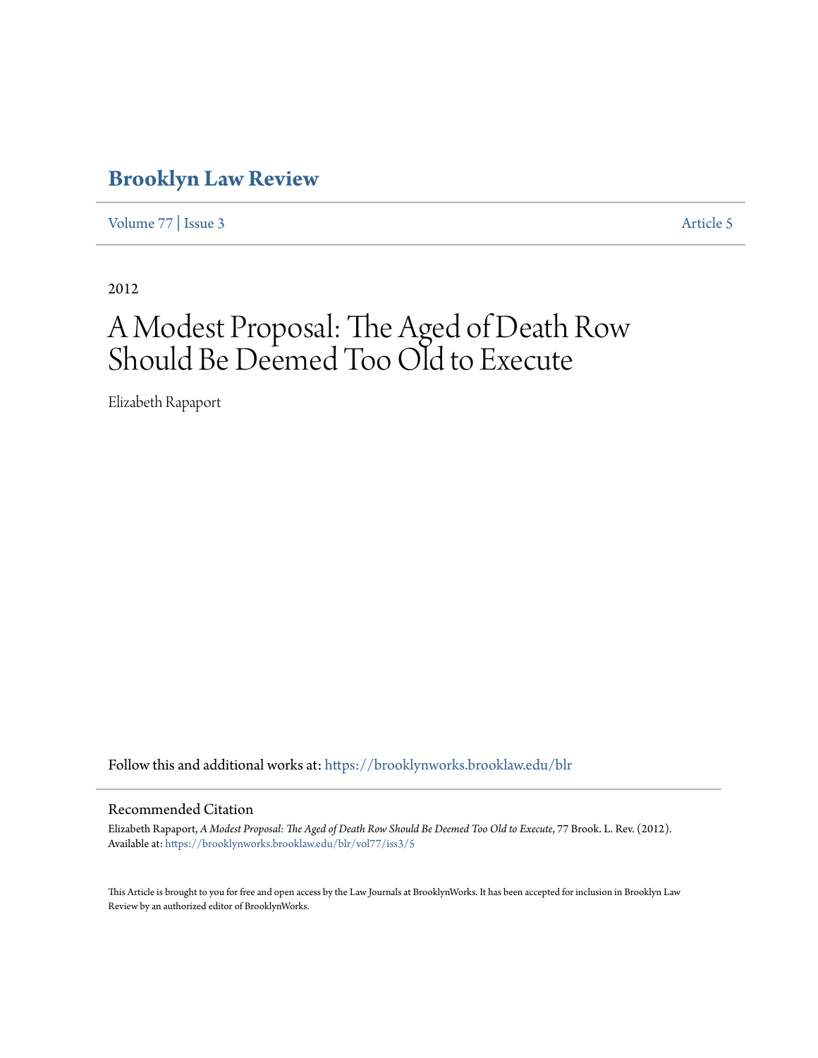# Brooklyn Law Review

Volume 77 | Issue 3 Article 5

2012

# A Modest Proposal: The Aged of Death Row Should Be Deemed Too Old to Execute

Elizabeth Rapaport

Follow this and additional works at: https://brooklynworks.brooklaw.edu/blr

## Recommended Citation

Elizabeth Rapaport, *A Modest Proposal: The Aged of Death Row Should Be Deemed Too Old to Execute*, 77 Brook. L. Rev. (2012).
Available at: https://brooklynworks.brooklaw.edu/blr/vol77/iss3/5

This Article is brought to you for free and open access by the Law Journals at BrooklynWorks. It has been accepted for inclusion in Brooklyn Law Review by an authorized editor of BrooklynWorks.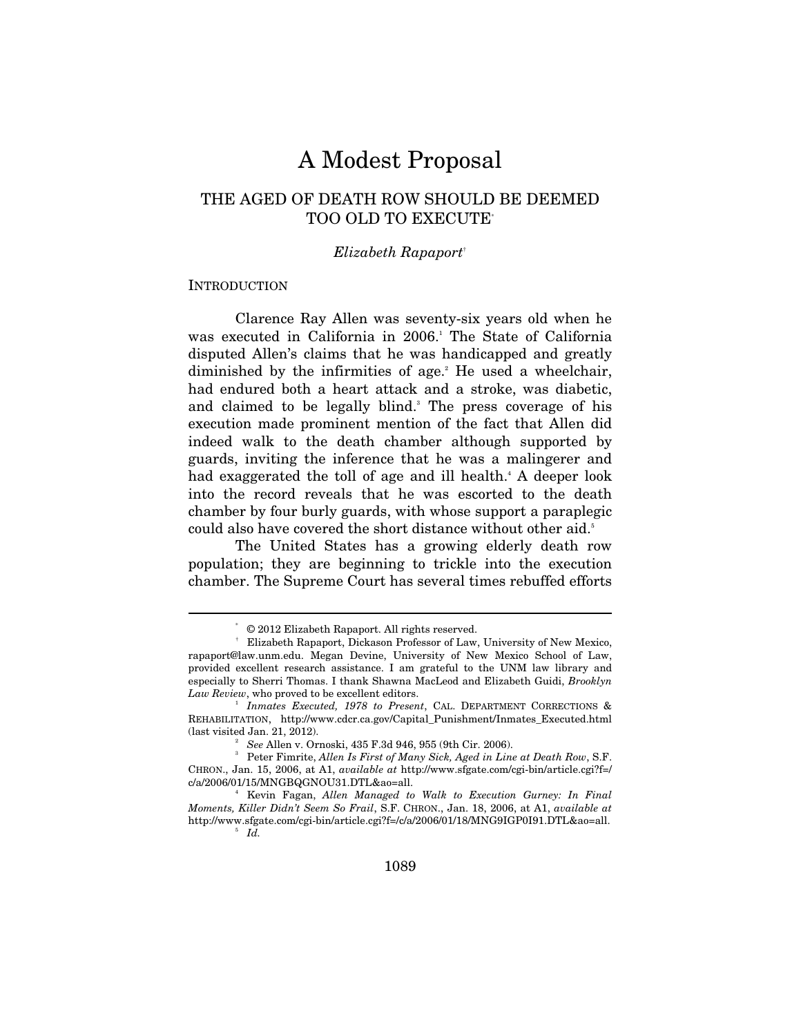# A Modest Proposal

## THE AGED OF DEATH ROW SHOULD BE DEEMED TOO OLD TO EXECUTE[*]

*Elizabeth Rapaport*[†]

INTRODUCTION

Clarence Ray Allen was seventy-six years old when he was executed in California in 2006.[1] The State of California disputed Allen's claims that he was handicapped and greatly diminished by the infirmities of age.[2] He used a wheelchair, had endured both a heart attack and a stroke, was diabetic, and claimed to be legally blind.[3] The press coverage of his execution made prominent mention of the fact that Allen did indeed walk to the death chamber although supported by guards, inviting the inference that he was a malingerer and had exaggerated the toll of age and ill health.[4] A deeper look into the record reveals that he was escorted to the death chamber by four burly guards, with whose support a paraplegic could also have covered the short distance without other aid.[5]

The United States has a growing elderly death row population; they are beginning to trickle into the execution chamber. The Supreme Court has several times rebuffed efforts

---

[*] © 2012 Elizabeth Rapaport. All rights reserved.

[†] Elizabeth Rapaport, Dickason Professor of Law, University of New Mexico, rapaport@law.unm.edu. Megan Devine, University of New Mexico School of Law, provided excellent research assistance. I am grateful to the UNM law library and especially to Sherri Thomas. I thank Shawna MacLeod and Elizabeth Guidi, *Brooklyn Law Review*, who proved to be excellent editors.

[1] *Inmates Executed, 1978 to Present*, CAL. DEPARTMENT CORRECTIONS & REHABILITATION, http://www.cdcr.ca.gov/Capital_Punishment/Inmates_Executed.html (last visited Jan. 21, 2012).

[2] *See* Allen v. Ornoski, 435 F.3d 946, 955 (9th Cir. 2006).

[3] Peter Fimrite, *Allen Is First of Many Sick, Aged in Line at Death Row*, S.F. CHRON., Jan. 15, 2006, at A1, *available at* http://www.sfgate.com/cgi-bin/article.cgi?f=/c/a/2006/01/15/MNGBQGNOU31.DTL&ao=all.

[4] Kevin Fagan, *Allen Managed to Walk to Execution Gurney: In Final Moments, Killer Didn't Seem So Frail*, S.F. CHRON., Jan. 18, 2006, at A1, *available at* http://www.sfgate.com/cgi-bin/article.cgi?f=/c/a/2006/01/18/MNG9IGP0I91.DTL&ao=all.

[5] *Id.*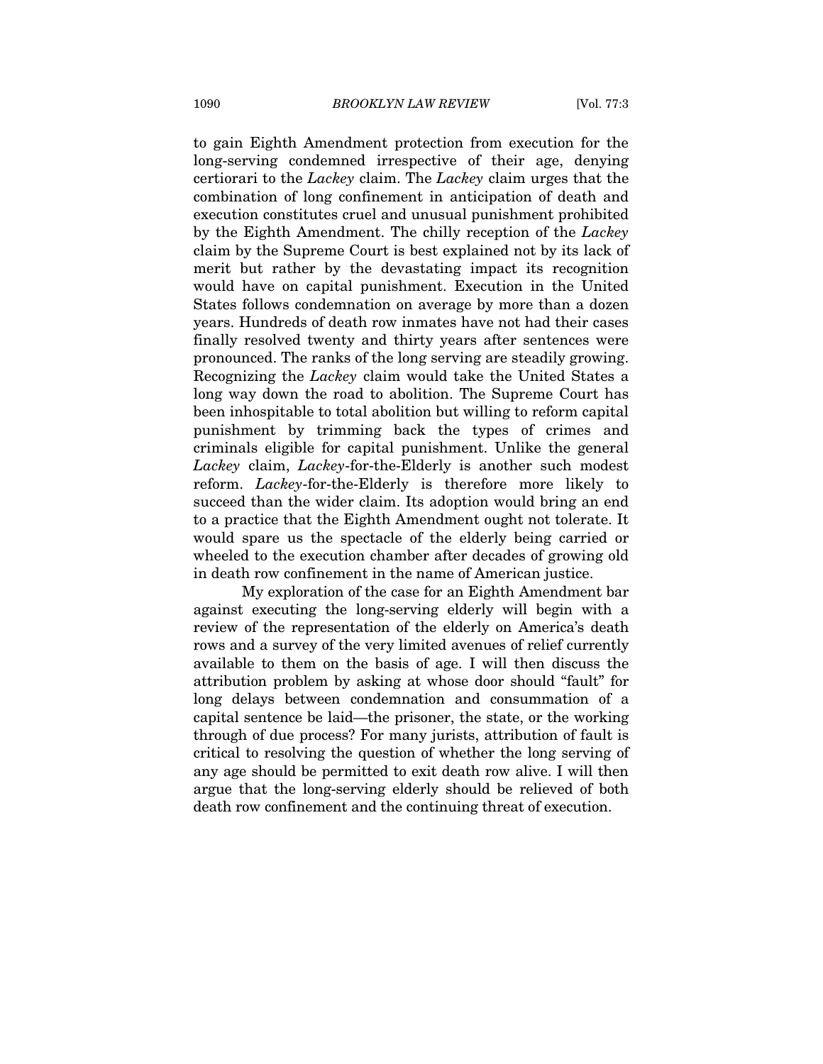to gain Eighth Amendment protection from execution for the long-serving condemned irrespective of their age, denying certiorari to the *Lackey* claim. The *Lackey* claim urges that the combination of long confinement in anticipation of death and execution constitutes cruel and unusual punishment prohibited by the Eighth Amendment. The chilly reception of the *Lackey* claim by the Supreme Court is best explained not by its lack of merit but rather by the devastating impact its recognition would have on capital punishment. Execution in the United States follows condemnation on average by more than a dozen years. Hundreds of death row inmates have not had their cases finally resolved twenty and thirty years after sentences were pronounced. The ranks of the long serving are steadily growing. Recognizing the *Lackey* claim would take the United States a long way down the road to abolition. The Supreme Court has been inhospitable to total abolition but willing to reform capital punishment by trimming back the types of crimes and criminals eligible for capital punishment. Unlike the general *Lackey* claim, *Lackey*-for-the-Elderly is another such modest reform. *Lackey*-for-the-Elderly is therefore more likely to succeed than the wider claim. Its adoption would bring an end to a practice that the Eighth Amendment ought not tolerate. It would spare us the spectacle of the elderly being carried or wheeled to the execution chamber after decades of growing old in death row confinement in the name of American justice.

My exploration of the case for an Eighth Amendment bar against executing the long-serving elderly will begin with a review of the representation of the elderly on America's death rows and a survey of the very limited avenues of relief currently available to them on the basis of age. I will then discuss the attribution problem by asking at whose door should "fault" for long delays between condemnation and consummation of a capital sentence be laid—the prisoner, the state, or the working through of due process? For many jurists, attribution of fault is critical to resolving the question of whether the long serving of any age should be permitted to exit death row alive. I will then argue that the long-serving elderly should be relieved of both death row confinement and the continuing threat of execution.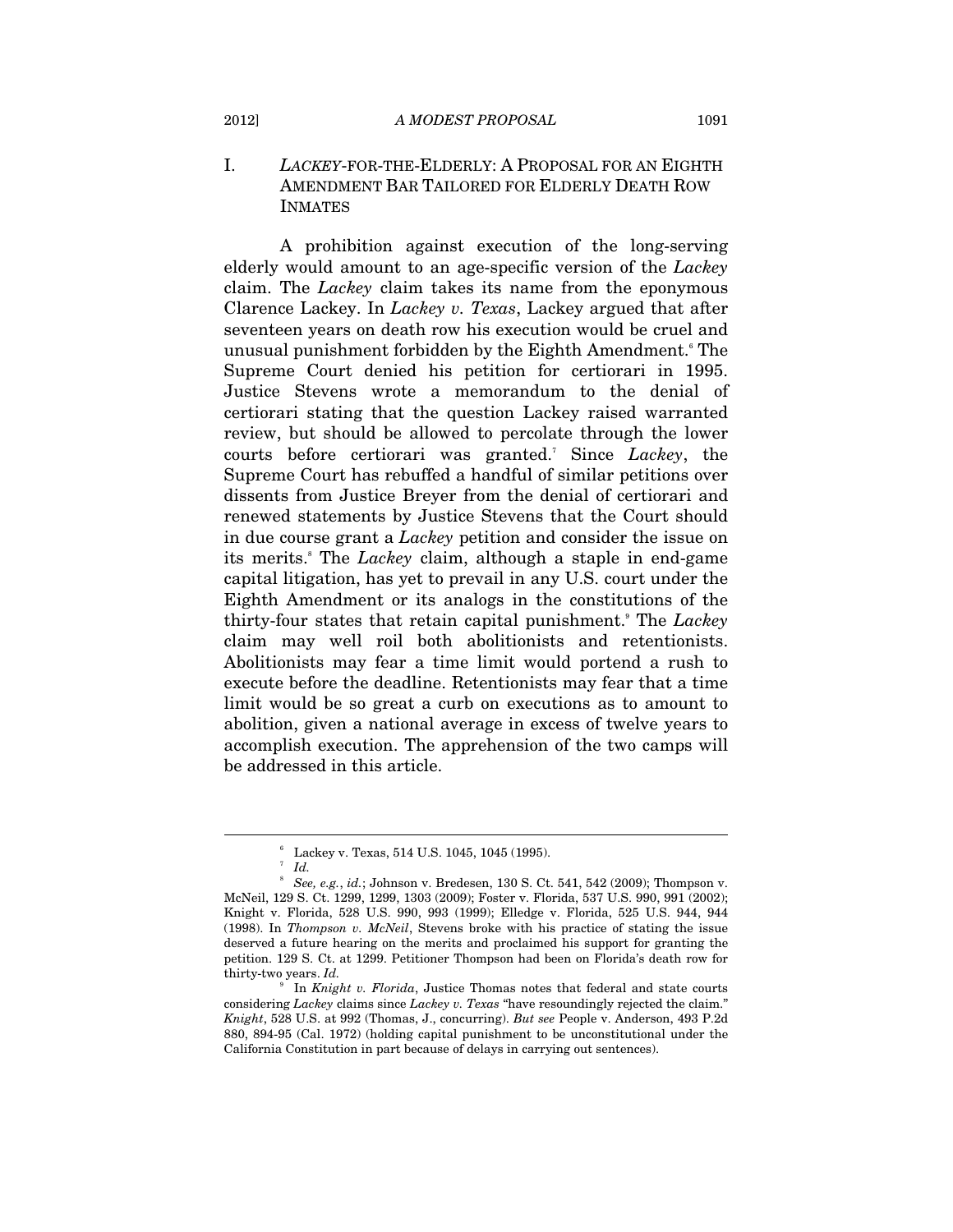## I. *LACKEY*-FOR-THE-ELDERLY: A PROPOSAL FOR AN EIGHTH AMENDMENT BAR TAILORED FOR ELDERLY DEATH ROW INMATES

A prohibition against execution of the long-serving elderly would amount to an age-specific version of the *Lackey* claim. The *Lackey* claim takes its name from the eponymous Clarence Lackey. In *Lackey v. Texas*, Lackey argued that after seventeen years on death row his execution would be cruel and unusual punishment forbidden by the Eighth Amendment.[6] The Supreme Court denied his petition for certiorari in 1995. Justice Stevens wrote a memorandum to the denial of certiorari stating that the question Lackey raised warranted review, but should be allowed to percolate through the lower courts before certiorari was granted.[7] Since *Lackey*, the Supreme Court has rebuffed a handful of similar petitions over dissents from Justice Breyer from the denial of certiorari and renewed statements by Justice Stevens that the Court should in due course grant a *Lackey* petition and consider the issue on its merits.[8] The *Lackey* claim, although a staple in end-game capital litigation, has yet to prevail in any U.S. court under the Eighth Amendment or its analogs in the constitutions of the thirty-four states that retain capital punishment.[9] The *Lackey* claim may well roil both abolitionists and retentionists. Abolitionists may fear a time limit would portend a rush to execute before the deadline. Retentionists may fear that a time limit would be so great a curb on executions as to amount to abolition, given a national average in excess of twelve years to accomplish execution. The apprehension of the two camps will be addressed in this article.

---

[6] Lackey v. Texas, 514 U.S. 1045, 1045 (1995).

[7] *Id.*

[8] *See, e.g.*, *id.*; Johnson v. Bredesen, 130 S. Ct. 541, 542 (2009); Thompson v. McNeil, 129 S. Ct. 1299, 1299, 1303 (2009); Foster v. Florida, 537 U.S. 990, 991 (2002); Knight v. Florida, 528 U.S. 990, 993 (1999); Elledge v. Florida, 525 U.S. 944, 944 (1998). In *Thompson v. McNeil*, Stevens broke with his practice of stating the issue deserved a future hearing on the merits and proclaimed his support for granting the petition. 129 S. Ct. at 1299. Petitioner Thompson had been on Florida's death row for thirty-two years. *Id.*

[9] In *Knight v. Florida*, Justice Thomas notes that federal and state courts considering *Lackey* claims since *Lackey v. Texas* "have resoundingly rejected the claim." *Knight*, 528 U.S. at 992 (Thomas, J., concurring). *But see* People v. Anderson, 493 P.2d 880, 894-95 (Cal. 1972) (holding capital punishment to be unconstitutional under the California Constitution in part because of delays in carrying out sentences).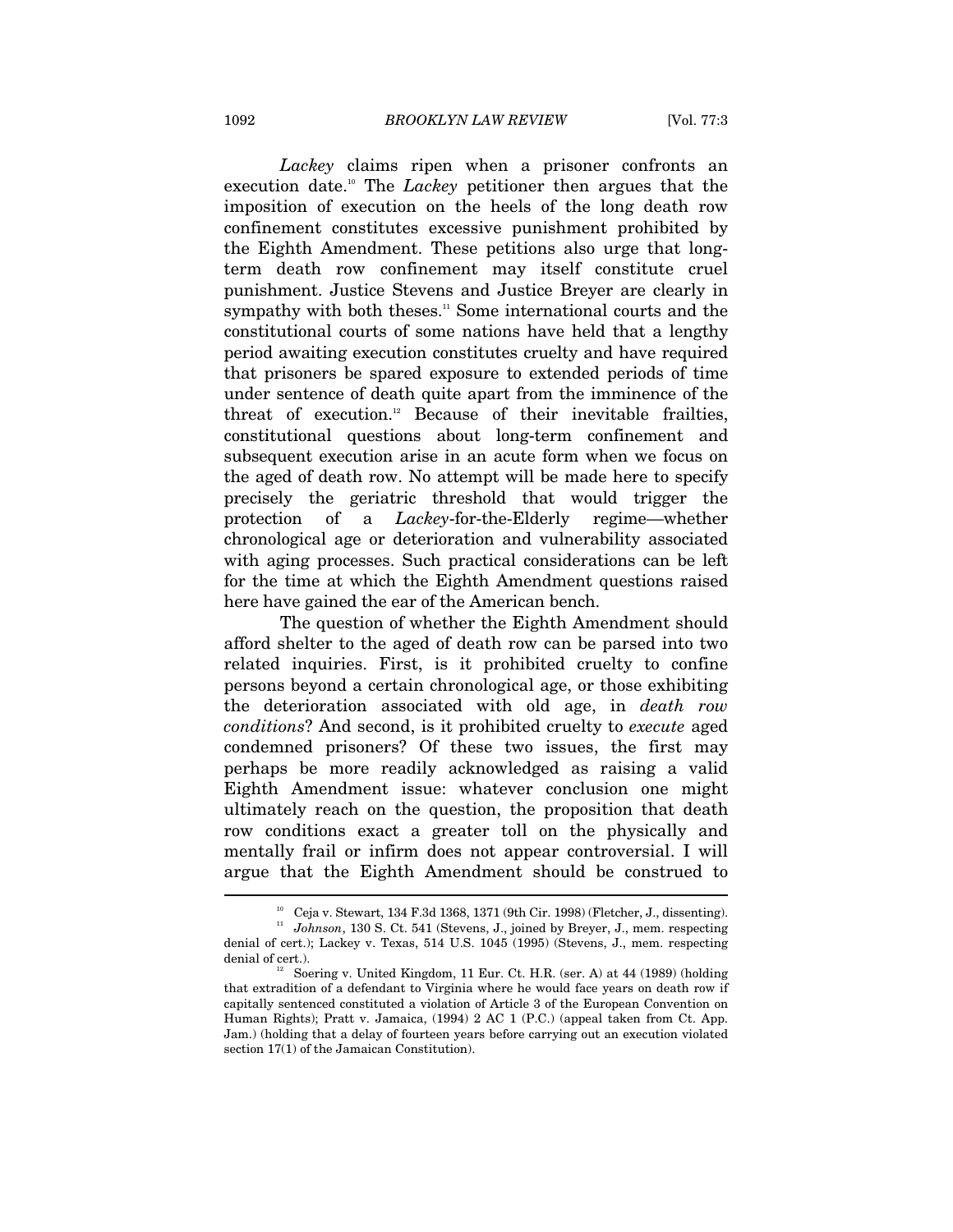*Lackey* claims ripen when a prisoner confronts an execution date.[10] The *Lackey* petitioner then argues that the imposition of execution on the heels of the long death row confinement constitutes excessive punishment prohibited by the Eighth Amendment. These petitions also urge that long-term death row confinement may itself constitute cruel punishment. Justice Stevens and Justice Breyer are clearly in sympathy with both theses.[11] Some international courts and the constitutional courts of some nations have held that a lengthy period awaiting execution constitutes cruelty and have required that prisoners be spared exposure to extended periods of time under sentence of death quite apart from the imminence of the threat of execution.[12] Because of their inevitable frailties, constitutional questions about long-term confinement and subsequent execution arise in an acute form when we focus on the aged of death row. No attempt will be made here to specify precisely the geriatric threshold that would trigger the protection of a *Lackey*-for-the-Elderly regime—whether chronological age or deterioration and vulnerability associated with aging processes. Such practical considerations can be left for the time at which the Eighth Amendment questions raised here have gained the ear of the American bench.

The question of whether the Eighth Amendment should afford shelter to the aged of death row can be parsed into two related inquiries. First, is it prohibited cruelty to confine persons beyond a certain chronological age, or those exhibiting the deterioration associated with old age, in *death row conditions*? And second, is it prohibited cruelty to *execute* aged condemned prisoners? Of these two issues, the first may perhaps be more readily acknowledged as raising a valid Eighth Amendment issue: whatever conclusion one might ultimately reach on the question, the proposition that death row conditions exact a greater toll on the physically and mentally frail or infirm does not appear controversial. I will argue that the Eighth Amendment should be construed to

---

[10] Ceja v. Stewart, 134 F.3d 1368, 1371 (9th Cir. 1998) (Fletcher, J., dissenting).

[11] *Johnson*, 130 S. Ct. 541 (Stevens, J., joined by Breyer, J., mem. respecting denial of cert.); Lackey v. Texas, 514 U.S. 1045 (1995) (Stevens, J., mem. respecting denial of cert.).

[12] Soering v. United Kingdom, 11 Eur. Ct. H.R. (ser. A) at 44 (1989) (holding that extradition of a defendant to Virginia where he would face years on death row if capitally sentenced constituted a violation of Article 3 of the European Convention on Human Rights); Pratt v. Jamaica, (1994) 2 AC 1 (P.C.) (appeal taken from Ct. App. Jam.) (holding that a delay of fourteen years before carrying out an execution violated section 17(1) of the Jamaican Constitution).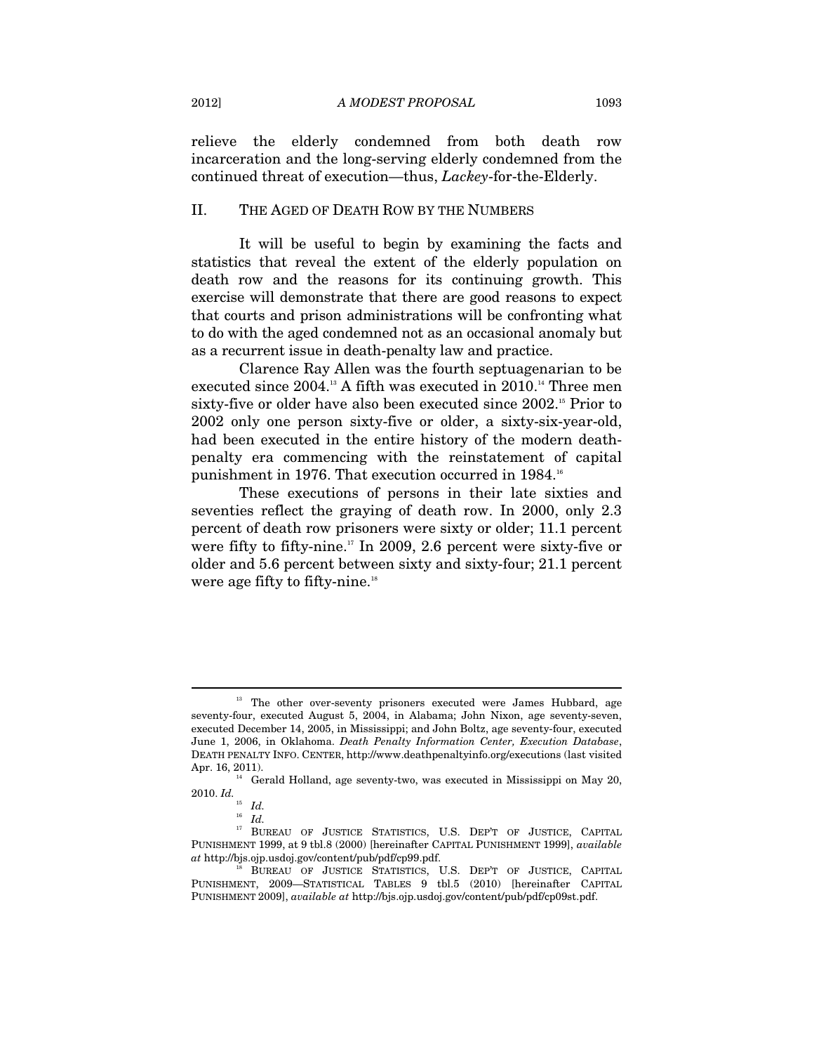relieve the elderly condemned from both death row incarceration and the long-serving elderly condemned from the continued threat of execution—thus, *Lackey*-for-the-Elderly.

## II. THE AGED OF DEATH ROW BY THE NUMBERS

It will be useful to begin by examining the facts and statistics that reveal the extent of the elderly population on death row and the reasons for its continuing growth. This exercise will demonstrate that there are good reasons to expect that courts and prison administrations will be confronting what to do with the aged condemned not as an occasional anomaly but as a recurrent issue in death-penalty law and practice.

Clarence Ray Allen was the fourth septuagenarian to be executed since 2004.[13] A fifth was executed in 2010.[14] Three men sixty-five or older have also been executed since 2002.[15] Prior to 2002 only one person sixty-five or older, a sixty-six-year-old, had been executed in the entire history of the modern death-penalty era commencing with the reinstatement of capital punishment in 1976. That execution occurred in 1984.[16]

These executions of persons in their late sixties and seventies reflect the graying of death row. In 2000, only 2.3 percent of death row prisoners were sixty or older; 11.1 percent were fifty to fifty-nine.[17] In 2009, 2.6 percent were sixty-five or older and 5.6 percent between sixty and sixty-four; 21.1 percent were age fifty to fifty-nine.[18]

---

[13] The other over-seventy prisoners executed were James Hubbard, age seventy-four, executed August 5, 2004, in Alabama; John Nixon, age seventy-seven, executed December 14, 2005, in Mississippi; and John Boltz, age seventy-four, executed June 1, 2006, in Oklahoma. *Death Penalty Information Center, Execution Database*, DEATH PENALTY INFO. CENTER, http://www.deathpenaltyinfo.org/executions (last visited Apr. 16, 2011).

[14] Gerald Holland, age seventy-two, was executed in Mississippi on May 20, 2010. *Id.*

[15] *Id.*

[16] *Id.*

[17] BUREAU OF JUSTICE STATISTICS, U.S. DEP'T OF JUSTICE, CAPITAL PUNISHMENT 1999, at 9 tbl.8 (2000) [hereinafter CAPITAL PUNISHMENT 1999], *available at* http://bjs.ojp.usdoj.gov/content/pub/pdf/cp99.pdf.

[18] BUREAU OF JUSTICE STATISTICS, U.S. DEP'T OF JUSTICE, CAPITAL PUNISHMENT, 2009—STATISTICAL TABLES 9 tbl.5 (2010) [hereinafter CAPITAL PUNISHMENT 2009], *available at* http://bjs.ojp.usdoj.gov/content/pub/pdf/cp09st.pdf.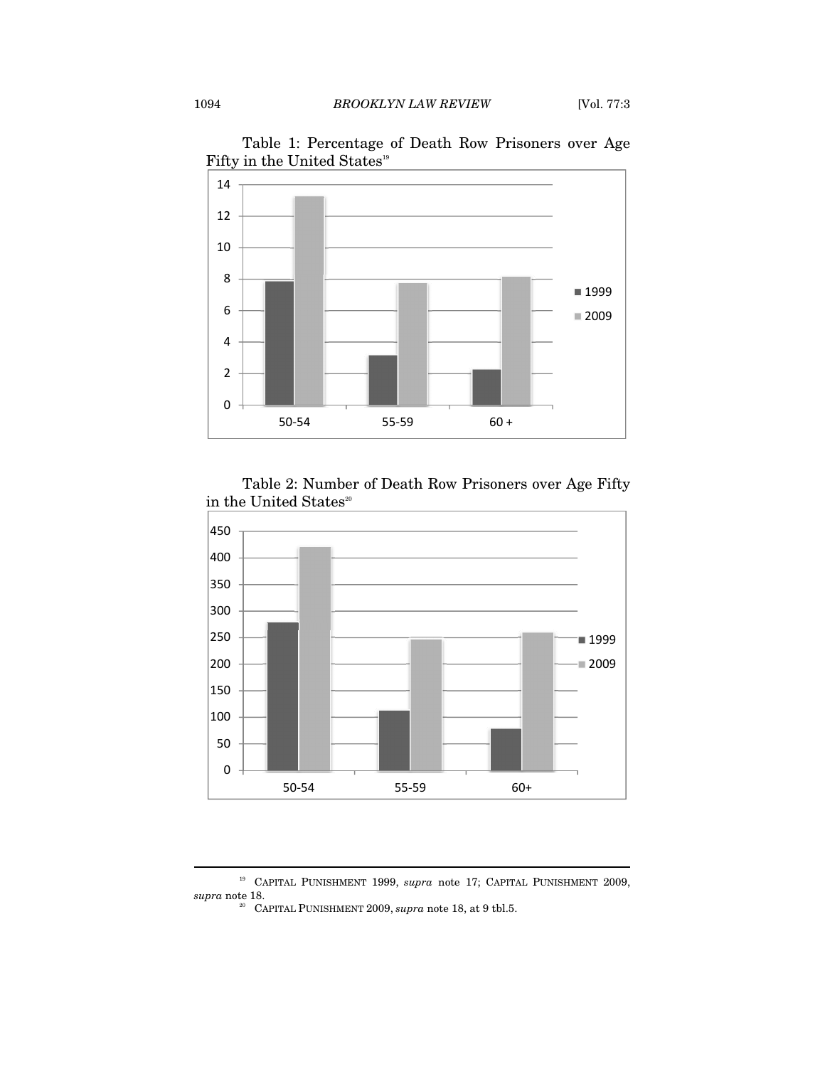Table 1: Percentage of Death Row Prisoners over Age Fifty in the United States[19]

Table 2: Number of Death Row Prisoners over Age Fifty in the United States[20]

---

[19] CAPITAL PUNISHMENT 1999, *supra* note 17; CAPITAL PUNISHMENT 2009, *supra* note 18.

[20] CAPITAL PUNISHMENT 2009, *supra* note 18, at 9 tbl.5.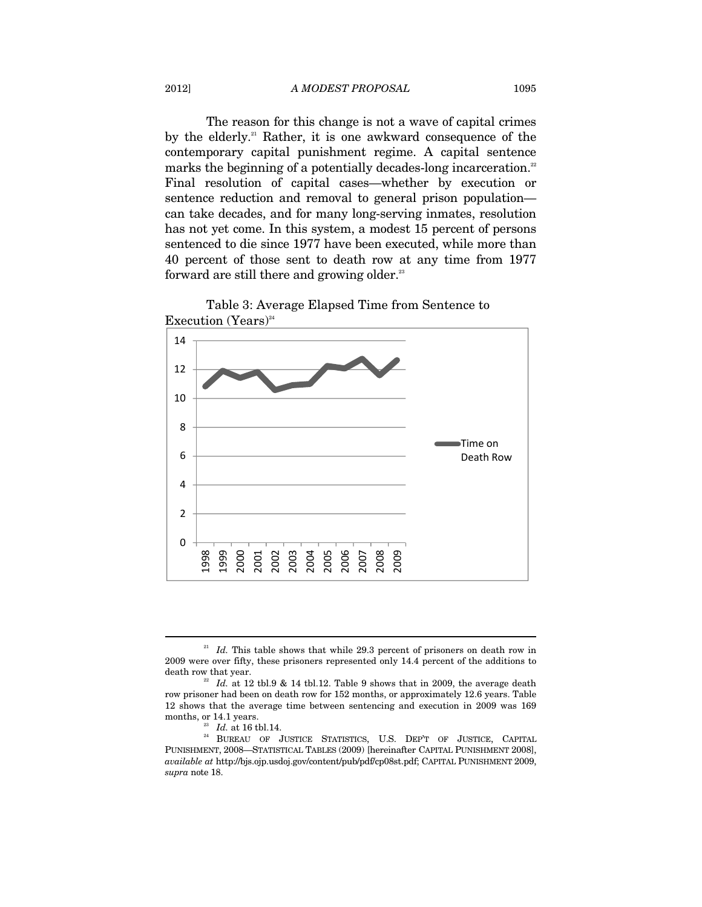The reason for this change is not a wave of capital crimes by the elderly.[21] Rather, it is one awkward consequence of the contemporary capital punishment regime. A capital sentence marks the beginning of a potentially decades-long incarceration.[22] Final resolution of capital cases—whether by execution or sentence reduction and removal to general prison population—can take decades, and for many long-serving inmates, resolution has not yet come. In this system, a modest 15 percent of persons sentenced to die since 1977 have been executed, while more than 40 percent of those sent to death row at any time from 1977 forward are still there and growing older.[23]

Table 3: Average Elapsed Time from Sentence to Execution (Years)[24]

---

[21] *Id.* This table shows that while 29.3 percent of prisoners on death row in 2009 were over fifty, these prisoners represented only 14.4 percent of the additions to death row that year.

[22] *Id.* at 12 tbl.9 & 14 tbl.12. Table 9 shows that in 2009, the average death row prisoner had been on death row for 152 months, or approximately 12.6 years. Table 12 shows that the average time between sentencing and execution in 2009 was 169 months, or 14.1 years.

[23] *Id.* at 16 tbl.14.

[24] BUREAU OF JUSTICE STATISTICS, U.S. DEP'T OF JUSTICE, CAPITAL PUNISHMENT, 2008—STATISTICAL TABLES (2009) [hereinafter CAPITAL PUNISHMENT 2008], *available at* http://bjs.ojp.usdoj.gov/content/pub/pdf/cp08st.pdf; CAPITAL PUNISHMENT 2009, *supra* note 18.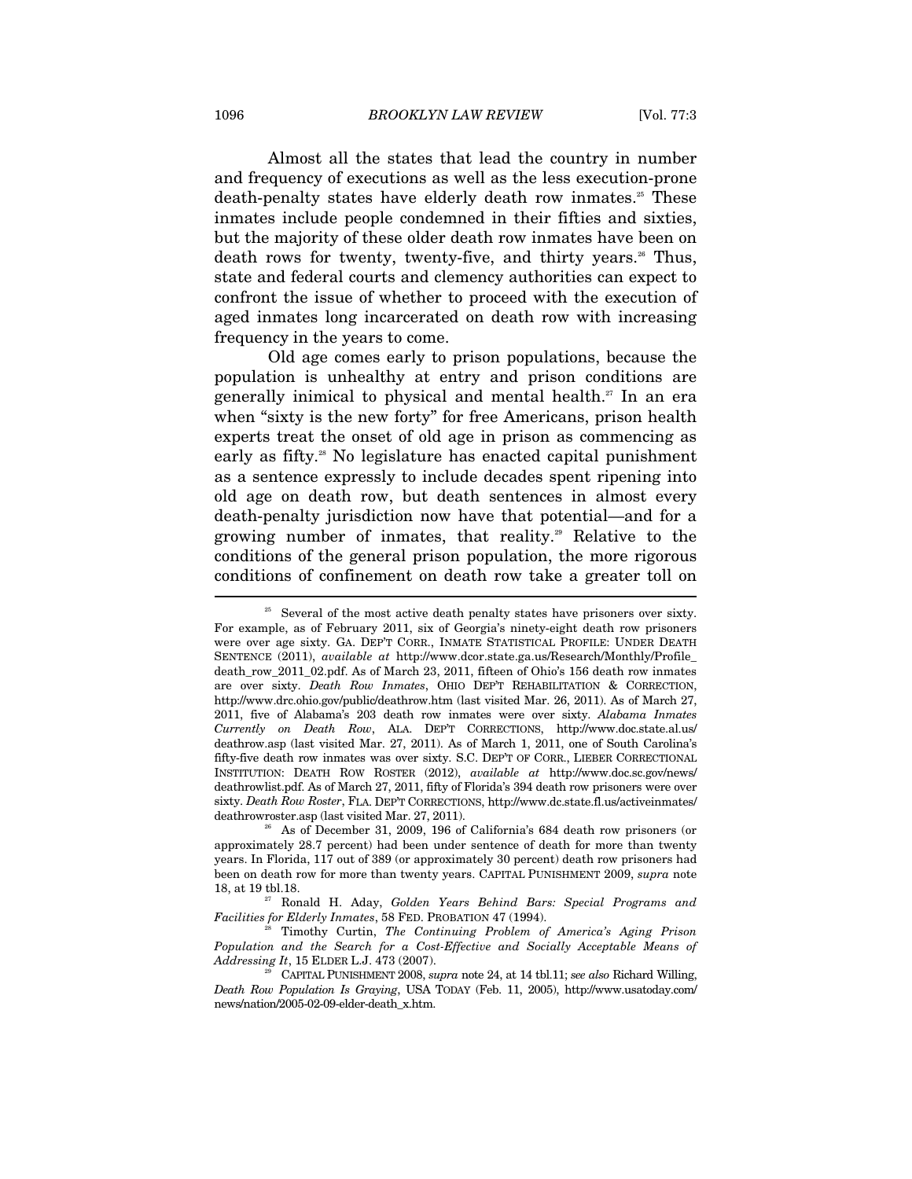Almost all the states that lead the country in number and frequency of executions as well as the less execution-prone death-penalty states have elderly death row inmates.[25] These inmates include people condemned in their fifties and sixties, but the majority of these older death row inmates have been on death rows for twenty, twenty-five, and thirty years.[26] Thus, state and federal courts and clemency authorities can expect to confront the issue of whether to proceed with the execution of aged inmates long incarcerated on death row with increasing frequency in the years to come.

Old age comes early to prison populations, because the population is unhealthy at entry and prison conditions are generally inimical to physical and mental health.[27] In an era when "sixty is the new forty" for free Americans, prison health experts treat the onset of old age in prison as commencing as early as fifty.[28] No legislature has enacted capital punishment as a sentence expressly to include decades spent ripening into old age on death row, but death sentences in almost every death-penalty jurisdiction now have that potential—and for a growing number of inmates, that reality.[29] Relative to the conditions of the general prison population, the more rigorous conditions of confinement on death row take a greater toll on

---

[25] Several of the most active death penalty states have prisoners over sixty. For example, as of February 2011, six of Georgia's ninety-eight death row prisoners were over age sixty. GA. DEP'T CORR., INMATE STATISTICAL PROFILE: UNDER DEATH SENTENCE (2011), *available at* http://www.dcor.state.ga.us/Research/Monthly/Profile_death_row_2011_02.pdf. As of March 23, 2011, fifteen of Ohio's 156 death row inmates are over sixty. *Death Row Inmates*, OHIO DEP'T REHABILITATION & CORRECTION, http://www.drc.ohio.gov/public/deathrow.htm (last visited Mar. 26, 2011). As of March 27, 2011, five of Alabama's 203 death row inmates were over sixty. *Alabama Inmates Currently on Death Row*, ALA. DEP'T CORRECTIONS, http://www.doc.state.al.us/deathrow.asp (last visited Mar. 27, 2011). As of March 1, 2011, one of South Carolina's fifty-five death row inmates was over sixty. S.C. DEP'T OF CORR., LIEBER CORRECTIONAL INSTITUTION: DEATH ROW ROSTER (2012), *available at* http://www.doc.sc.gov/news/deathrowlist.pdf. As of March 27, 2011, fifty of Florida's 394 death row prisoners were over sixty. *Death Row Roster*, FLA. DEP'T CORRECTIONS, http://www.dc.state.fl.us/activeinmates/deathrowroster.asp (last visited Mar. 27, 2011).

[26] As of December 31, 2009, 196 of California's 684 death row prisoners (or approximately 28.7 percent) had been under sentence of death for more than twenty years. In Florida, 117 out of 389 (or approximately 30 percent) death row prisoners had been on death row for more than twenty years. CAPITAL PUNISHMENT 2009, *supra* note 18, at 19 tbl.18.

[27] Ronald H. Aday, *Golden Years Behind Bars: Special Programs and Facilities for Elderly Inmates*, 58 FED. PROBATION 47 (1994).

[28] Timothy Curtin, *The Continuing Problem of America's Aging Prison Population and the Search for a Cost-Effective and Socially Acceptable Means of Addressing It*, 15 ELDER L.J. 473 (2007).

[29] CAPITAL PUNISHMENT 2008, *supra* note 24, at 14 tbl.11; *see also* Richard Willing, *Death Row Population Is Graying*, USA TODAY (Feb. 11, 2005), http://www.usatoday.com/news/nation/2005-02-09-elder-death_x.htm.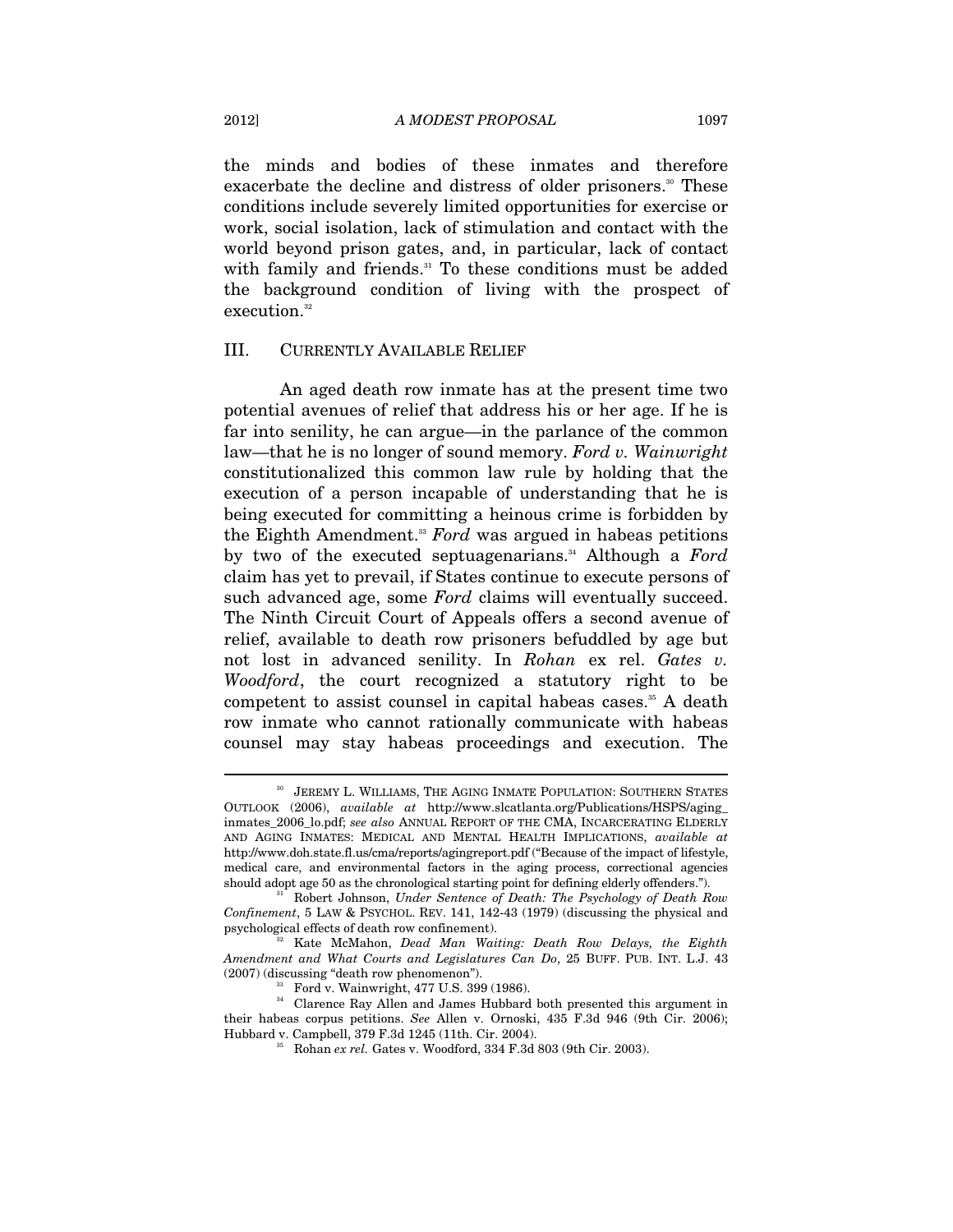the minds and bodies of these inmates and therefore exacerbate the decline and distress of older prisoners.[30] These conditions include severely limited opportunities for exercise or work, social isolation, lack of stimulation and contact with the world beyond prison gates, and, in particular, lack of contact with family and friends.[31] To these conditions must be added the background condition of living with the prospect of execution.[32]

## III. CURRENTLY AVAILABLE RELIEF

An aged death row inmate has at the present time two potential avenues of relief that address his or her age. If he is far into senility, he can argue—in the parlance of the common law—that he is no longer of sound memory. *Ford v. Wainwright* constitutionalized this common law rule by holding that the execution of a person incapable of understanding that he is being executed for committing a heinous crime is forbidden by the Eighth Amendment.[33] *Ford* was argued in habeas petitions by two of the executed septuagenarians.[34] Although a *Ford* claim has yet to prevail, if States continue to execute persons of such advanced age, some *Ford* claims will eventually succeed. The Ninth Circuit Court of Appeals offers a second avenue of relief, available to death row prisoners befuddled by age but not lost in advanced senility. In *Rohan* ex rel. *Gates v. Woodford*, the court recognized a statutory right to be competent to assist counsel in capital habeas cases.[35] A death row inmate who cannot rationally communicate with habeas counsel may stay habeas proceedings and execution. The

---

[30] JEREMY L. WILLIAMS, THE AGING INMATE POPULATION: SOUTHERN STATES OUTLOOK (2006), *available at* http://www.slcatlanta.org/Publications/HSPS/aging_inmates_2006_lo.pdf; *see also* ANNUAL REPORT OF THE CMA, INCARCERATING ELDERLY AND AGING INMATES: MEDICAL AND MENTAL HEALTH IMPLICATIONS, *available at* http://www.doh.state.fl.us/cma/reports/agingreport.pdf ("Because of the impact of lifestyle, medical care, and environmental factors in the aging process, correctional agencies should adopt age 50 as the chronological starting point for defining elderly offenders.").

[31] Robert Johnson, *Under Sentence of Death: The Psychology of Death Row Confinement*, 5 LAW & PSYCHOL. REV. 141, 142-43 (1979) (discussing the physical and psychological effects of death row confinement).

[32] Kate McMahon, *Dead Man Waiting: Death Row Delays, the Eighth Amendment and What Courts and Legislatures Can Do*, 25 BUFF. PUB. INT. L.J. 43 (2007) (discussing "death row phenomenon").

[33] Ford v. Wainwright, 477 U.S. 399 (1986).

[34] Clarence Ray Allen and James Hubbard both presented this argument in their habeas corpus petitions. *See* Allen v. Ornoski, 435 F.3d 946 (9th Cir. 2006); Hubbard v. Campbell, 379 F.3d 1245 (11th. Cir. 2004).

[35] Rohan *ex rel.* Gates v. Woodford, 334 F.3d 803 (9th Cir. 2003).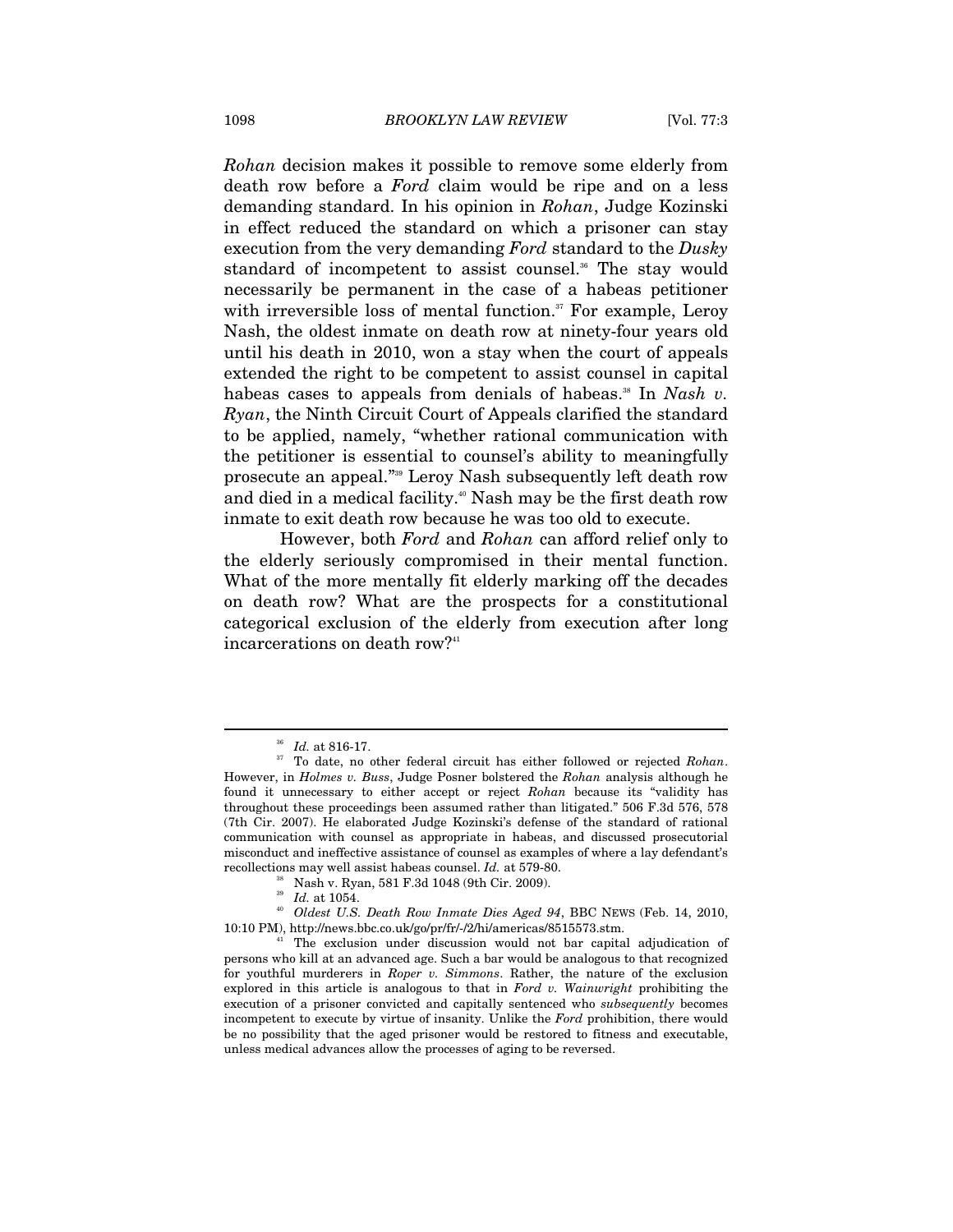*Rohan* decision makes it possible to remove some elderly from death row before a *Ford* claim would be ripe and on a less demanding standard. In his opinion in *Rohan*, Judge Kozinski in effect reduced the standard on which a prisoner can stay execution from the very demanding *Ford* standard to the *Dusky* standard of incompetent to assist counsel.[36] The stay would necessarily be permanent in the case of a habeas petitioner with irreversible loss of mental function.[37] For example, Leroy Nash, the oldest inmate on death row at ninety-four years old until his death in 2010, won a stay when the court of appeals extended the right to be competent to assist counsel in capital habeas cases to appeals from denials of habeas.[38] In *Nash v. Ryan*, the Ninth Circuit Court of Appeals clarified the standard to be applied, namely, "whether rational communication with the petitioner is essential to counsel's ability to meaningfully prosecute an appeal."[39] Leroy Nash subsequently left death row and died in a medical facility.[40] Nash may be the first death row inmate to exit death row because he was too old to execute.

However, both *Ford* and *Rohan* can afford relief only to the elderly seriously compromised in their mental function. What of the more mentally fit elderly marking off the decades on death row? What are the prospects for a constitutional categorical exclusion of the elderly from execution after long incarcerations on death row?[41]

---

[36] *Id.* at 816-17.

[37] To date, no other federal circuit has either followed or rejected *Rohan*. However, in *Holmes v. Buss*, Judge Posner bolstered the *Rohan* analysis although he found it unnecessary to either accept or reject *Rohan* because its "validity has throughout these proceedings been assumed rather than litigated." 506 F.3d 576, 578 (7th Cir. 2007). He elaborated Judge Kozinski's defense of the standard of rational communication with counsel as appropriate in habeas, and discussed prosecutorial misconduct and ineffective assistance of counsel as examples of where a lay defendant's recollections may well assist habeas counsel. *Id.* at 579-80.

[38] Nash v. Ryan, 581 F.3d 1048 (9th Cir. 2009).

[39] *Id.* at 1054.

[40] *Oldest U.S. Death Row Inmate Dies Aged 94*, BBC NEWS (Feb. 14, 2010, 10:10 PM), http://news.bbc.co.uk/go/pr/fr/-/2/hi/americas/8515573.stm.

[41] The exclusion under discussion would not bar capital adjudication of persons who kill at an advanced age. Such a bar would be analogous to that recognized for youthful murderers in *Roper v. Simmons*. Rather, the nature of the exclusion explored in this article is analogous to that in *Ford v. Wainwright* prohibiting the execution of a prisoner convicted and capitally sentenced who *subsequently* becomes incompetent to execute by virtue of insanity. Unlike the *Ford* prohibition, there would be no possibility that the aged prisoner would be restored to fitness and executable, unless medical advances allow the processes of aging to be reversed.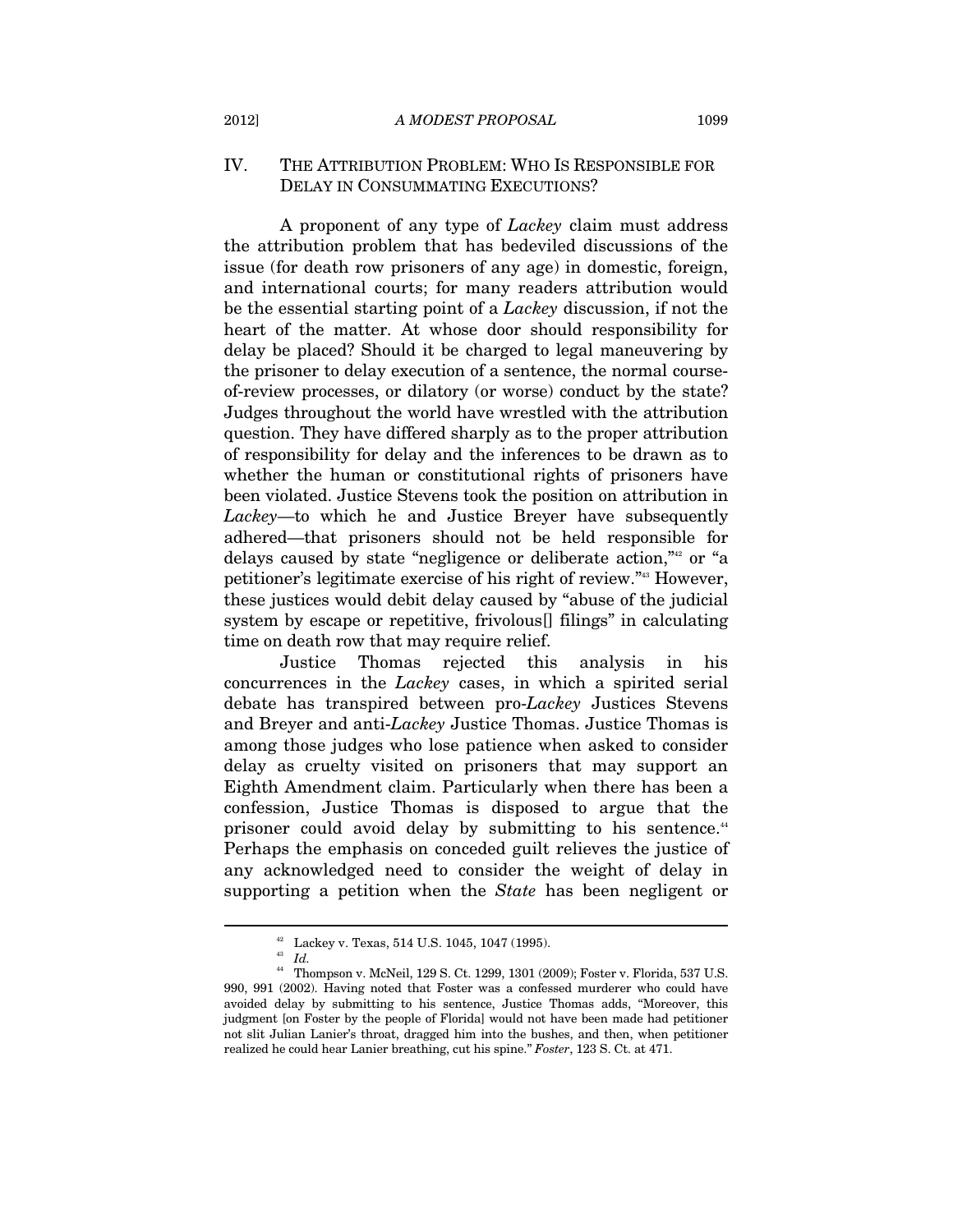## IV. THE ATTRIBUTION PROBLEM: WHO IS RESPONSIBLE FOR DELAY IN CONSUMMATING EXECUTIONS?

A proponent of any type of *Lackey* claim must address the attribution problem that has bedeviled discussions of the issue (for death row prisoners of any age) in domestic, foreign, and international courts; for many readers attribution would be the essential starting point of a *Lackey* discussion, if not the heart of the matter. At whose door should responsibility for delay be placed? Should it be charged to legal maneuvering by the prisoner to delay execution of a sentence, the normal course-of-review processes, or dilatory (or worse) conduct by the state? Judges throughout the world have wrestled with the attribution question. They have differed sharply as to the proper attribution of responsibility for delay and the inferences to be drawn as to whether the human or constitutional rights of prisoners have been violated. Justice Stevens took the position on attribution in *Lackey*—to which he and Justice Breyer have subsequently adhered—that prisoners should not be held responsible for delays caused by state "negligence or deliberate action,"[42] or "a petitioner's legitimate exercise of his right of review."[43] However, these justices would debit delay caused by "abuse of the judicial system by escape or repetitive, frivolous[] filings" in calculating time on death row that may require relief.

Justice Thomas rejected this analysis in his concurrences in the *Lackey* cases, in which a spirited serial debate has transpired between pro-*Lackey* Justices Stevens and Breyer and anti-*Lackey* Justice Thomas. Justice Thomas is among those judges who lose patience when asked to consider delay as cruelty visited on prisoners that may support an Eighth Amendment claim. Particularly when there has been a confession, Justice Thomas is disposed to argue that the prisoner could avoid delay by submitting to his sentence.[44] Perhaps the emphasis on conceded guilt relieves the justice of any acknowledged need to consider the weight of delay in supporting a petition when the *State* has been negligent or

---

[42] Lackey v. Texas, 514 U.S. 1045, 1047 (1995).

[43] *Id.*

[44] Thompson v. McNeil, 129 S. Ct. 1299, 1301 (2009); Foster v. Florida, 537 U.S. 990, 991 (2002). Having noted that Foster was a confessed murderer who could have avoided delay by submitting to his sentence, Justice Thomas adds, "Moreover, this judgment [on Foster by the people of Florida] would not have been made had petitioner not slit Julian Lanier's throat, dragged him into the bushes, and then, when petitioner realized he could hear Lanier breathing, cut his spine." *Foster*, 123 S. Ct. at 471.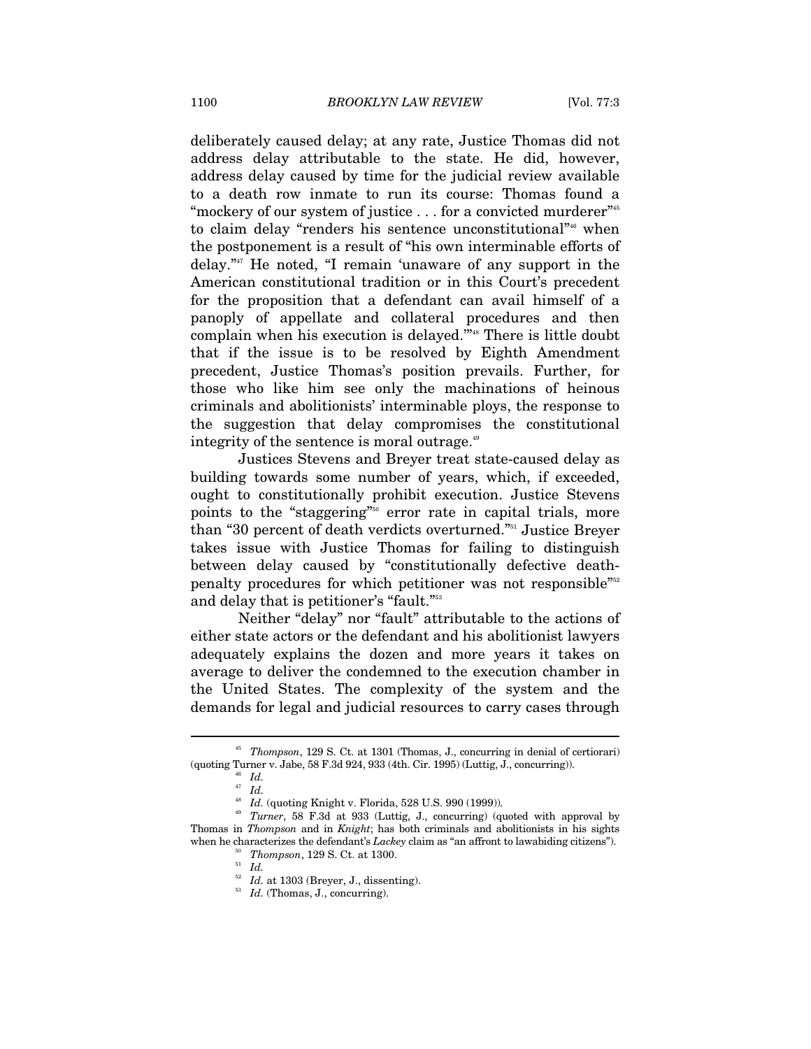deliberately caused delay; at any rate, Justice Thomas did not address delay attributable to the state. He did, however, address delay caused by time for the judicial review available to a death row inmate to run its course: Thomas found a "mockery of our system of justice . . . for a convicted murderer"[45] to claim delay "renders his sentence unconstitutional"[46] when the postponement is a result of "his own interminable efforts of delay."[47] He noted, "I remain 'unaware of any support in the American constitutional tradition or in this Court's precedent for the proposition that a defendant can avail himself of a panoply of appellate and collateral procedures and then complain when his execution is delayed.'"[48] There is little doubt that if the issue is to be resolved by Eighth Amendment precedent, Justice Thomas's position prevails. Further, for those who like him see only the machinations of heinous criminals and abolitionists' interminable ploys, the response to the suggestion that delay compromises the constitutional integrity of the sentence is moral outrage.[49]

Justices Stevens and Breyer treat state-caused delay as building towards some number of years, which, if exceeded, ought to constitutionally prohibit execution. Justice Stevens points to the "staggering"[50] error rate in capital trials, more than "30 percent of death verdicts overturned."[51] Justice Breyer takes issue with Justice Thomas for failing to distinguish between delay caused by "constitutionally defective death-penalty procedures for which petitioner was not responsible"[52] and delay that is petitioner's "fault."[53]

Neither "delay" nor "fault" attributable to the actions of either state actors or the defendant and his abolitionist lawyers adequately explains the dozen and more years it takes on average to deliver the condemned to the execution chamber in the United States. The complexity of the system and the demands for legal and judicial resources to carry cases through

---

[45] *Thompson*, 129 S. Ct. at 1301 (Thomas, J., concurring in denial of certiorari) (quoting Turner v. Jabe, 58 F.3d 924, 933 (4th. Cir. 1995) (Luttig, J., concurring)).

[46] *Id.*

[47] *Id.*

[48] *Id.* (quoting Knight v. Florida, 528 U.S. 990 (1999)).

[49] *Turner*, 58 F.3d at 933 (Luttig, J., concurring) (quoted with approval by Thomas in *Thompson* and in *Knight*; has both criminals and abolitionists in his sights when he characterizes the defendant's *Lackey* claim as "an affront to lawabiding citizens").

[50] *Thompson*, 129 S. Ct. at 1300.

[51] *Id.*

[52] *Id.* at 1303 (Breyer, J., dissenting).

[53] *Id.* (Thomas, J., concurring).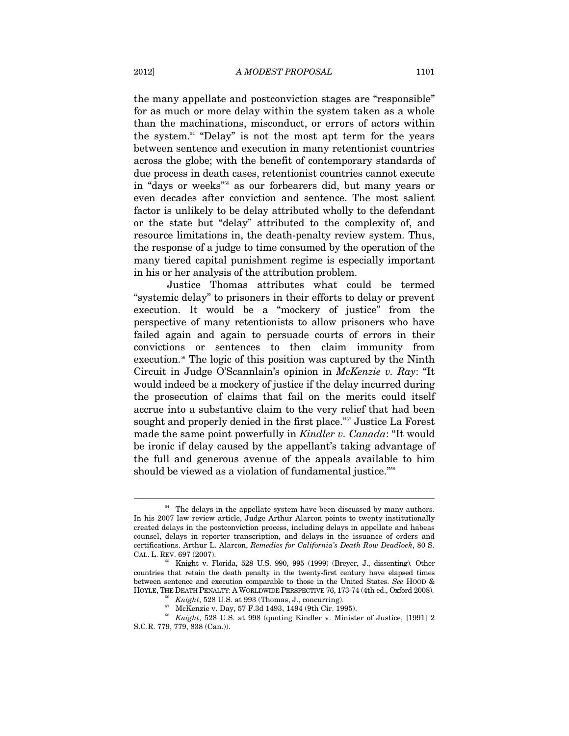the many appellate and postconviction stages are "responsible" for as much or more delay within the system taken as a whole than the machinations, misconduct, or errors of actors within the system.[54] "Delay" is not the most apt term for the years between sentence and execution in many retentionist countries across the globe; with the benefit of contemporary standards of due process in death cases, retentionist countries cannot execute in "days or weeks"[55] as our forbearers did, but many years or even decades after conviction and sentence. The most salient factor is unlikely to be delay attributed wholly to the defendant or the state but "delay" attributed to the complexity of, and resource limitations in, the death-penalty review system. Thus, the response of a judge to time consumed by the operation of the many tiered capital punishment regime is especially important in his or her analysis of the attribution problem.

Justice Thomas attributes what could be termed "systemic delay" to prisoners in their efforts to delay or prevent execution. It would be a "mockery of justice" from the perspective of many retentionists to allow prisoners who have failed again and again to persuade courts of errors in their convictions or sentences to then claim immunity from execution.[56] The logic of this position was captured by the Ninth Circuit in Judge O'Scannlain's opinion in *McKenzie v. Ray*: "It would indeed be a mockery of justice if the delay incurred during the prosecution of claims that fail on the merits could itself accrue into a substantive claim to the very relief that had been sought and properly denied in the first place."[57] Justice La Forest made the same point powerfully in *Kindler v. Canada*: "It would be ironic if delay caused by the appellant's taking advantage of the full and generous avenue of the appeals available to him should be viewed as a violation of fundamental justice."[58]

---

[54] The delays in the appellate system have been discussed by many authors. In his 2007 law review article, Judge Arthur Alarcon points to twenty institutionally created delays in the postconviction process, including delays in appellate and habeas counsel, delays in reporter transcription, and delays in the issuance of orders and certifications. Arthur L. Alarcon, *Remedies for California's Death Row Deadlock*, 80 S. CAL. L. REV. 697 (2007).

[55] Knight v. Florida, 528 U.S. 990, 995 (1999) (Breyer, J., dissenting). Other countries that retain the death penalty in the twenty-first century have elapsed times between sentence and execution comparable to those in the United States. *See* HOOD & HOYLE, THE DEATH PENALTY: A WORLDWIDE PERSPECTIVE 76, 173-74 (4th ed., Oxford 2008).

[56] *Knight*, 528 U.S. at 993 (Thomas, J., concurring).

[57] McKenzie v. Day, 57 F.3d 1493, 1494 (9th Cir. 1995).

[58] *Knight*, 528 U.S. at 998 (quoting Kindler v. Minister of Justice, [1991] 2 S.C.R. 779, 779, 838 (Can.)).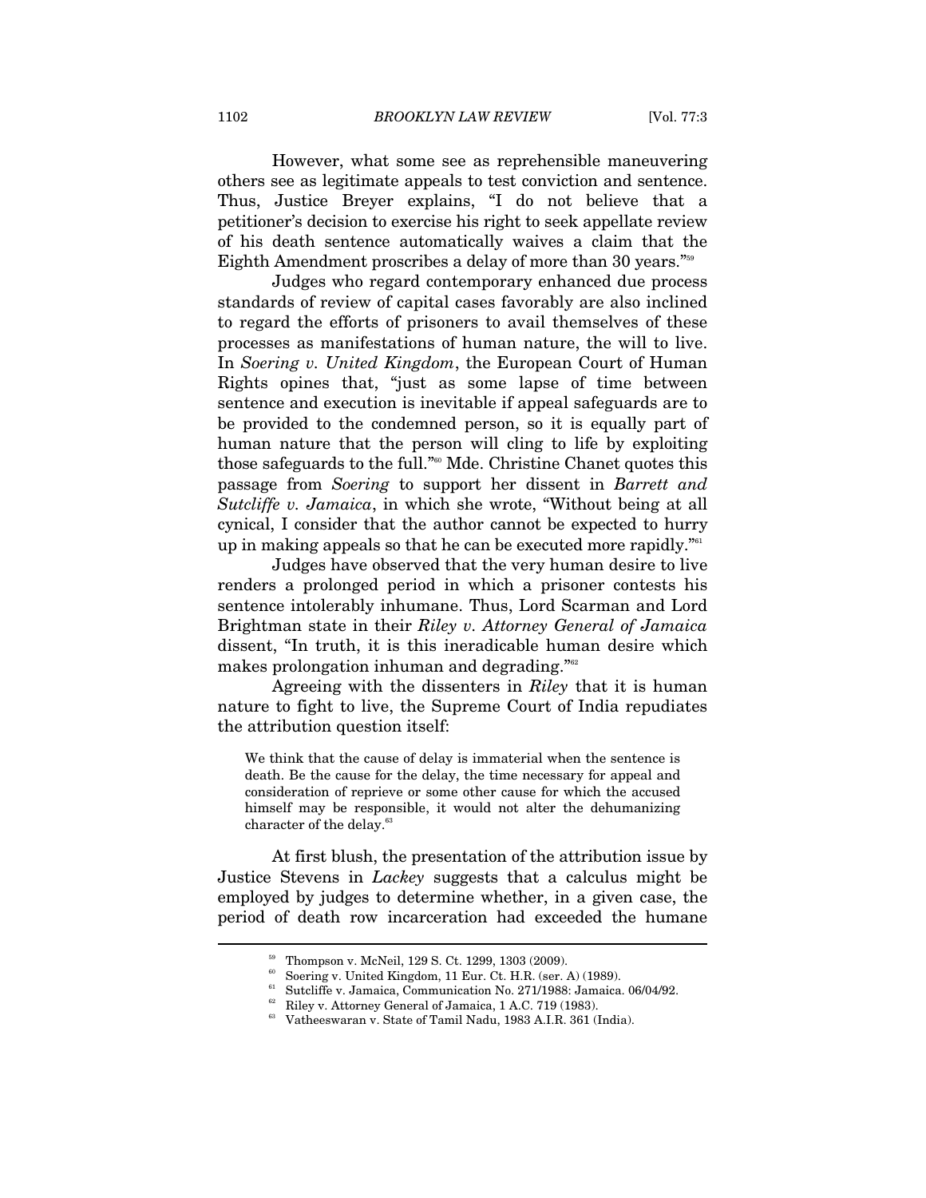However, what some see as reprehensible maneuvering others see as legitimate appeals to test conviction and sentence. Thus, Justice Breyer explains, "I do not believe that a petitioner's decision to exercise his right to seek appellate review of his death sentence automatically waives a claim that the Eighth Amendment proscribes a delay of more than 30 years."[59]

Judges who regard contemporary enhanced due process standards of review of capital cases favorably are also inclined to regard the efforts of prisoners to avail themselves of these processes as manifestations of human nature, the will to live. In *Soering v. United Kingdom*, the European Court of Human Rights opines that, "just as some lapse of time between sentence and execution is inevitable if appeal safeguards are to be provided to the condemned person, so it is equally part of human nature that the person will cling to life by exploiting those safeguards to the full."[60] Mde. Christine Chanet quotes this passage from *Soering* to support her dissent in *Barrett and Sutcliffe v. Jamaica*, in which she wrote, "Without being at all cynical, I consider that the author cannot be expected to hurry up in making appeals so that he can be executed more rapidly."[61]

Judges have observed that the very human desire to live renders a prolonged period in which a prisoner contests his sentence intolerably inhumane. Thus, Lord Scarman and Lord Brightman state in their *Riley v. Attorney General of Jamaica* dissent, "In truth, it is this ineradicable human desire which makes prolongation inhuman and degrading."[62]

Agreeing with the dissenters in *Riley* that it is human nature to fight to live, the Supreme Court of India repudiates the attribution question itself:

> We think that the cause of delay is immaterial when the sentence is death. Be the cause for the delay, the time necessary for appeal and consideration of reprieve or some other cause for which the accused himself may be responsible, it would not alter the dehumanizing character of the delay.[63]

At first blush, the presentation of the attribution issue by Justice Stevens in *Lackey* suggests that a calculus might be employed by judges to determine whether, in a given case, the period of death row incarceration had exceeded the humane

---

[59] Thompson v. McNeil, 129 S. Ct. 1299, 1303 (2009).

[60] Soering v. United Kingdom, 11 Eur. Ct. H.R. (ser. A) (1989).

[61] Sutcliffe v. Jamaica, Communication No. 271/1988: Jamaica. 06/04/92.

[62] Riley v. Attorney General of Jamaica, 1 A.C. 719 (1983).

[63] Vatheeswaran v. State of Tamil Nadu, 1983 A.I.R. 361 (India).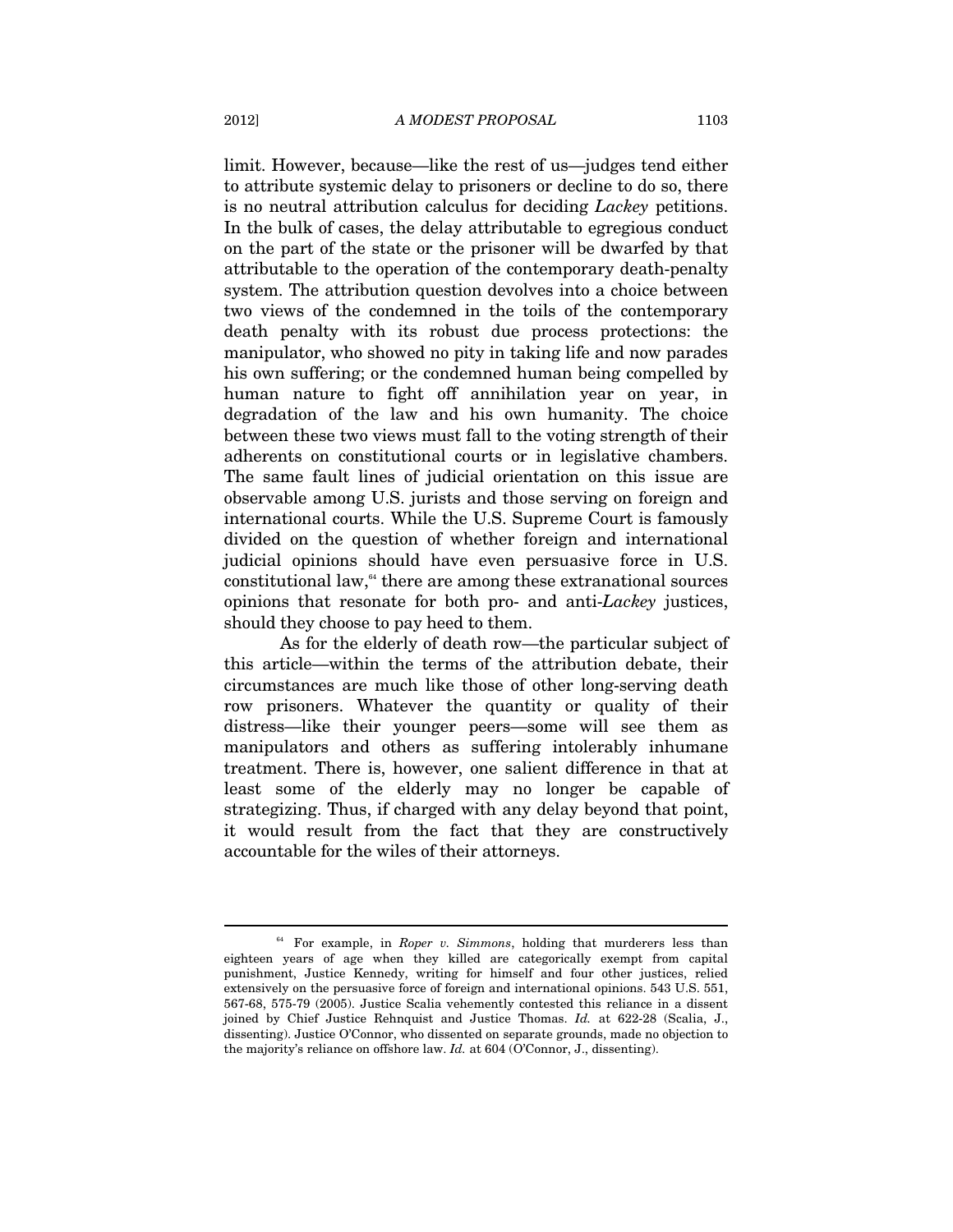limit. However, because—like the rest of us—judges tend either to attribute systemic delay to prisoners or decline to do so, there is no neutral attribution calculus for deciding *Lackey* petitions. In the bulk of cases, the delay attributable to egregious conduct on the part of the state or the prisoner will be dwarfed by that attributable to the operation of the contemporary death-penalty system. The attribution question devolves into a choice between two views of the condemned in the toils of the contemporary death penalty with its robust due process protections: the manipulator, who showed no pity in taking life and now parades his own suffering; or the condemned human being compelled by human nature to fight off annihilation year on year, in degradation of the law and his own humanity. The choice between these two views must fall to the voting strength of their adherents on constitutional courts or in legislative chambers. The same fault lines of judicial orientation on this issue are observable among U.S. jurists and those serving on foreign and international courts. While the U.S. Supreme Court is famously divided on the question of whether foreign and international judicial opinions should have even persuasive force in U.S. constitutional law,[64] there are among these extranational sources opinions that resonate for both pro- and anti-*Lackey* justices, should they choose to pay heed to them.

As for the elderly of death row—the particular subject of this article—within the terms of the attribution debate, their circumstances are much like those of other long-serving death row prisoners. Whatever the quantity or quality of their distress—like their younger peers—some will see them as manipulators and others as suffering intolerably inhumane treatment. There is, however, one salient difference in that at least some of the elderly may no longer be capable of strategizing. Thus, if charged with any delay beyond that point, it would result from the fact that they are constructively accountable for the wiles of their attorneys.

---

[64] For example, in *Roper v. Simmons*, holding that murderers less than eighteen years of age when they killed are categorically exempt from capital punishment, Justice Kennedy, writing for himself and four other justices, relied extensively on the persuasive force of foreign and international opinions. 543 U.S. 551, 567-68, 575-79 (2005). Justice Scalia vehemently contested this reliance in a dissent joined by Chief Justice Rehnquist and Justice Thomas. *Id.* at 622-28 (Scalia, J., dissenting). Justice O'Connor, who dissented on separate grounds, made no objection to the majority's reliance on offshore law. *Id.* at 604 (O'Connor, J., dissenting).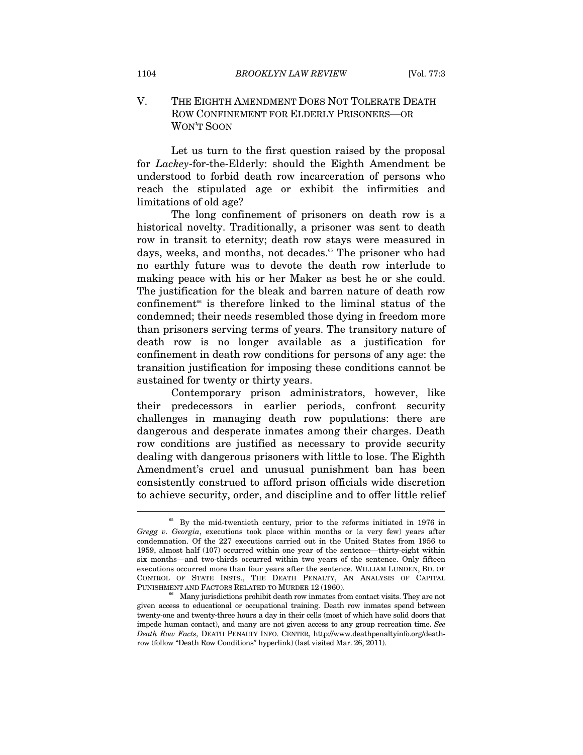## V. THE EIGHTH AMENDMENT DOES NOT TOLERATE DEATH ROW CONFINEMENT FOR ELDERLY PRISONERS—OR WON'T SOON

Let us turn to the first question raised by the proposal for *Lackey*-for-the-Elderly: should the Eighth Amendment be understood to forbid death row incarceration of persons who reach the stipulated age or exhibit the infirmities and limitations of old age?

The long confinement of prisoners on death row is a historical novelty. Traditionally, a prisoner was sent to death row in transit to eternity; death row stays were measured in days, weeks, and months, not decades.[65] The prisoner who had no earthly future was to devote the death row interlude to making peace with his or her Maker as best he or she could. The justification for the bleak and barren nature of death row confinement[66] is therefore linked to the liminal status of the condemned; their needs resembled those dying in freedom more than prisoners serving terms of years. The transitory nature of death row is no longer available as a justification for confinement in death row conditions for persons of any age: the transition justification for imposing these conditions cannot be sustained for twenty or thirty years.

Contemporary prison administrators, however, like their predecessors in earlier periods, confront security challenges in managing death row populations: there are dangerous and desperate inmates among their charges. Death row conditions are justified as necessary to provide security dealing with dangerous prisoners with little to lose. The Eighth Amendment's cruel and unusual punishment ban has been consistently construed to afford prison officials wide discretion to achieve security, order, and discipline and to offer little relief

---

[65] By the mid-twentieth century, prior to the reforms initiated in 1976 in *Gregg v. Georgia*, executions took place within months or (a very few) years after condemnation. Of the 227 executions carried out in the United States from 1956 to 1959, almost half (107) occurred within one year of the sentence—thirty-eight within six months—and two-thirds occurred within two years of the sentence. Only fifteen executions occurred more than four years after the sentence. WILLIAM LUNDEN, BD. OF CONTROL OF STATE INSTS., THE DEATH PENALTY, AN ANALYSIS OF CAPITAL PUNISHMENT AND FACTORS RELATED TO MURDER 12 (1960).

[66] Many jurisdictions prohibit death row inmates from contact visits. They are not given access to educational or occupational training. Death row inmates spend between twenty-one and twenty-three hours a day in their cells (most of which have solid doors that impede human contact), and many are not given access to any group recreation time. *See Death Row Facts*, DEATH PENALTY INFO. CENTER, http://www.deathpenaltyinfo.org/death-row (follow "Death Row Conditions" hyperlink) (last visited Mar. 26, 2011).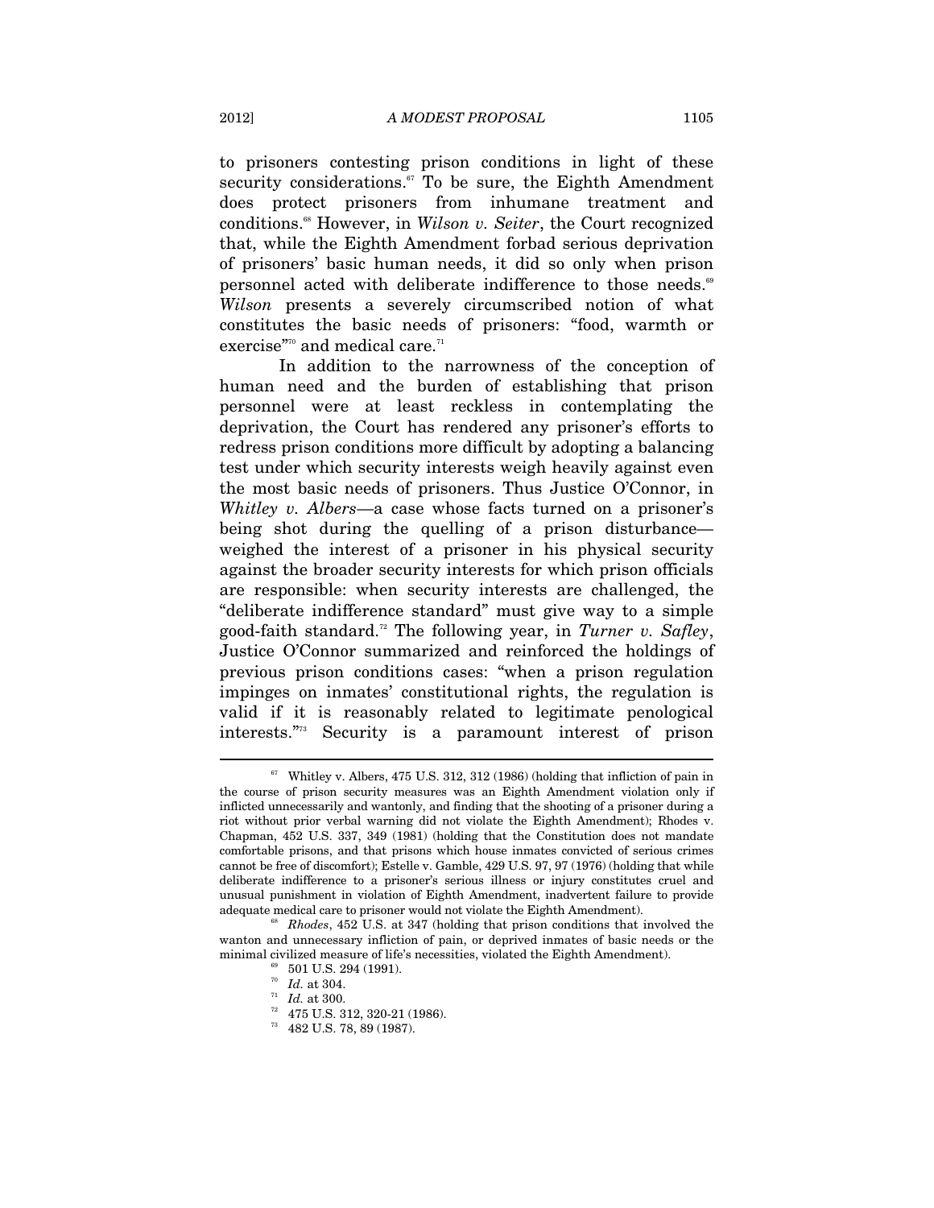to prisoners contesting prison conditions in light of these security considerations.[67] To be sure, the Eighth Amendment does protect prisoners from inhumane treatment and conditions.[68] However, in *Wilson v. Seiter*, the Court recognized that, while the Eighth Amendment forbad serious deprivation of prisoners' basic human needs, it did so only when prison personnel acted with deliberate indifference to those needs.[69] *Wilson* presents a severely circumscribed notion of what constitutes the basic needs of prisoners: "food, warmth or exercise"[70] and medical care.[71]

In addition to the narrowness of the conception of human need and the burden of establishing that prison personnel were at least reckless in contemplating the deprivation, the Court has rendered any prisoner's efforts to redress prison conditions more difficult by adopting a balancing test under which security interests weigh heavily against even the most basic needs of prisoners. Thus Justice O'Connor, in *Whitley v. Albers*—a case whose facts turned on a prisoner's being shot during the quelling of a prison disturbance—weighed the interest of a prisoner in his physical security against the broader security interests for which prison officials are responsible: when security interests are challenged, the "deliberate indifference standard" must give way to a simple good-faith standard.[72] The following year, in *Turner v. Safley*, Justice O'Connor summarized and reinforced the holdings of previous prison conditions cases: "when a prison regulation impinges on inmates' constitutional rights, the regulation is valid if it is reasonably related to legitimate penological interests."[73] Security is a paramount interest of prison

---

[67] Whitley v. Albers, 475 U.S. 312, 312 (1986) (holding that infliction of pain in the course of prison security measures was an Eighth Amendment violation only if inflicted unnecessarily and wantonly, and finding that the shooting of a prisoner during a riot without prior verbal warning did not violate the Eighth Amendment); Rhodes v. Chapman, 452 U.S. 337, 349 (1981) (holding that the Constitution does not mandate comfortable prisons, and that prisons which house inmates convicted of serious crimes cannot be free of discomfort); Estelle v. Gamble, 429 U.S. 97, 97 (1976) (holding that while deliberate indifference to a prisoner's serious illness or injury constitutes cruel and unusual punishment in violation of Eighth Amendment, inadvertent failure to provide adequate medical care to prisoner would not violate the Eighth Amendment).

[68] *Rhodes*, 452 U.S. at 347 (holding that prison conditions that involved the wanton and unnecessary infliction of pain, or deprived inmates of basic needs or the minimal civilized measure of life's necessities, violated the Eighth Amendment).

[69] 501 U.S. 294 (1991).

[70] *Id.* at 304.

[71] *Id.* at 300.

[72] 475 U.S. 312, 320-21 (1986).

[73] 482 U.S. 78, 89 (1987).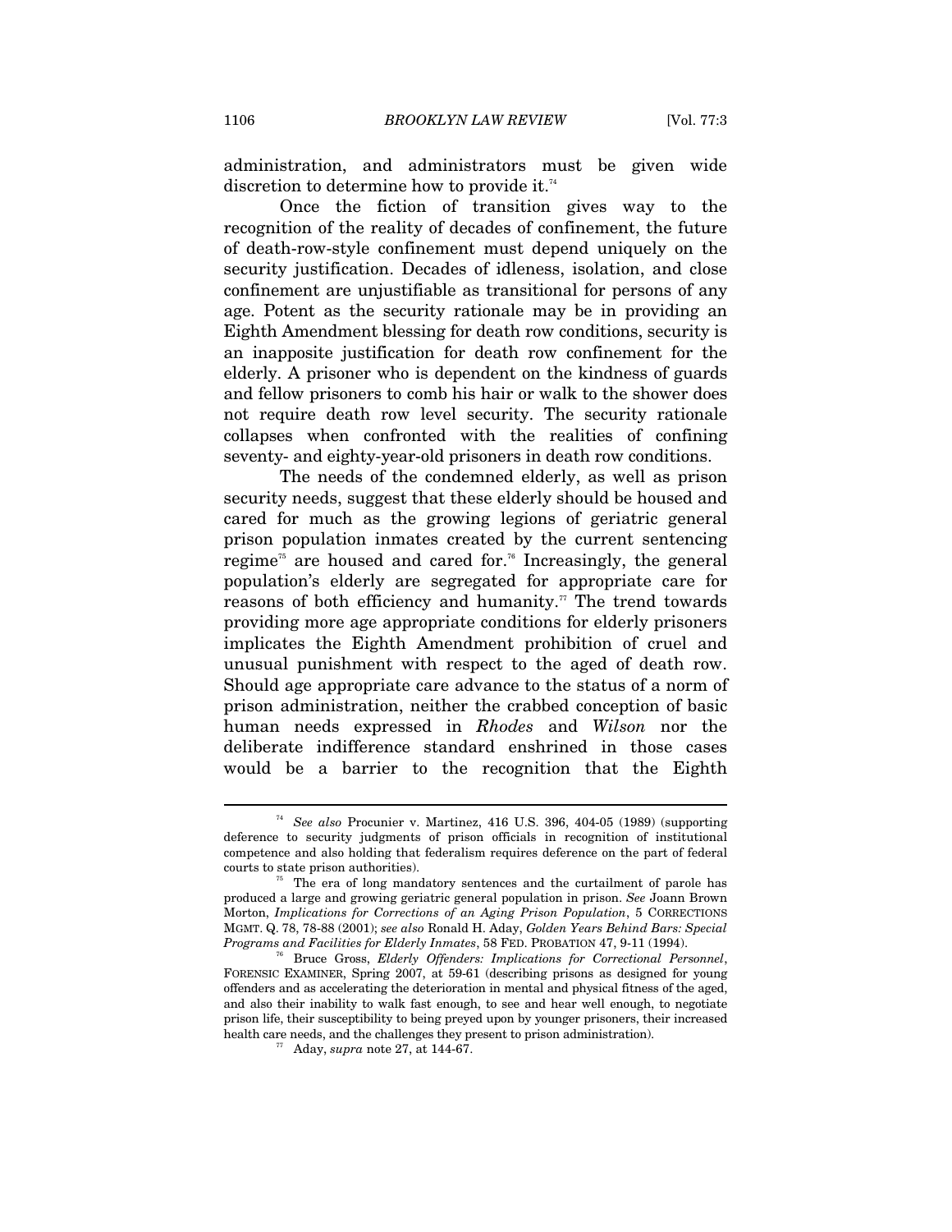administration, and administrators must be given wide discretion to determine how to provide it.[74]

Once the fiction of transition gives way to the recognition of the reality of decades of confinement, the future of death-row-style confinement must depend uniquely on the security justification. Decades of idleness, isolation, and close confinement are unjustifiable as transitional for persons of any age. Potent as the security rationale may be in providing an Eighth Amendment blessing for death row conditions, security is an inapposite justification for death row confinement for the elderly. A prisoner who is dependent on the kindness of guards and fellow prisoners to comb his hair or walk to the shower does not require death row level security. The security rationale collapses when confronted with the realities of confining seventy- and eighty-year-old prisoners in death row conditions.

The needs of the condemned elderly, as well as prison security needs, suggest that these elderly should be housed and cared for much as the growing legions of geriatric general prison population inmates created by the current sentencing regime[75] are housed and cared for.[76] Increasingly, the general population's elderly are segregated for appropriate care for reasons of both efficiency and humanity.[77] The trend towards providing more age appropriate conditions for elderly prisoners implicates the Eighth Amendment prohibition of cruel and unusual punishment with respect to the aged of death row. Should age appropriate care advance to the status of a norm of prison administration, neither the crabbed conception of basic human needs expressed in *Rhodes* and *Wilson* nor the deliberate indifference standard enshrined in those cases would be a barrier to the recognition that the Eighth

---

[74] *See also* Procunier v. Martinez, 416 U.S. 396, 404-05 (1989) (supporting deference to security judgments of prison officials in recognition of institutional competence and also holding that federalism requires deference on the part of federal courts to state prison authorities).

[75] The era of long mandatory sentences and the curtailment of parole has produced a large and growing geriatric general population in prison. *See* Joann Brown Morton, *Implications for Corrections of an Aging Prison Population*, 5 CORRECTIONS MGMT. Q. 78, 78-88 (2001); *see also* Ronald H. Aday, *Golden Years Behind Bars: Special Programs and Facilities for Elderly Inmates*, 58 FED. PROBATION 47, 9-11 (1994).

[76] Bruce Gross, *Elderly Offenders: Implications for Correctional Personnel*, FORENSIC EXAMINER, Spring 2007, at 59-61 (describing prisons as designed for young offenders and as accelerating the deterioration in mental and physical fitness of the aged, and also their inability to walk fast enough, to see and hear well enough, to negotiate prison life, their susceptibility to being preyed upon by younger prisoners, their increased health care needs, and the challenges they present to prison administration).

[77] Aday, *supra* note 27, at 144-67.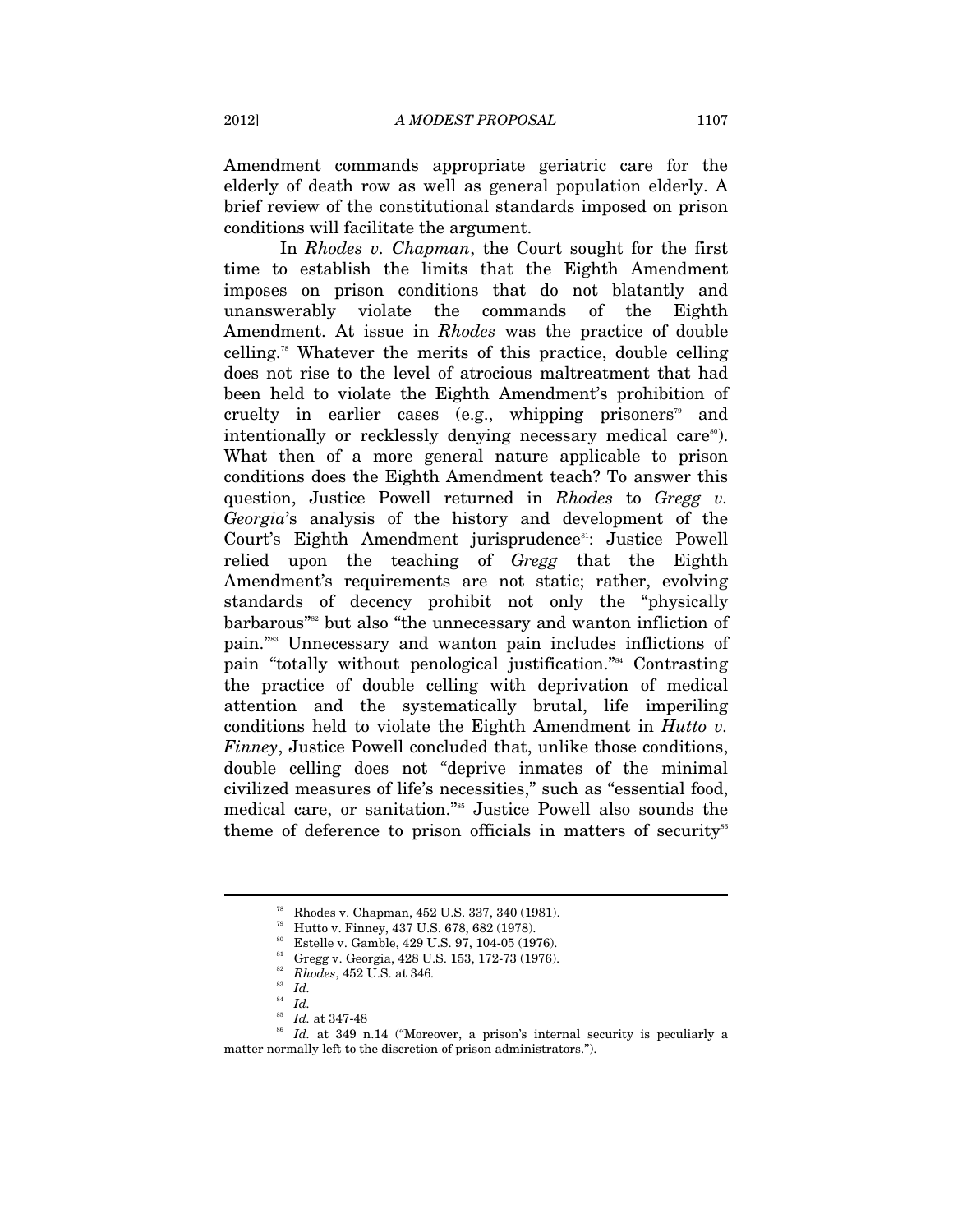Amendment commands appropriate geriatric care for the elderly of death row as well as general population elderly. A brief review of the constitutional standards imposed on prison conditions will facilitate the argument.

In *Rhodes v. Chapman*, the Court sought for the first time to establish the limits that the Eighth Amendment imposes on prison conditions that do not blatantly and unanswerably violate the commands of the Eighth Amendment. At issue in *Rhodes* was the practice of double celling.[78] Whatever the merits of this practice, double celling does not rise to the level of atrocious maltreatment that had been held to violate the Eighth Amendment's prohibition of cruelty in earlier cases (e.g., whipping prisoners[79] and intentionally or recklessly denying necessary medical care[80]). What then of a more general nature applicable to prison conditions does the Eighth Amendment teach? To answer this question, Justice Powell returned in *Rhodes* to *Gregg v. Georgia*'s analysis of the history and development of the Court's Eighth Amendment jurisprudence[81]: Justice Powell relied upon the teaching of *Gregg* that the Eighth Amendment's requirements are not static; rather, evolving standards of decency prohibit not only the "physically barbarous"[82] but also "the unnecessary and wanton infliction of pain."[83] Unnecessary and wanton pain includes inflictions of pain "totally without penological justification."[84] Contrasting the practice of double celling with deprivation of medical attention and the systematically brutal, life imperiling conditions held to violate the Eighth Amendment in *Hutto v. Finney*, Justice Powell concluded that, unlike those conditions, double celling does not "deprive inmates of the minimal civilized measures of life's necessities," such as "essential food, medical care, or sanitation."[85] Justice Powell also sounds the theme of deference to prison officials in matters of security[86]

---

[78] Rhodes v. Chapman, 452 U.S. 337, 340 (1981).

[79] Hutto v. Finney, 437 U.S. 678, 682 (1978).

[80] Estelle v. Gamble, 429 U.S. 97, 104-05 (1976).

[81] Gregg v. Georgia, 428 U.S. 153, 172-73 (1976).

[82] *Rhodes*, 452 U.S. at 346.

[83] *Id.*

[84] *Id.*

[85] *Id.* at 347-48

[86] *Id.* at 349 n.14 ("Moreover, a prison's internal security is peculiarly a matter normally left to the discretion of prison administrators.").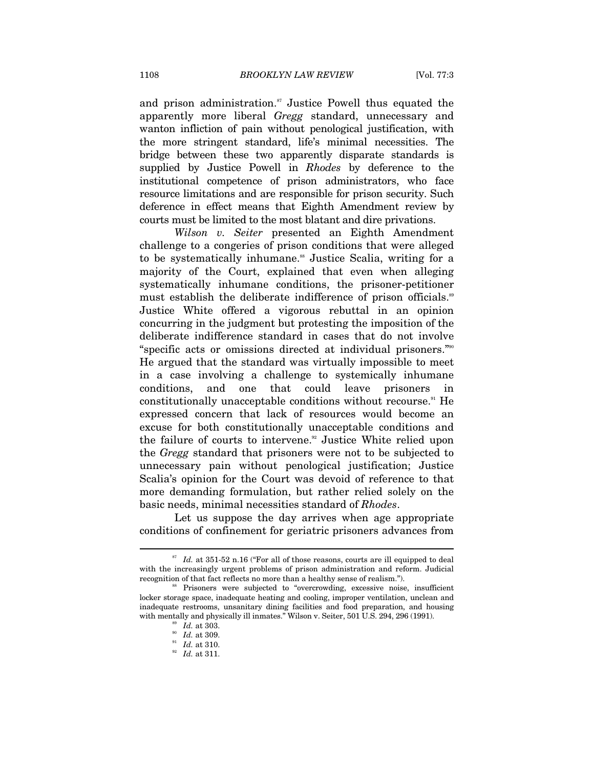and prison administration.[87] Justice Powell thus equated the apparently more liberal *Gregg* standard, unnecessary and wanton infliction of pain without penological justification, with the more stringent standard, life's minimal necessities. The bridge between these two apparently disparate standards is supplied by Justice Powell in *Rhodes* by deference to the institutional competence of prison administrators, who face resource limitations and are responsible for prison security. Such deference in effect means that Eighth Amendment review by courts must be limited to the most blatant and dire privations.

*Wilson v. Seiter* presented an Eighth Amendment challenge to a congeries of prison conditions that were alleged to be systematically inhumane.[88] Justice Scalia, writing for a majority of the Court, explained that even when alleging systematically inhumane conditions, the prisoner-petitioner must establish the deliberate indifference of prison officials.[89] Justice White offered a vigorous rebuttal in an opinion concurring in the judgment but protesting the imposition of the deliberate indifference standard in cases that do not involve "specific acts or omissions directed at individual prisoners."[90] He argued that the standard was virtually impossible to meet in a case involving a challenge to systemically inhumane conditions, and one that could leave prisoners in constitutionally unacceptable conditions without recourse.[91] He expressed concern that lack of resources would become an excuse for both constitutionally unacceptable conditions and the failure of courts to intervene.[92] Justice White relied upon the *Gregg* standard that prisoners were not to be subjected to unnecessary pain without penological justification; Justice Scalia's opinion for the Court was devoid of reference to that more demanding formulation, but rather relied solely on the basic needs, minimal necessities standard of *Rhodes*.

Let us suppose the day arrives when age appropriate conditions of confinement for geriatric prisoners advances from

---

[87] *Id.* at 351-52 n.16 ("For all of those reasons, courts are ill equipped to deal with the increasingly urgent problems of prison administration and reform. Judicial recognition of that fact reflects no more than a healthy sense of realism.").

[88] Prisoners were subjected to "overcrowding, excessive noise, insufficient locker storage space, inadequate heating and cooling, improper ventilation, unclean and inadequate restrooms, unsanitary dining facilities and food preparation, and housing with mentally and physically ill inmates." Wilson v. Seiter, 501 U.S. 294, 296 (1991).

[89] *Id.* at 303.

[90] *Id.* at 309.

[91] *Id.* at 310.

[92] *Id.* at 311.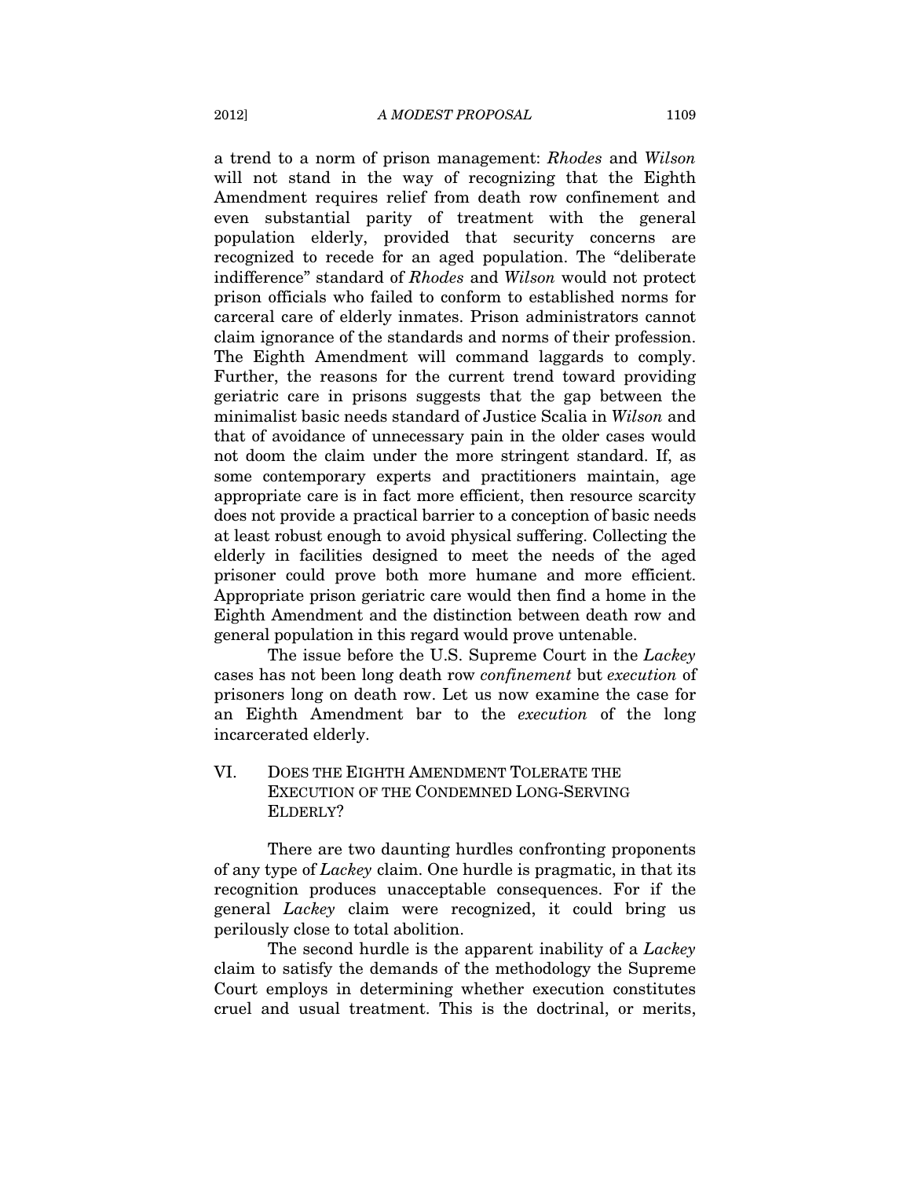a trend to a norm of prison management: *Rhodes* and *Wilson* will not stand in the way of recognizing that the Eighth Amendment requires relief from death row confinement and even substantial parity of treatment with the general population elderly, provided that security concerns are recognized to recede for an aged population. The "deliberate indifference" standard of *Rhodes* and *Wilson* would not protect prison officials who failed to conform to established norms for carceral care of elderly inmates. Prison administrators cannot claim ignorance of the standards and norms of their profession. The Eighth Amendment will command laggards to comply. Further, the reasons for the current trend toward providing geriatric care in prisons suggests that the gap between the minimalist basic needs standard of Justice Scalia in *Wilson* and that of avoidance of unnecessary pain in the older cases would not doom the claim under the more stringent standard. If, as some contemporary experts and practitioners maintain, age appropriate care is in fact more efficient, then resource scarcity does not provide a practical barrier to a conception of basic needs at least robust enough to avoid physical suffering. Collecting the elderly in facilities designed to meet the needs of the aged prisoner could prove both more humane and more efficient. Appropriate prison geriatric care would then find a home in the Eighth Amendment and the distinction between death row and general population in this regard would prove untenable.

The issue before the U.S. Supreme Court in the *Lackey* cases has not been long death row *confinement* but *execution* of prisoners long on death row. Let us now examine the case for an Eighth Amendment bar to the *execution* of the long incarcerated elderly.

## VI. DOES THE EIGHTH AMENDMENT TOLERATE THE EXECUTION OF THE CONDEMNED LONG-SERVING ELDERLY?

There are two daunting hurdles confronting proponents of any type of *Lackey* claim. One hurdle is pragmatic, in that its recognition produces unacceptable consequences. For if the general *Lackey* claim were recognized, it could bring us perilously close to total abolition.

The second hurdle is the apparent inability of a *Lackey* claim to satisfy the demands of the methodology the Supreme Court employs in determining whether execution constitutes cruel and usual treatment. This is the doctrinal, or merits,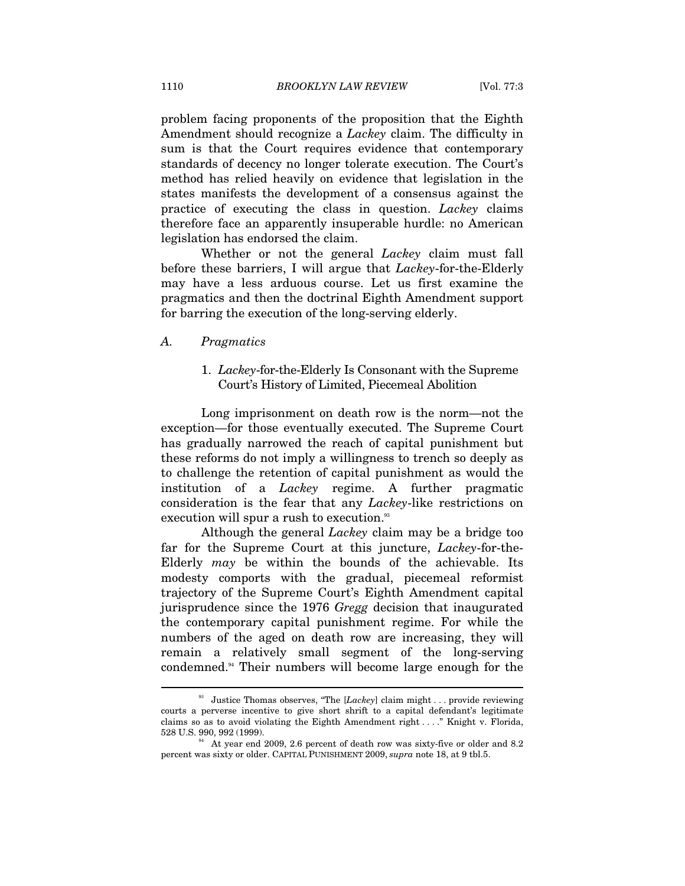problem facing proponents of the proposition that the Eighth Amendment should recognize a *Lackey* claim. The difficulty in sum is that the Court requires evidence that contemporary standards of decency no longer tolerate execution. The Court's method has relied heavily on evidence that legislation in the states manifests the development of a consensus against the practice of executing the class in question. *Lackey* claims therefore face an apparently insuperable hurdle: no American legislation has endorsed the claim.

Whether or not the general *Lackey* claim must fall before these barriers, I will argue that *Lackey*-for-the-Elderly may have a less arduous course. Let us first examine the pragmatics and then the doctrinal Eighth Amendment support for barring the execution of the long-serving elderly.

### A. *Pragmatics*

#### 1. *Lackey*-for-the-Elderly Is Consonant with the Supreme Court's History of Limited, Piecemeal Abolition

Long imprisonment on death row is the norm—not the exception—for those eventually executed. The Supreme Court has gradually narrowed the reach of capital punishment but these reforms do not imply a willingness to trench so deeply as to challenge the retention of capital punishment as would the institution of a *Lackey* regime. A further pragmatic consideration is the fear that any *Lackey*-like restrictions on execution will spur a rush to execution.[93]

Although the general *Lackey* claim may be a bridge too far for the Supreme Court at this juncture, *Lackey*-for-the-Elderly *may* be within the bounds of the achievable. Its modesty comports with the gradual, piecemeal reformist trajectory of the Supreme Court's Eighth Amendment capital jurisprudence since the 1976 *Gregg* decision that inaugurated the contemporary capital punishment regime. For while the numbers of the aged on death row are increasing, they will remain a relatively small segment of the long-serving condemned.[94] Their numbers will become large enough for the

---

[93] Justice Thomas observes, "The [*Lackey*] claim might . . . provide reviewing courts a perverse incentive to give short shrift to a capital defendant's legitimate claims so as to avoid violating the Eighth Amendment right . . . ." Knight v. Florida, 528 U.S. 990, 992 (1999).

[94] At year end 2009, 2.6 percent of death row was sixty-five or older and 8.2 percent was sixty or older. CAPITAL PUNISHMENT 2009, *supra* note 18, at 9 tbl.5.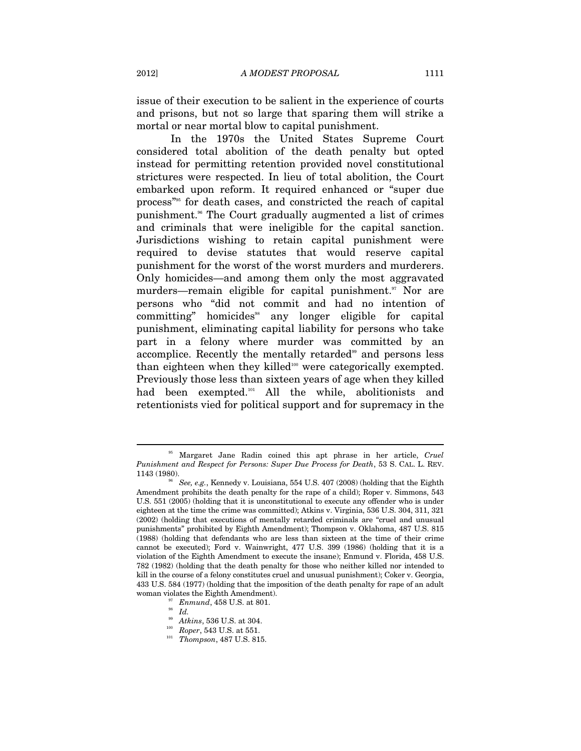issue of their execution to be salient in the experience of courts and prisons, but not so large that sparing them will strike a mortal or near mortal blow to capital punishment.

In the 1970s the United States Supreme Court considered total abolition of the death penalty but opted instead for permitting retention provided novel constitutional strictures were respected. In lieu of total abolition, the Court embarked upon reform. It required enhanced or "super due process"[95] for death cases, and constricted the reach of capital punishment.[96] The Court gradually augmented a list of crimes and criminals that were ineligible for the capital sanction. Jurisdictions wishing to retain capital punishment were required to devise statutes that would reserve capital punishment for the worst of the worst murders and murderers. Only homicides—and among them only the most aggravated murders—remain eligible for capital punishment.[97] Nor are persons who "did not commit and had no intention of committing" homicides[98] any longer eligible for capital punishment, eliminating capital liability for persons who take part in a felony where murder was committed by an accomplice. Recently the mentally retarded[99] and persons less than eighteen when they killed[100] were categorically exempted. Previously those less than sixteen years of age when they killed had been exempted.[101] All the while, abolitionists and retentionists vied for political support and for supremacy in the

---

[95] Margaret Jane Radin coined this apt phrase in her article, *Cruel Punishment and Respect for Persons: Super Due Process for Death*, 53 S. CAL. L. REV. 1143 (1980).

[96] *See, e.g.*, Kennedy v. Louisiana, 554 U.S. 407 (2008) (holding that the Eighth Amendment prohibits the death penalty for the rape of a child); Roper v. Simmons, 543 U.S. 551 (2005) (holding that it is unconstitutional to execute any offender who is under eighteen at the time the crime was committed); Atkins v. Virginia, 536 U.S. 304, 311, 321 (2002) (holding that executions of mentally retarded criminals are "cruel and unusual punishments" prohibited by Eighth Amendment); Thompson v. Oklahoma, 487 U.S. 815 (1988) (holding that defendants who are less than sixteen at the time of their crime cannot be executed); Ford v. Wainwright, 477 U.S. 399 (1986) (holding that it is a violation of the Eighth Amendment to execute the insane); Enmund v. Florida, 458 U.S. 782 (1982) (holding that the death penalty for those who neither killed nor intended to kill in the course of a felony constitutes cruel and unusual punishment); Coker v. Georgia, 433 U.S. 584 (1977) (holding that the imposition of the death penalty for rape of an adult woman violates the Eighth Amendment).

[97] *Enmund*, 458 U.S. at 801.

[98] *Id.*

[99] *Atkins*, 536 U.S. at 304.

[100] *Roper*, 543 U.S. at 551.

[101] *Thompson*, 487 U.S. 815.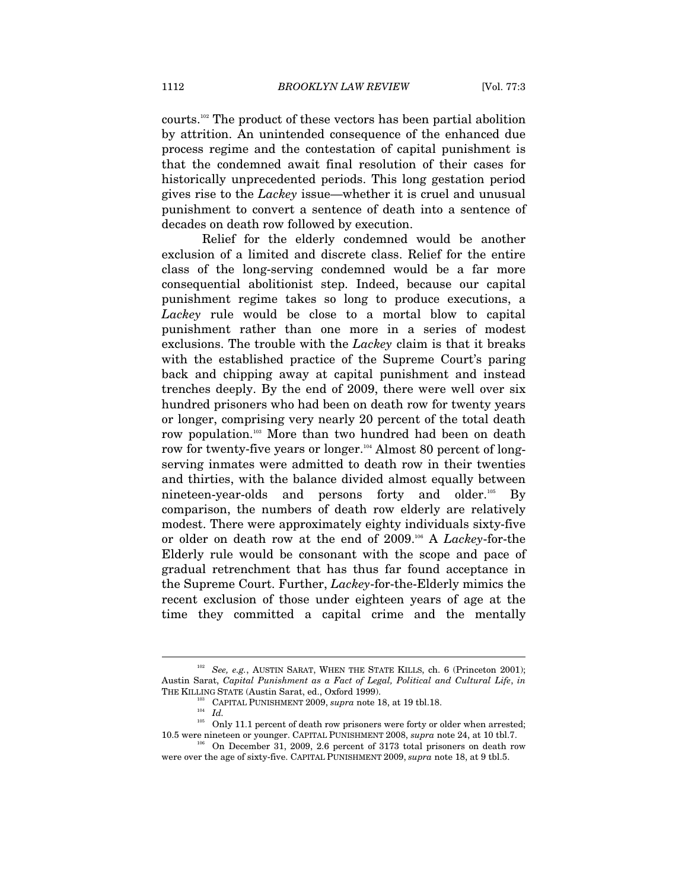courts.[102] The product of these vectors has been partial abolition by attrition. An unintended consequence of the enhanced due process regime and the contestation of capital punishment is that the condemned await final resolution of their cases for historically unprecedented periods. This long gestation period gives rise to the *Lackey* issue—whether it is cruel and unusual punishment to convert a sentence of death into a sentence of decades on death row followed by execution.

Relief for the elderly condemned would be another exclusion of a limited and discrete class. Relief for the entire class of the long-serving condemned would be a far more consequential abolitionist step. Indeed, because our capital punishment regime takes so long to produce executions, a *Lackey* rule would be close to a mortal blow to capital punishment rather than one more in a series of modest exclusions. The trouble with the *Lackey* claim is that it breaks with the established practice of the Supreme Court's paring back and chipping away at capital punishment and instead trenches deeply. By the end of 2009, there were well over six hundred prisoners who had been on death row for twenty years or longer, comprising very nearly 20 percent of the total death row population.[103] More than two hundred had been on death row for twenty-five years or longer.[104] Almost 80 percent of long-serving inmates were admitted to death row in their twenties and thirties, with the balance divided almost equally between nineteen-year-olds and persons forty and older.[105] By comparison, the numbers of death row elderly are relatively modest. There were approximately eighty individuals sixty-five or older on death row at the end of 2009.[106] A *Lackey*-for-the Elderly rule would be consonant with the scope and pace of gradual retrenchment that has thus far found acceptance in the Supreme Court. Further, *Lackey*-for-the-Elderly mimics the recent exclusion of those under eighteen years of age at the time they committed a capital crime and the mentally

---

[102] *See, e.g.*, AUSTIN SARAT, WHEN THE STATE KILLS, ch. 6 (Princeton 2001); Austin Sarat, *Capital Punishment as a Fact of Legal, Political and Cultural Life*, *in* THE KILLING STATE (Austin Sarat, ed., Oxford 1999).

[103] CAPITAL PUNISHMENT 2009, *supra* note 18, at 19 tbl.18.

[104] *Id.*

[105] Only 11.1 percent of death row prisoners were forty or older when arrested; 10.5 were nineteen or younger. CAPITAL PUNISHMENT 2008, *supra* note 24, at 10 tbl.7.

[106] On December 31, 2009, 2.6 percent of 3173 total prisoners on death row were over the age of sixty-five. CAPITAL PUNISHMENT 2009, *supra* note 18, at 9 tbl.5.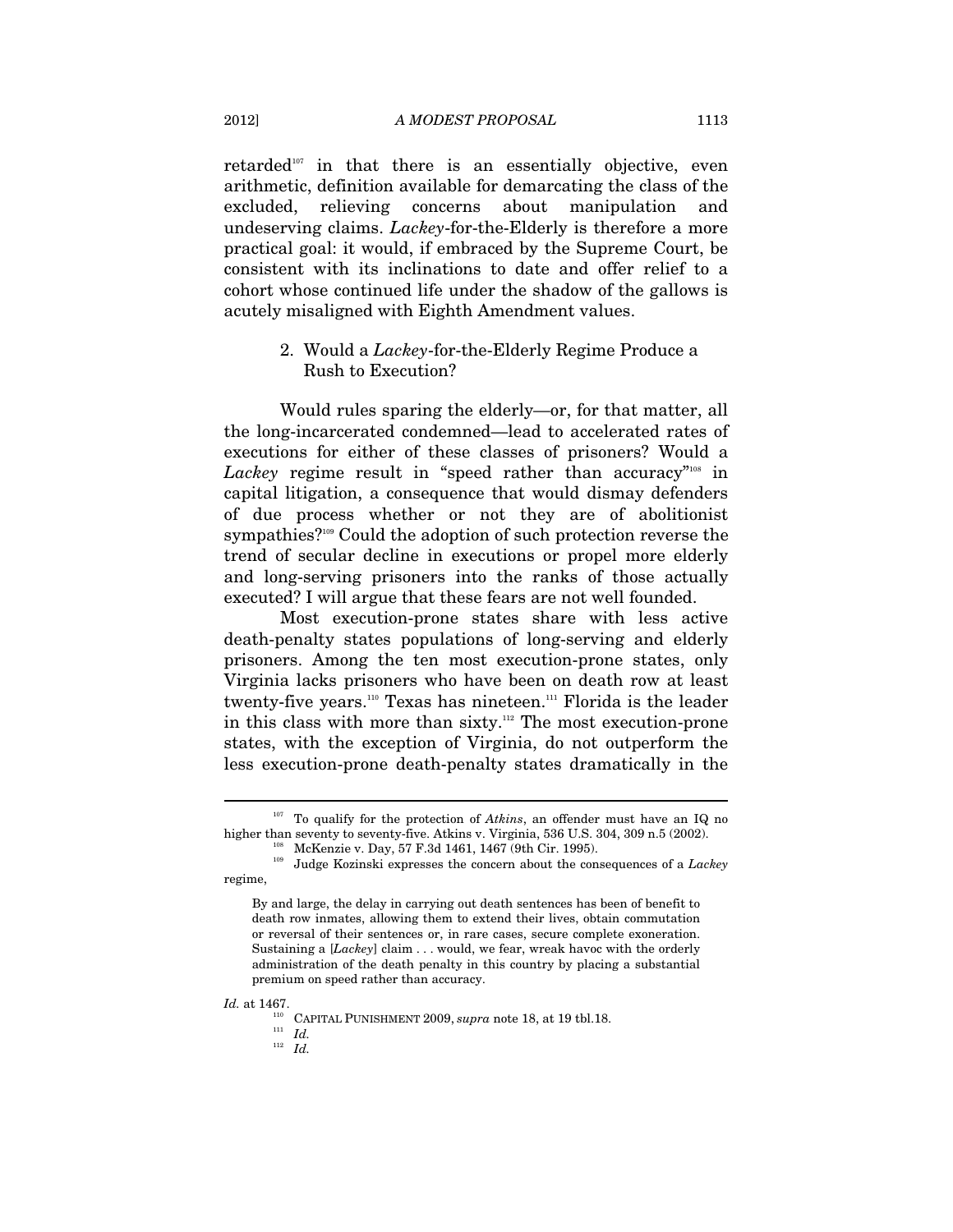retarded[107] in that there is an essentially objective, even arithmetic, definition available for demarcating the class of the excluded, relieving concerns about manipulation and undeserving claims. *Lackey*-for-the-Elderly is therefore a more practical goal: it would, if embraced by the Supreme Court, be consistent with its inclinations to date and offer relief to a cohort whose continued life under the shadow of the gallows is acutely misaligned with Eighth Amendment values.

### 2. Would a *Lackey*-for-the-Elderly Regime Produce a Rush to Execution?

Would rules sparing the elderly—or, for that matter, all the long-incarcerated condemned—lead to accelerated rates of executions for either of these classes of prisoners? Would a *Lackey* regime result in "speed rather than accuracy"[108] in capital litigation, a consequence that would dismay defenders of due process whether or not they are of abolitionist sympathies?[109] Could the adoption of such protection reverse the trend of secular decline in executions or propel more elderly and long-serving prisoners into the ranks of those actually executed? I will argue that these fears are not well founded.

Most execution-prone states share with less active death-penalty states populations of long-serving and elderly prisoners. Among the ten most execution-prone states, only Virginia lacks prisoners who have been on death row at least twenty-five years.[110] Texas has nineteen.[111] Florida is the leader in this class with more than sixty.[112] The most execution-prone states, with the exception of Virginia, do not outperform the less execution-prone death-penalty states dramatically in the

---

[107] To qualify for the protection of *Atkins*, an offender must have an IQ no higher than seventy to seventy-five. Atkins v. Virginia, 536 U.S. 304, 309 n.5 (2002).

[108] McKenzie v. Day, 57 F.3d 1461, 1467 (9th Cir. 1995).

[109] Judge Kozinski expresses the concern about the consequences of a *Lackey* regime,

> By and large, the delay in carrying out death sentences has been of benefit to death row inmates, allowing them to extend their lives, obtain commutation or reversal of their sentences or, in rare cases, secure complete exoneration. Sustaining a [*Lackey*] claim . . . would, we fear, wreak havoc with the orderly administration of the death penalty in this country by placing a substantial premium on speed rather than accuracy.

*Id.* at 1467.

[110] CAPITAL PUNISHMENT 2009, *supra* note 18, at 19 tbl.18.

[111] *Id.*

[112] *Id.*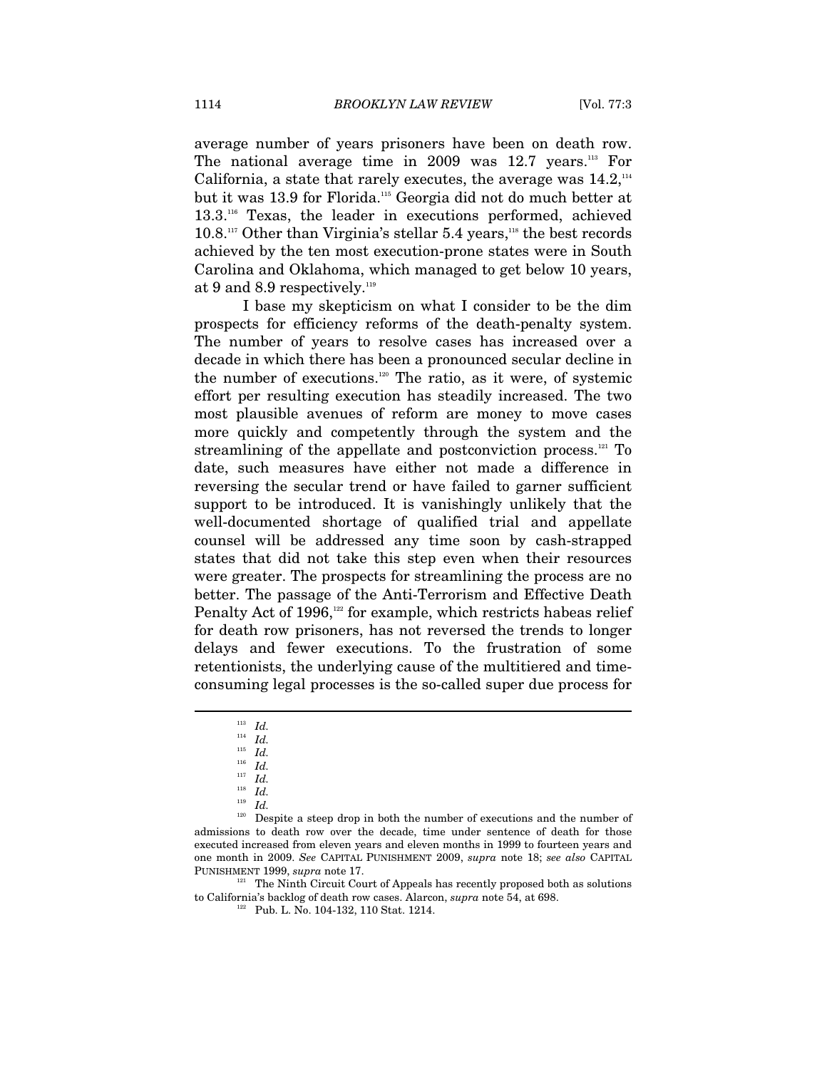average number of years prisoners have been on death row. The national average time in 2009 was 12.7 years.[113] For California, a state that rarely executes, the average was 14.2,[114] but it was 13.9 for Florida.[115] Georgia did not do much better at 13.3.[116] Texas, the leader in executions performed, achieved 10.8.[117] Other than Virginia's stellar 5.4 years,[118] the best records achieved by the ten most execution-prone states were in South Carolina and Oklahoma, which managed to get below 10 years, at 9 and 8.9 respectively.[119]

I base my skepticism on what I consider to be the dim prospects for efficiency reforms of the death-penalty system. The number of years to resolve cases has increased over a decade in which there has been a pronounced secular decline in the number of executions.[120] The ratio, as it were, of systemic effort per resulting execution has steadily increased. The two most plausible avenues of reform are money to move cases more quickly and competently through the system and the streamlining of the appellate and postconviction process.[121] To date, such measures have either not made a difference in reversing the secular trend or have failed to garner sufficient support to be introduced. It is vanishingly unlikely that the well-documented shortage of qualified trial and appellate counsel will be addressed any time soon by cash-strapped states that did not take this step even when their resources were greater. The prospects for streamlining the process are no better. The passage of the Anti-Terrorism and Effective Death Penalty Act of 1996,[122] for example, which restricts habeas relief for death row prisoners, has not reversed the trends to longer delays and fewer executions. To the frustration of some retentionists, the underlying cause of the multitiered and time-consuming legal processes is the so-called super due process for

---

[113] *Id.*

[114] *Id.*

[115] *Id.*

[116] *Id.*

[117] *Id.*

[118] *Id.*

[119] *Id.*

[120] Despite a steep drop in both the number of executions and the number of admissions to death row over the decade, time under sentence of death for those executed increased from eleven years and eleven months in 1999 to fourteen years and one month in 2009. *See* CAPITAL PUNISHMENT 2009, *supra* note 18; *see also* CAPITAL PUNISHMENT 1999, *supra* note 17.

[121] The Ninth Circuit Court of Appeals has recently proposed both as solutions to California's backlog of death row cases. Alarcon, *supra* note 54, at 698.

[122] Pub. L. No. 104-132, 110 Stat. 1214.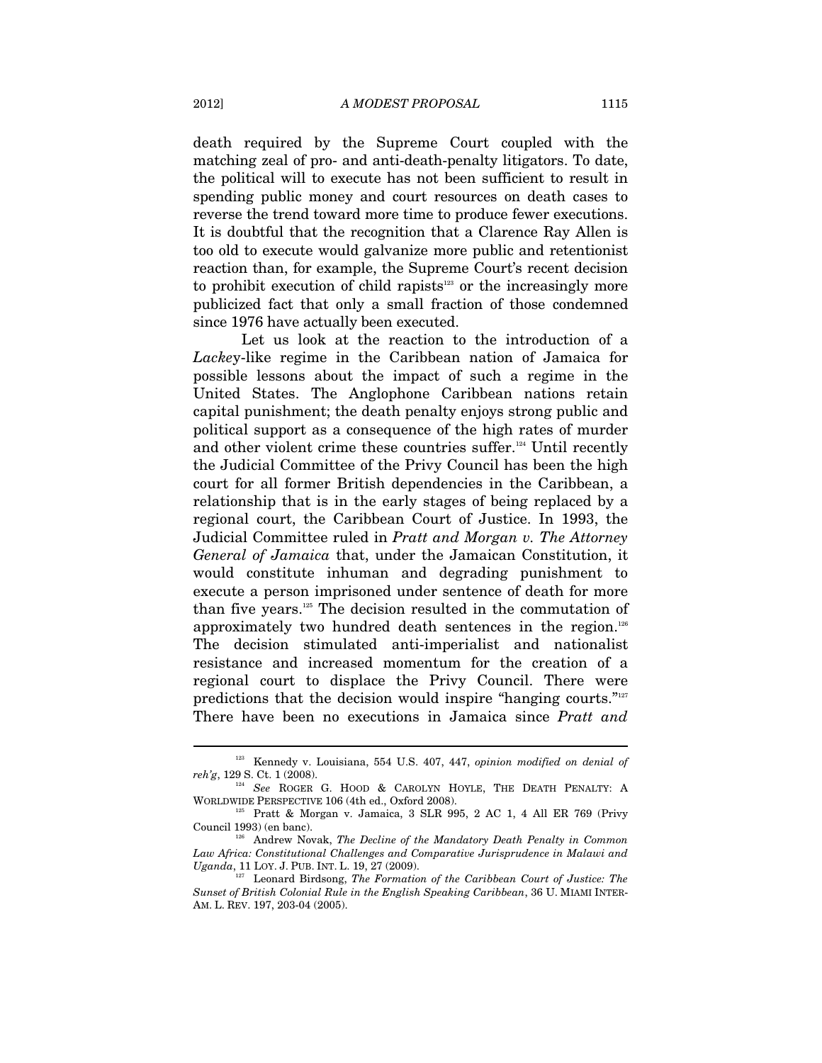death required by the Supreme Court coupled with the matching zeal of pro- and anti-death-penalty litigators. To date, the political will to execute has not been sufficient to result in spending public money and court resources on death cases to reverse the trend toward more time to produce fewer executions. It is doubtful that the recognition that a Clarence Ray Allen is too old to execute would galvanize more public and retentionist reaction than, for example, the Supreme Court's recent decision to prohibit execution of child rapists[123] or the increasingly more publicized fact that only a small fraction of those condemned since 1976 have actually been executed.

Let us look at the reaction to the introduction of a *Lackey*-like regime in the Caribbean nation of Jamaica for possible lessons about the impact of such a regime in the United States. The Anglophone Caribbean nations retain capital punishment; the death penalty enjoys strong public and political support as a consequence of the high rates of murder and other violent crime these countries suffer.[124] Until recently the Judicial Committee of the Privy Council has been the high court for all former British dependencies in the Caribbean, a relationship that is in the early stages of being replaced by a regional court, the Caribbean Court of Justice. In 1993, the Judicial Committee ruled in *Pratt and Morgan v. The Attorney General of Jamaica* that, under the Jamaican Constitution, it would constitute inhuman and degrading punishment to execute a person imprisoned under sentence of death for more than five years.[125] The decision resulted in the commutation of approximately two hundred death sentences in the region.[126] The decision stimulated anti-imperialist and nationalist resistance and increased momentum for the creation of a regional court to displace the Privy Council. There were predictions that the decision would inspire "hanging courts."[127] There have been no executions in Jamaica since *Pratt and*

---

[123] Kennedy v. Louisiana, 554 U.S. 407, 447, *opinion modified on denial of reh'g*, 129 S. Ct. 1 (2008).

[124] *See* ROGER G. HOOD & CAROLYN HOYLE, THE DEATH PENALTY: A WORLDWIDE PERSPECTIVE 106 (4th ed., Oxford 2008).

[125] Pratt & Morgan v. Jamaica, 3 SLR 995, 2 AC 1, 4 All ER 769 (Privy Council 1993) (en banc).

[126] Andrew Novak, *The Decline of the Mandatory Death Penalty in Common Law Africa: Constitutional Challenges and Comparative Jurisprudence in Malawi and Uganda*, 11 LOY. J. PUB. INT. L. 19, 27 (2009).

[127] Leonard Birdsong, *The Formation of the Caribbean Court of Justice: The Sunset of British Colonial Rule in the English Speaking Caribbean*, 36 U. MIAMI INTER-AM. L. REV. 197, 203-04 (2005).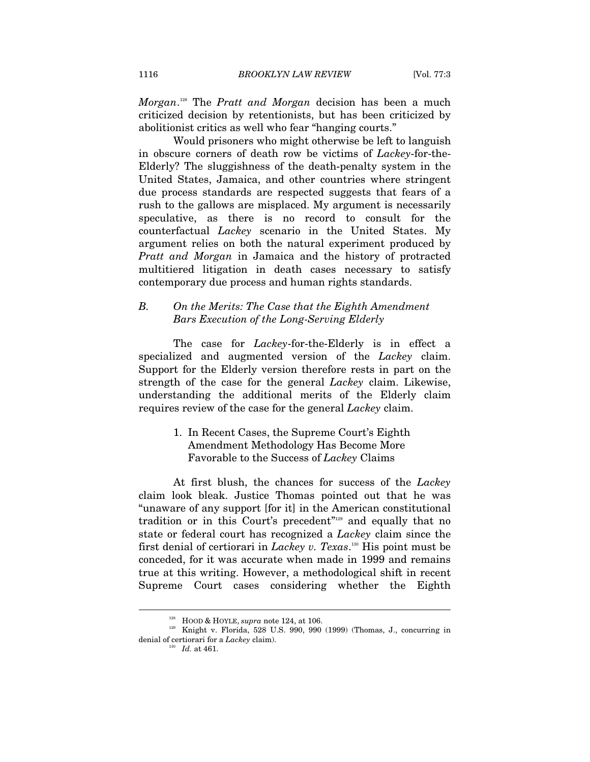*Morgan*.[128] The *Pratt and Morgan* decision has been a much criticized decision by retentionists, but has been criticized by abolitionist critics as well who fear "hanging courts."

Would prisoners who might otherwise be left to languish in obscure corners of death row be victims of *Lackey*-for-the-Elderly? The sluggishness of the death-penalty system in the United States, Jamaica, and other countries where stringent due process standards are respected suggests that fears of a rush to the gallows are misplaced. My argument is necessarily speculative, as there is no record to consult for the counterfactual *Lackey* scenario in the United States. My argument relies on both the natural experiment produced by *Pratt and Morgan* in Jamaica and the history of protracted multitiered litigation in death cases necessary to satisfy contemporary due process and human rights standards.

### B. *On the Merits: The Case that the Eighth Amendment Bars Execution of the Long-Serving Elderly*

The case for *Lackey*-for-the-Elderly is in effect a specialized and augmented version of the *Lackey* claim. Support for the Elderly version therefore rests in part on the strength of the case for the general *Lackey* claim. Likewise, understanding the additional merits of the Elderly claim requires review of the case for the general *Lackey* claim.

#### 1. In Recent Cases, the Supreme Court's Eighth Amendment Methodology Has Become More Favorable to the Success of *Lackey* Claims

At first blush, the chances for success of the *Lackey* claim look bleak. Justice Thomas pointed out that he was "unaware of any support [for it] in the American constitutional tradition or in this Court's precedent"[129] and equally that no state or federal court has recognized a *Lackey* claim since the first denial of certiorari in *Lackey v. Texas*.[130] His point must be conceded, for it was accurate when made in 1999 and remains true at this writing. However, a methodological shift in recent Supreme Court cases considering whether the Eighth

---

[128] HOOD & HOYLE, *supra* note 124, at 106.

[129] Knight v. Florida, 528 U.S. 990, 990 (1999) (Thomas, J., concurring in denial of certiorari for a *Lackey* claim).

[130] *Id.* at 461.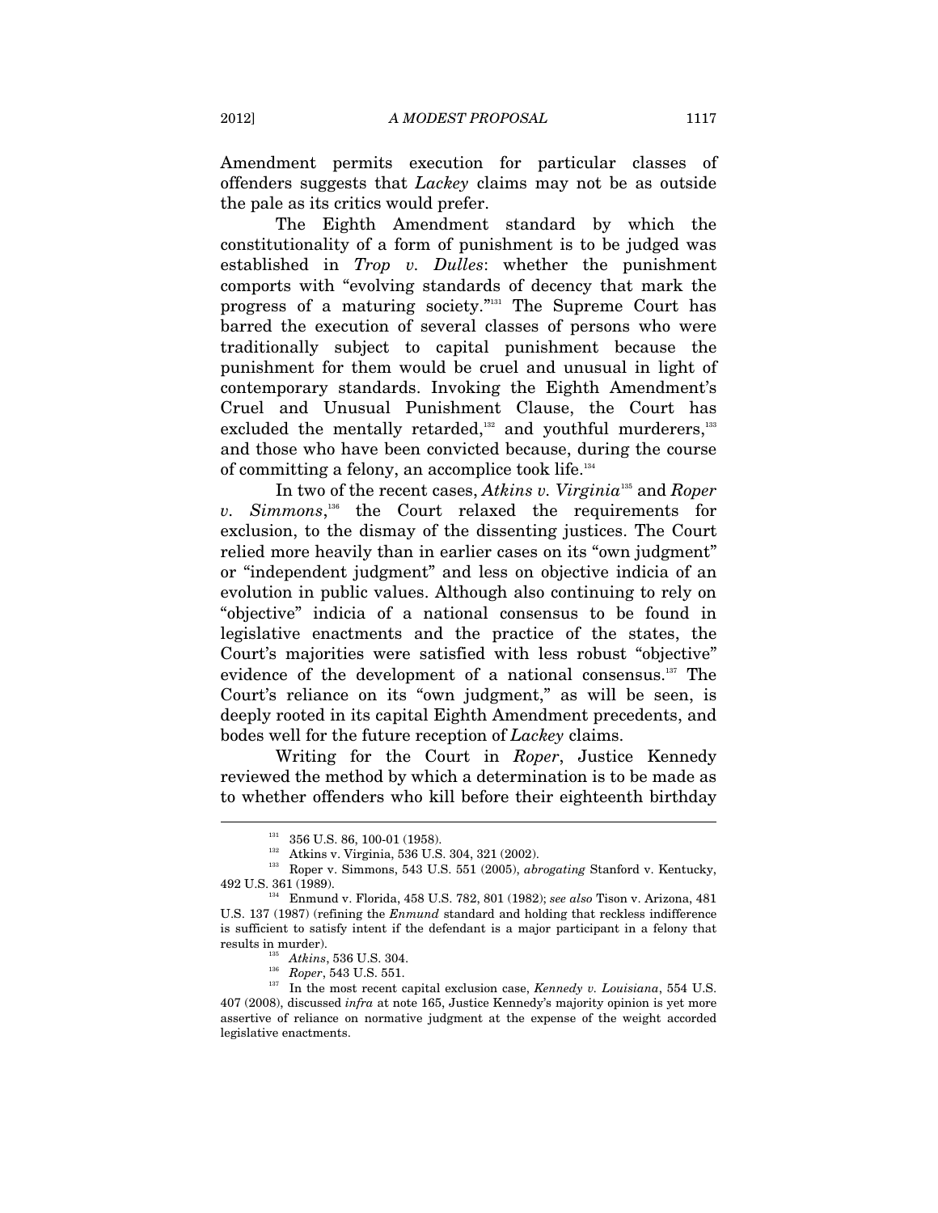Amendment permits execution for particular classes of offenders suggests that *Lackey* claims may not be as outside the pale as its critics would prefer.

The Eighth Amendment standard by which the constitutionality of a form of punishment is to be judged was established in *Trop v. Dulles*: whether the punishment comports with "evolving standards of decency that mark the progress of a maturing society."[131] The Supreme Court has barred the execution of several classes of persons who were traditionally subject to capital punishment because the punishment for them would be cruel and unusual in light of contemporary standards. Invoking the Eighth Amendment's Cruel and Unusual Punishment Clause, the Court has excluded the mentally retarded,[132] and youthful murderers,[133] and those who have been convicted because, during the course of committing a felony, an accomplice took life.[134]

In two of the recent cases, *Atkins v. Virginia*[135] and *Roper v. Simmons*,[136] the Court relaxed the requirements for exclusion, to the dismay of the dissenting justices. The Court relied more heavily than in earlier cases on its "own judgment" or "independent judgment" and less on objective indicia of an evolution in public values. Although also continuing to rely on "objective" indicia of a national consensus to be found in legislative enactments and the practice of the states, the Court's majorities were satisfied with less robust "objective" evidence of the development of a national consensus.[137] The Court's reliance on its "own judgment," as will be seen, is deeply rooted in its capital Eighth Amendment precedents, and bodes well for the future reception of *Lackey* claims.

Writing for the Court in *Roper*, Justice Kennedy reviewed the method by which a determination is to be made as to whether offenders who kill before their eighteenth birthday

---

[131] 356 U.S. 86, 100-01 (1958).

[132] Atkins v. Virginia, 536 U.S. 304, 321 (2002).

[133] Roper v. Simmons, 543 U.S. 551 (2005), *abrogating* Stanford v. Kentucky, 492 U.S. 361 (1989).

[134] Enmund v. Florida, 458 U.S. 782, 801 (1982); *see also* Tison v. Arizona, 481 U.S. 137 (1987) (refining the *Enmund* standard and holding that reckless indifference is sufficient to satisfy intent if the defendant is a major participant in a felony that results in murder).

[135] *Atkins*, 536 U.S. 304.

[136] *Roper*, 543 U.S. 551.

[137] In the most recent capital exclusion case, *Kennedy v. Louisiana*, 554 U.S. 407 (2008), discussed *infra* at note 165, Justice Kennedy's majority opinion is yet more assertive of reliance on normative judgment at the expense of the weight accorded legislative enactments.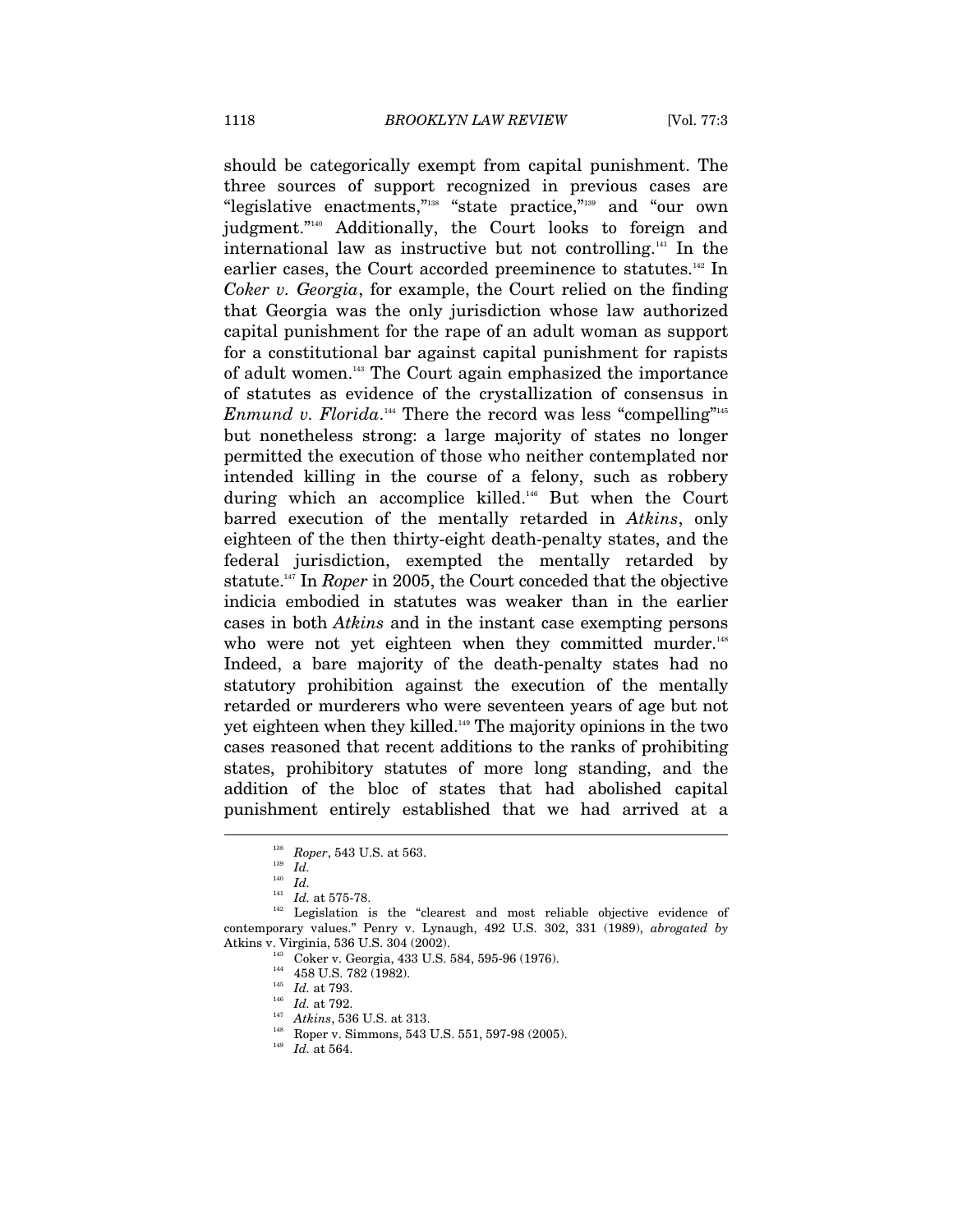should be categorically exempt from capital punishment. The three sources of support recognized in previous cases are "legislative enactments,"[138] "state practice,"[139] and "our own judgment."[140] Additionally, the Court looks to foreign and international law as instructive but not controlling.[141] In the earlier cases, the Court accorded preeminence to statutes.[142] In *Coker v. Georgia*, for example, the Court relied on the finding that Georgia was the only jurisdiction whose law authorized capital punishment for the rape of an adult woman as support for a constitutional bar against capital punishment for rapists of adult women.[143] The Court again emphasized the importance of statutes as evidence of the crystallization of consensus in *Enmund v. Florida*.[144] There the record was less "compelling"[145] but nonetheless strong: a large majority of states no longer permitted the execution of those who neither contemplated nor intended killing in the course of a felony, such as robbery during which an accomplice killed.[146] But when the Court barred execution of the mentally retarded in *Atkins*, only eighteen of the then thirty-eight death-penalty states, and the federal jurisdiction, exempted the mentally retarded by statute.[147] In *Roper* in 2005, the Court conceded that the objective indicia embodied in statutes was weaker than in the earlier cases in both *Atkins* and in the instant case exempting persons who were not yet eighteen when they committed murder.[148] Indeed, a bare majority of the death-penalty states had no statutory prohibition against the execution of the mentally retarded or murderers who were seventeen years of age but not yet eighteen when they killed.[149] The majority opinions in the two cases reasoned that recent additions to the ranks of prohibiting states, prohibitory statutes of more long standing, and the addition of the bloc of states that had abolished capital punishment entirely established that we had arrived at a

---

[138] *Roper*, 543 U.S. at 563.

[139] *Id.*

[140] *Id.*

[141] *Id.* at 575-78.

[142] Legislation is the "clearest and most reliable objective evidence of contemporary values." Penry v. Lynaugh, 492 U.S. 302, 331 (1989), *abrogated by* Atkins v. Virginia, 536 U.S. 304 (2002).

[143] Coker v. Georgia, 433 U.S. 584, 595-96 (1976).

[144] 458 U.S. 782 (1982).

[145] *Id.* at 793.

[146] *Id.* at 792.

[147] *Atkins*, 536 U.S. at 313.

[148] Roper v. Simmons, 543 U.S. 551, 597-98 (2005).

[149] *Id.* at 564.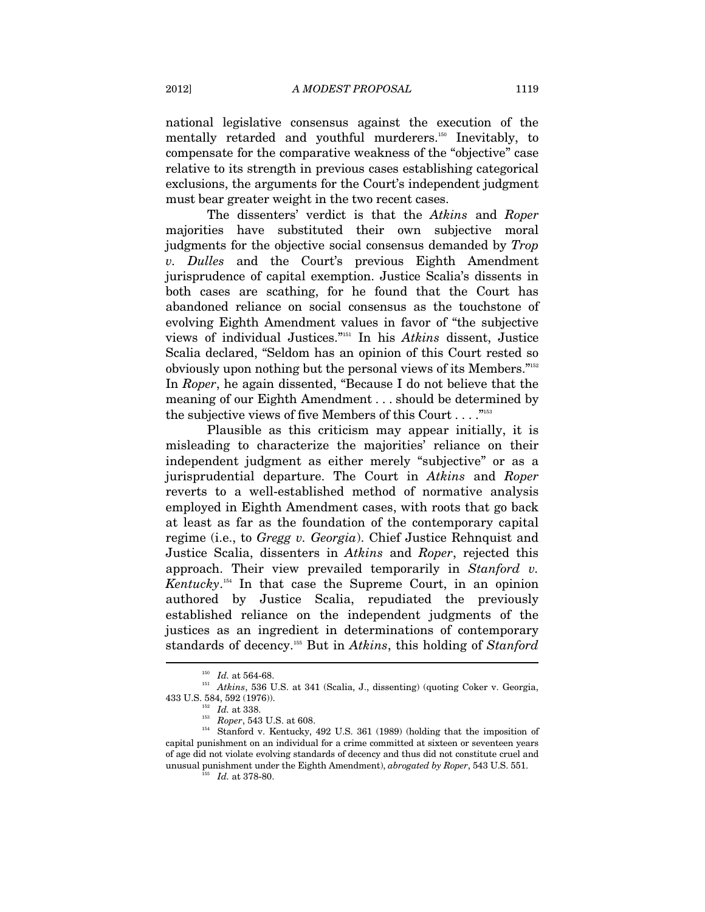national legislative consensus against the execution of the mentally retarded and youthful murderers.[150] Inevitably, to compensate for the comparative weakness of the "objective" case relative to its strength in previous cases establishing categorical exclusions, the arguments for the Court's independent judgment must bear greater weight in the two recent cases.

The dissenters' verdict is that the *Atkins* and *Roper* majorities have substituted their own subjective moral judgments for the objective social consensus demanded by *Trop v. Dulles* and the Court's previous Eighth Amendment jurisprudence of capital exemption. Justice Scalia's dissents in both cases are scathing, for he found that the Court has abandoned reliance on social consensus as the touchstone of evolving Eighth Amendment values in favor of "the subjective views of individual Justices."[151] In his *Atkins* dissent, Justice Scalia declared, "Seldom has an opinion of this Court rested so obviously upon nothing but the personal views of its Members."[152] In *Roper*, he again dissented, "Because I do not believe that the meaning of our Eighth Amendment . . . should be determined by the subjective views of five Members of this Court . . . ."[153]

Plausible as this criticism may appear initially, it is misleading to characterize the majorities' reliance on their independent judgment as either merely "subjective" or as a jurisprudential departure. The Court in *Atkins* and *Roper* reverts to a well-established method of normative analysis employed in Eighth Amendment cases, with roots that go back at least as far as the foundation of the contemporary capital regime (i.e., to *Gregg v. Georgia*). Chief Justice Rehnquist and Justice Scalia, dissenters in *Atkins* and *Roper*, rejected this approach. Their view prevailed temporarily in *Stanford v. Kentucky*.[154] In that case the Supreme Court, in an opinion authored by Justice Scalia, repudiated the previously established reliance on the independent judgments of the justices as an ingredient in determinations of contemporary standards of decency.[155] But in *Atkins*, this holding of *Stanford*

---

[150] *Id.* at 564-68.

[151] *Atkins*, 536 U.S. at 341 (Scalia, J., dissenting) (quoting Coker v. Georgia, 433 U.S. 584, 592 (1976)).

[152] *Id.* at 338.

[153] *Roper*, 543 U.S. at 608.

[154] Stanford v. Kentucky, 492 U.S. 361 (1989) (holding that the imposition of capital punishment on an individual for a crime committed at sixteen or seventeen years of age did not violate evolving standards of decency and thus did not constitute cruel and unusual punishment under the Eighth Amendment), *abrogated by Roper*, 543 U.S. 551.

[155] *Id.* at 378-80.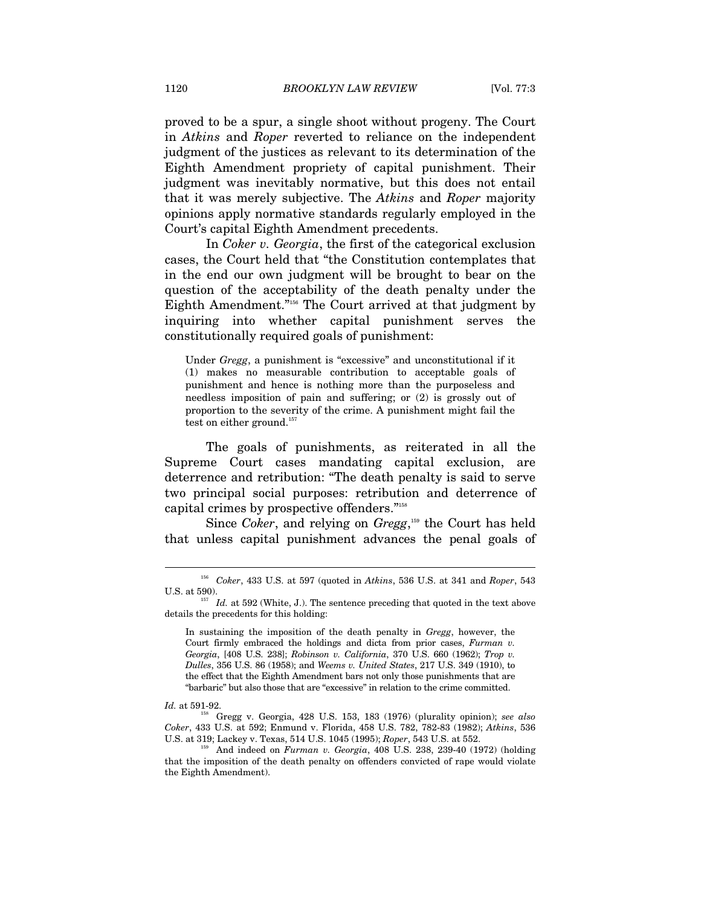proved to be a spur, a single shoot without progeny. The Court in *Atkins* and *Roper* reverted to reliance on the independent judgment of the justices as relevant to its determination of the Eighth Amendment propriety of capital punishment. Their judgment was inevitably normative, but this does not entail that it was merely subjective. The *Atkins* and *Roper* majority opinions apply normative standards regularly employed in the Court's capital Eighth Amendment precedents.

In *Coker v. Georgia*, the first of the categorical exclusion cases, the Court held that "the Constitution contemplates that in the end our own judgment will be brought to bear on the question of the acceptability of the death penalty under the Eighth Amendment."[156] The Court arrived at that judgment by inquiring into whether capital punishment serves the constitutionally required goals of punishment:

> Under *Gregg*, a punishment is "excessive" and unconstitutional if it (1) makes no measurable contribution to acceptable goals of punishment and hence is nothing more than the purposeless and needless imposition of pain and suffering; or (2) is grossly out of proportion to the severity of the crime. A punishment might fail the test on either ground.[157]

The goals of punishments, as reiterated in all the Supreme Court cases mandating capital exclusion, are deterrence and retribution: "The death penalty is said to serve two principal social purposes: retribution and deterrence of capital crimes by prospective offenders."[158]

Since *Coker*, and relying on *Gregg*,[159] the Court has held that unless capital punishment advances the penal goals of

---

[156] *Coker*, 433 U.S. at 597 (quoted in *Atkins*, 536 U.S. at 341 and *Roper*, 543 U.S. at 590).

[157] *Id.* at 592 (White, J.). The sentence preceding that quoted in the text above details the precedents for this holding:

> In sustaining the imposition of the death penalty in *Gregg*, however, the Court firmly embraced the holdings and dicta from prior cases, *Furman v. Georgia*, [408 U.S. 238]; *Robinson v. California*, 370 U.S. 660 (1962); *Trop v. Dulles*, 356 U.S. 86 (1958); and *Weems v. United States*, 217 U.S. 349 (1910), to the effect that the Eighth Amendment bars not only those punishments that are "barbaric" but also those that are "excessive" in relation to the crime committed.

*Id.* at 591-92.

[158] Gregg v. Georgia, 428 U.S. 153, 183 (1976) (plurality opinion); *see also Coker*, 433 U.S. at 592; Enmund v. Florida, 458 U.S. 782, 782-83 (1982); *Atkins*, 536 U.S. at 319; Lackey v. Texas, 514 U.S. 1045 (1995); *Roper*, 543 U.S. at 552.

[159] And indeed on *Furman v. Georgia*, 408 U.S. 238, 239-40 (1972) (holding that the imposition of the death penalty on offenders convicted of rape would violate the Eighth Amendment).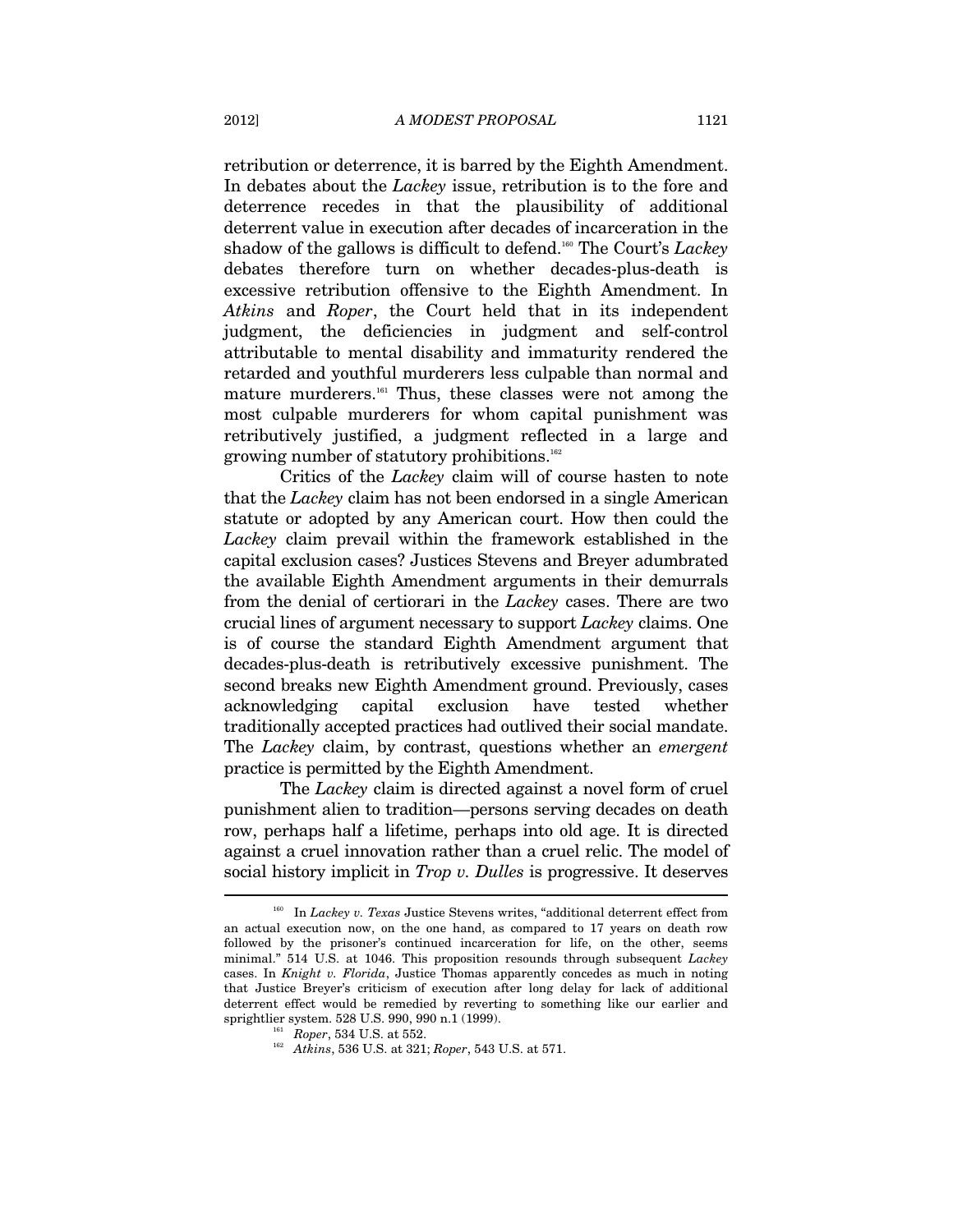retribution or deterrence, it is barred by the Eighth Amendment. In debates about the *Lackey* issue, retribution is to the fore and deterrence recedes in that the plausibility of additional deterrent value in execution after decades of incarceration in the shadow of the gallows is difficult to defend.[160] The Court's *Lackey* debates therefore turn on whether decades-plus-death is excessive retribution offensive to the Eighth Amendment. In *Atkins* and *Roper*, the Court held that in its independent judgment, the deficiencies in judgment and self-control attributable to mental disability and immaturity rendered the retarded and youthful murderers less culpable than normal and mature murderers.[161] Thus, these classes were not among the most culpable murderers for whom capital punishment was retributively justified, a judgment reflected in a large and growing number of statutory prohibitions.[162]

Critics of the *Lackey* claim will of course hasten to note that the *Lackey* claim has not been endorsed in a single American statute or adopted by any American court. How then could the *Lackey* claim prevail within the framework established in the capital exclusion cases? Justices Stevens and Breyer adumbrated the available Eighth Amendment arguments in their demurrals from the denial of certiorari in the *Lackey* cases. There are two crucial lines of argument necessary to support *Lackey* claims. One is of course the standard Eighth Amendment argument that decades-plus-death is retributively excessive punishment. The second breaks new Eighth Amendment ground. Previously, cases acknowledging capital exclusion have tested whether traditionally accepted practices had outlived their social mandate. The *Lackey* claim, by contrast, questions whether an *emergent* practice is permitted by the Eighth Amendment.

The *Lackey* claim is directed against a novel form of cruel punishment alien to tradition—persons serving decades on death row, perhaps half a lifetime, perhaps into old age. It is directed against a cruel innovation rather than a cruel relic. The model of social history implicit in *Trop v. Dulles* is progressive. It deserves

---

[160] In *Lackey v. Texas* Justice Stevens writes, "additional deterrent effect from an actual execution now, on the one hand, as compared to 17 years on death row followed by the prisoner's continued incarceration for life, on the other, seems minimal." 514 U.S. at 1046. This proposition resounds through subsequent *Lackey* cases. In *Knight v. Florida*, Justice Thomas apparently concedes as much in noting that Justice Breyer's criticism of execution after long delay for lack of additional deterrent effect would be remedied by reverting to something like our earlier and sprightlier system. 528 U.S. 990, 990 n.1 (1999).

[161] *Roper*, 534 U.S. at 552.

[162] *Atkins*, 536 U.S. at 321; *Roper*, 543 U.S. at 571.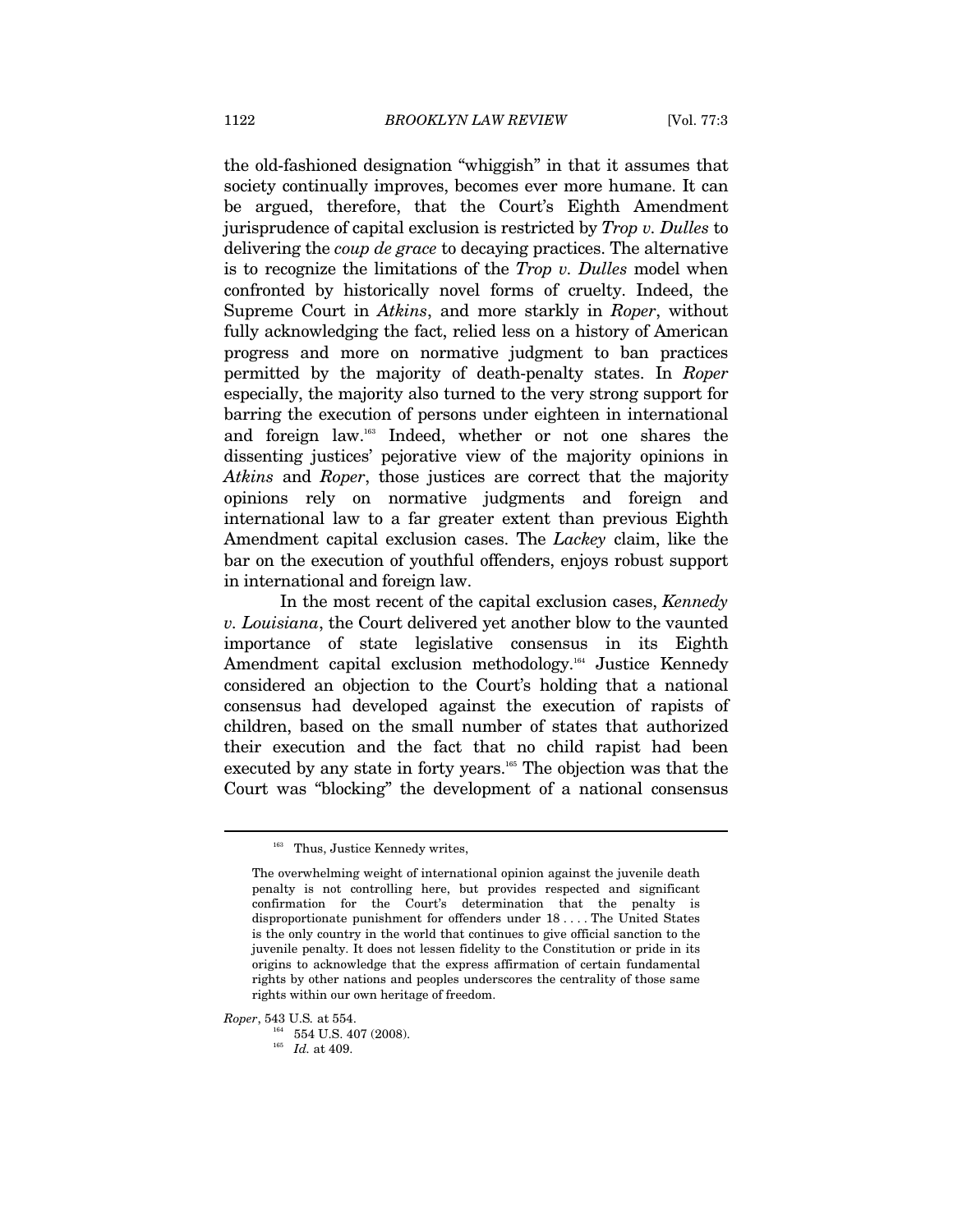the old-fashioned designation "whiggish" in that it assumes that society continually improves, becomes ever more humane. It can be argued, therefore, that the Court's Eighth Amendment jurisprudence of capital exclusion is restricted by *Trop v. Dulles* to delivering the *coup de grace* to decaying practices. The alternative is to recognize the limitations of the *Trop v. Dulles* model when confronted by historically novel forms of cruelty. Indeed, the Supreme Court in *Atkins*, and more starkly in *Roper*, without fully acknowledging the fact, relied less on a history of American progress and more on normative judgment to ban practices permitted by the majority of death-penalty states. In *Roper* especially, the majority also turned to the very strong support for barring the execution of persons under eighteen in international and foreign law.[163] Indeed, whether or not one shares the dissenting justices' pejorative view of the majority opinions in *Atkins* and *Roper*, those justices are correct that the majority opinions rely on normative judgments and foreign and international law to a far greater extent than previous Eighth Amendment capital exclusion cases. The *Lackey* claim, like the bar on the execution of youthful offenders, enjoys robust support in international and foreign law.

In the most recent of the capital exclusion cases, *Kennedy v. Louisiana*, the Court delivered yet another blow to the vaunted importance of state legislative consensus in its Eighth Amendment capital exclusion methodology.[164] Justice Kennedy considered an objection to the Court's holding that a national consensus had developed against the execution of rapists of children, based on the small number of states that authorized their execution and the fact that no child rapist had been executed by any state in forty years.[165] The objection was that the Court was "blocking" the development of a national consensus

---

[163] Thus, Justice Kennedy writes,

> The overwhelming weight of international opinion against the juvenile death penalty is not controlling here, but provides respected and significant confirmation for the Court's determination that the penalty is disproportionate punishment for offenders under 18 . . . . The United States is the only country in the world that continues to give official sanction to the juvenile penalty. It does not lessen fidelity to the Constitution or pride in its origins to acknowledge that the express affirmation of certain fundamental rights by other nations and peoples underscores the centrality of those same rights within our own heritage of freedom.

*Roper*, 543 U.S. at 554.

[164] 554 U.S. 407 (2008).

[165] *Id.* at 409.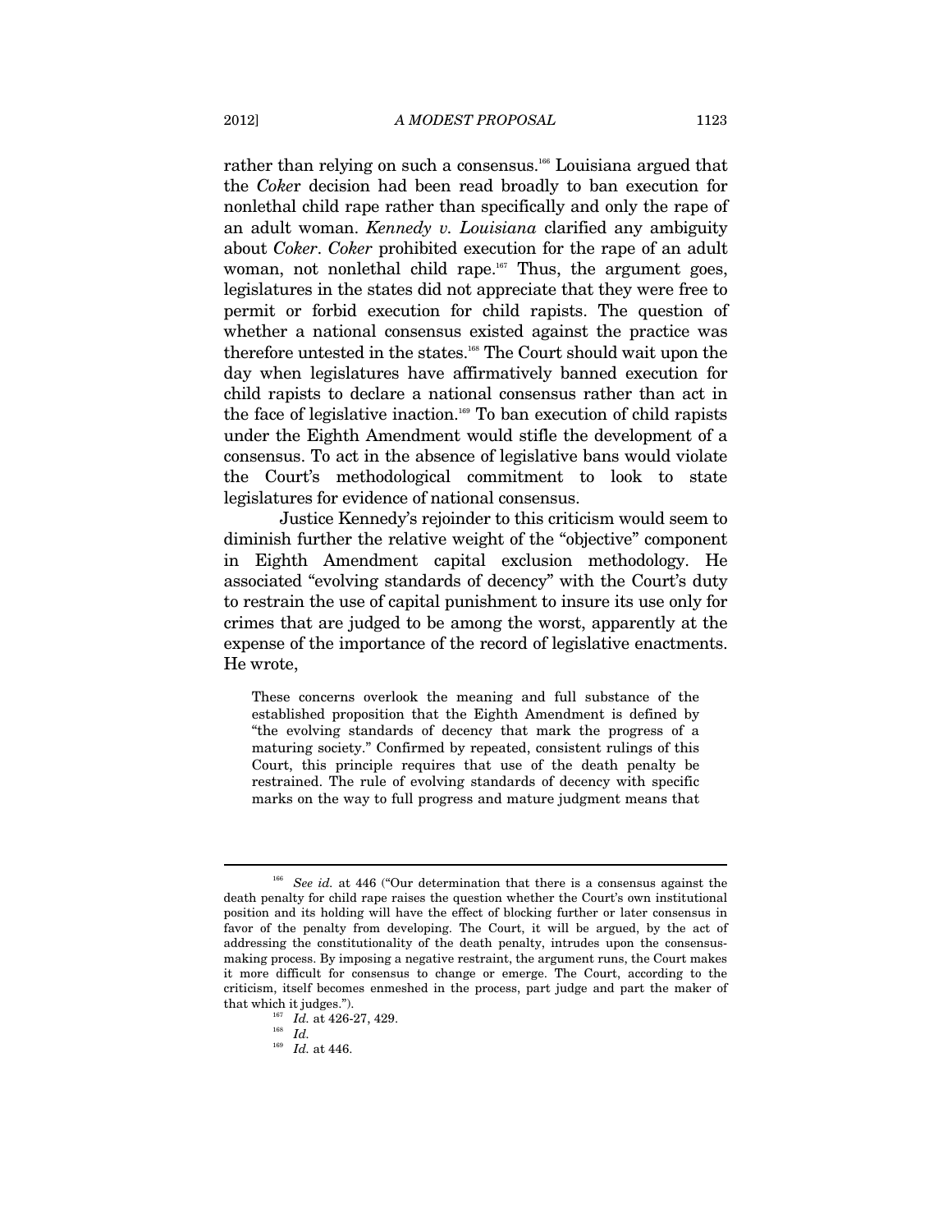rather than relying on such a consensus.[166] Louisiana argued that the *Coke*r decision had been read broadly to ban execution for nonlethal child rape rather than specifically and only the rape of an adult woman. *Kennedy v. Louisiana* clarified any ambiguity about *Coker*. *Coker* prohibited execution for the rape of an adult woman, not nonlethal child rape.[167] Thus, the argument goes, legislatures in the states did not appreciate that they were free to permit or forbid execution for child rapists. The question of whether a national consensus existed against the practice was therefore untested in the states.[168] The Court should wait upon the day when legislatures have affirmatively banned execution for child rapists to declare a national consensus rather than act in the face of legislative inaction.[169] To ban execution of child rapists under the Eighth Amendment would stifle the development of a consensus. To act in the absence of legislative bans would violate the Court's methodological commitment to look to state legislatures for evidence of national consensus.

Justice Kennedy's rejoinder to this criticism would seem to diminish further the relative weight of the "objective" component in Eighth Amendment capital exclusion methodology. He associated "evolving standards of decency" with the Court's duty to restrain the use of capital punishment to insure its use only for crimes that are judged to be among the worst, apparently at the expense of the importance of the record of legislative enactments. He wrote,

> These concerns overlook the meaning and full substance of the established proposition that the Eighth Amendment is defined by "the evolving standards of decency that mark the progress of a maturing society." Confirmed by repeated, consistent rulings of this Court, this principle requires that use of the death penalty be restrained. The rule of evolving standards of decency with specific marks on the way to full progress and mature judgment means that

---

[166] *See id.* at 446 ("Our determination that there is a consensus against the death penalty for child rape raises the question whether the Court's own institutional position and its holding will have the effect of blocking further or later consensus in favor of the penalty from developing. The Court, it will be argued, by the act of addressing the constitutionality of the death penalty, intrudes upon the consensus-making process. By imposing a negative restraint, the argument runs, the Court makes it more difficult for consensus to change or emerge. The Court, according to the criticism, itself becomes enmeshed in the process, part judge and part the maker of that which it judges.").

[167] *Id.* at 426-27, 429.

[168] *Id.*

[169] *Id.* at 446.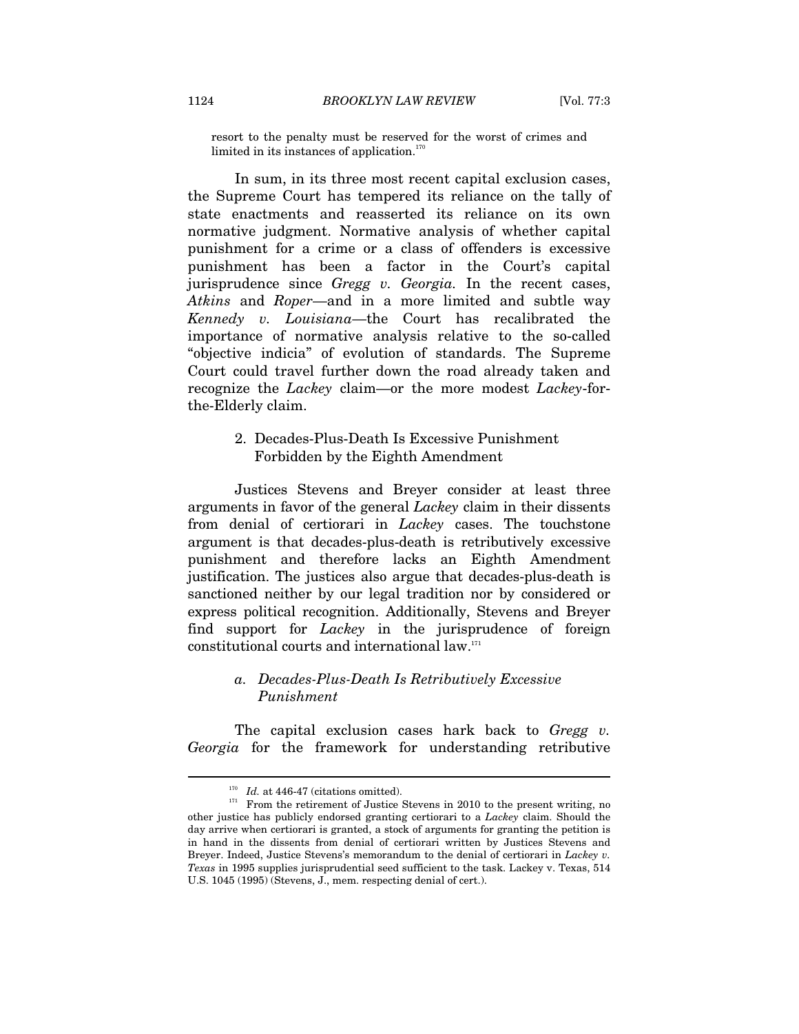resort to the penalty must be reserved for the worst of crimes and limited in its instances of application.[170]

In sum, in its three most recent capital exclusion cases, the Supreme Court has tempered its reliance on the tally of state enactments and reasserted its reliance on its own normative judgment. Normative analysis of whether capital punishment for a crime or a class of offenders is excessive punishment has been a factor in the Court's capital jurisprudence since *Gregg v. Georgia*. In the recent cases, *Atkins* and *Roper*—and in a more limited and subtle way *Kennedy v. Louisiana*—the Court has recalibrated the importance of normative analysis relative to the so-called "objective indicia" of evolution of standards. The Supreme Court could travel further down the road already taken and recognize the *Lackey* claim—or the more modest *Lackey*-for-the-Elderly claim.

### 2. Decades-Plus-Death Is Excessive Punishment Forbidden by the Eighth Amendment

Justices Stevens and Breyer consider at least three arguments in favor of the general *Lackey* claim in their dissents from denial of certiorari in *Lackey* cases. The touchstone argument is that decades-plus-death is retributively excessive punishment and therefore lacks an Eighth Amendment justification. The justices also argue that decades-plus-death is sanctioned neither by our legal tradition nor by considered or express political recognition. Additionally, Stevens and Breyer find support for *Lackey* in the jurisprudence of foreign constitutional courts and international law.[171]

#### a. *Decades-Plus-Death Is Retributively Excessive Punishment*

The capital exclusion cases hark back to *Gregg v. Georgia* for the framework for understanding retributive

---

[170] *Id.* at 446-47 (citations omitted).

[171] From the retirement of Justice Stevens in 2010 to the present writing, no other justice has publicly endorsed granting certiorari to a *Lackey* claim. Should the day arrive when certiorari is granted, a stock of arguments for granting the petition is in hand in the dissents from denial of certiorari written by Justices Stevens and Breyer. Indeed, Justice Stevens's memorandum to the denial of certiorari in *Lackey v. Texas* in 1995 supplies jurisprudential seed sufficient to the task. Lackey v. Texas, 514 U.S. 1045 (1995) (Stevens, J., mem. respecting denial of cert.).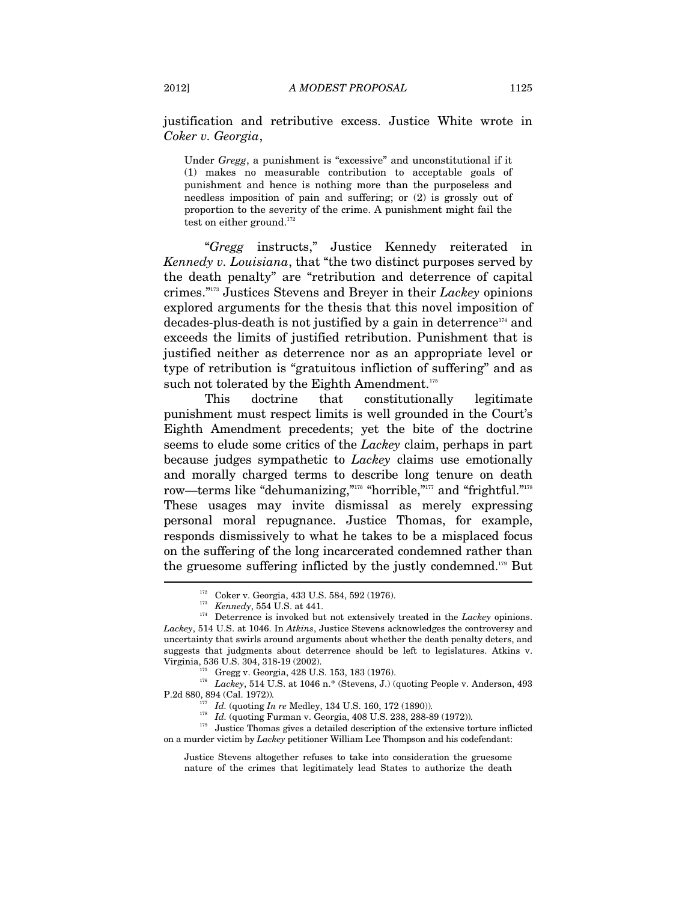justification and retributive excess. Justice White wrote in *Coker v. Georgia*,

> Under *Gregg*, a punishment is "excessive" and unconstitutional if it (1) makes no measurable contribution to acceptable goals of punishment and hence is nothing more than the purposeless and needless imposition of pain and suffering; or (2) is grossly out of proportion to the severity of the crime. A punishment might fail the test on either ground.[172]

"*Gregg* instructs," Justice Kennedy reiterated in *Kennedy v. Louisiana*, that "the two distinct purposes served by the death penalty" are "retribution and deterrence of capital crimes."[173] Justices Stevens and Breyer in their *Lackey* opinions explored arguments for the thesis that this novel imposition of decades-plus-death is not justified by a gain in deterrence[174] and exceeds the limits of justified retribution. Punishment that is justified neither as deterrence nor as an appropriate level or type of retribution is "gratuitous infliction of suffering" and as such not tolerated by the Eighth Amendment.[175]

This doctrine that constitutionally legitimate punishment must respect limits is well grounded in the Court's Eighth Amendment precedents; yet the bite of the doctrine seems to elude some critics of the *Lackey* claim, perhaps in part because judges sympathetic to *Lackey* claims use emotionally and morally charged terms to describe long tenure on death row—terms like "dehumanizing,"[176] "horrible,"[177] and "frightful."[178] These usages may invite dismissal as merely expressing personal moral repugnance. Justice Thomas, for example, responds dismissively to what he takes to be a misplaced focus on the suffering of the long incarcerated condemned rather than the gruesome suffering inflicted by the justly condemned.[179] But

---

[172] Coker v. Georgia, 433 U.S. 584, 592 (1976).

[173] *Kennedy*, 554 U.S. at 441.

[174] Deterrence is invoked but not extensively treated in the *Lackey* opinions. *Lackey*, 514 U.S. at 1046. In *Atkins*, Justice Stevens acknowledges the controversy and uncertainty that swirls around arguments about whether the death penalty deters, and suggests that judgments about deterrence should be left to legislatures. Atkins v. Virginia, 536 U.S. 304, 318-19 (2002).

[175] Gregg v. Georgia, 428 U.S. 153, 183 (1976).

[176] *Lackey*, 514 U.S. at 1046 n.* (Stevens, J.) (quoting People v. Anderson, 493 P.2d 880, 894 (Cal. 1972)).

[177] *Id.* (quoting *In re* Medley, 134 U.S. 160, 172 (1890)).

[178] *Id.* (quoting Furman v. Georgia, 408 U.S. 238, 288-89 (1972)).

[179] Justice Thomas gives a detailed description of the extensive torture inflicted on a murder victim by *Lackey* petitioner William Lee Thompson and his codefendant:

> Justice Stevens altogether refuses to take into consideration the gruesome nature of the crimes that legitimately lead States to authorize the death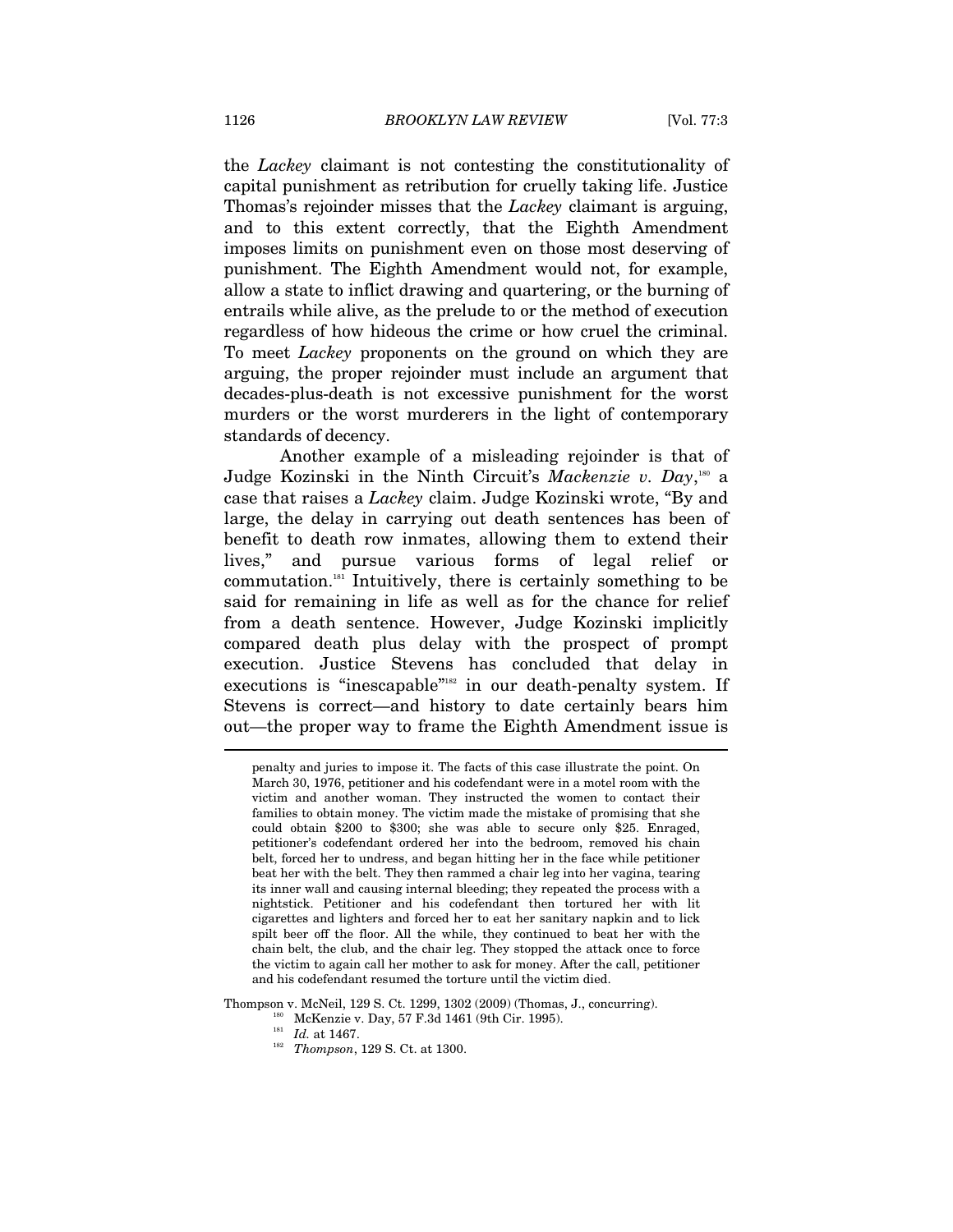the *Lackey* claimant is not contesting the constitutionality of capital punishment as retribution for cruelly taking life. Justice Thomas's rejoinder misses that the *Lackey* claimant is arguing, and to this extent correctly, that the Eighth Amendment imposes limits on punishment even on those most deserving of punishment. The Eighth Amendment would not, for example, allow a state to inflict drawing and quartering, or the burning of entrails while alive, as the prelude to or the method of execution regardless of how hideous the crime or how cruel the criminal. To meet *Lackey* proponents on the ground on which they are arguing, the proper rejoinder must include an argument that decades-plus-death is not excessive punishment for the worst murders or the worst murderers in the light of contemporary standards of decency.

Another example of a misleading rejoinder is that of Judge Kozinski in the Ninth Circuit's *Mackenzie v. Day*,[180] a case that raises a *Lackey* claim. Judge Kozinski wrote, "By and large, the delay in carrying out death sentences has been of benefit to death row inmates, allowing them to extend their lives," and pursue various forms of legal relief or commutation.[181] Intuitively, there is certainly something to be said for remaining in life as well as for the chance for relief from a death sentence. However, Judge Kozinski implicitly compared death plus delay with the prospect of prompt execution. Justice Stevens has concluded that delay in executions is "inescapable"[182] in our death-penalty system. If Stevens is correct—and history to date certainly bears him out—the proper way to frame the Eighth Amendment issue is

---

penalty and juries to impose it. The facts of this case illustrate the point. On March 30, 1976, petitioner and his codefendant were in a motel room with the victim and another woman. They instructed the women to contact their families to obtain money. The victim made the mistake of promising that she could obtain $200 to $300; she was able to secure only $25. Enraged, petitioner's codefendant ordered her into the bedroom, removed his chain belt, forced her to undress, and began hitting her in the face while petitioner beat her with the belt. They then rammed a chair leg into her vagina, tearing its inner wall and causing internal bleeding; they repeated the process with a nightstick. Petitioner and his codefendant then tortured her with lit cigarettes and lighters and forced her to eat her sanitary napkin and to lick spilt beer off the floor. All the while, they continued to beat her with the chain belt, the club, and the chair leg. They stopped the attack once to force the victim to again call her mother to ask for money. After the call, petitioner and his codefendant resumed the torture until the victim died.

Thompson v. McNeil, 129 S. Ct. 1299, 1302 (2009) (Thomas, J., concurring).

[180] McKenzie v. Day, 57 F.3d 1461 (9th Cir. 1995).

[181] *Id.* at 1467.

[182] *Thompson*, 129 S. Ct. at 1300.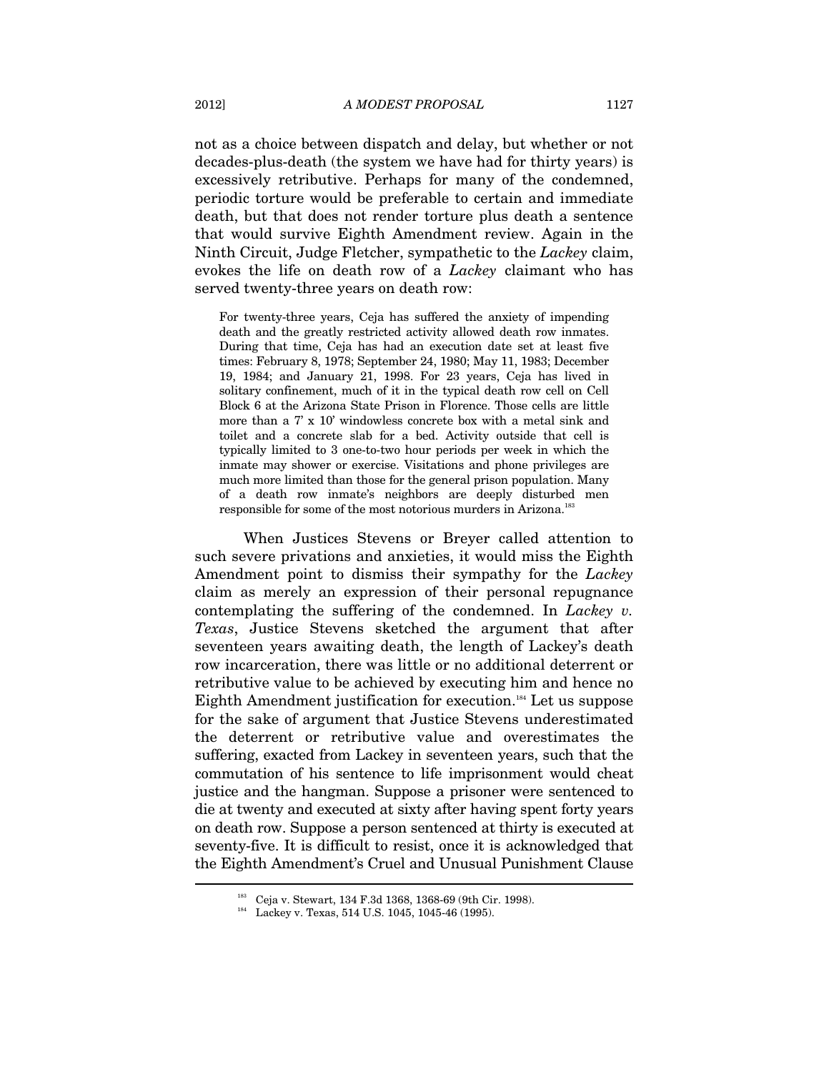not as a choice between dispatch and delay, but whether or not decades-plus-death (the system we have had for thirty years) is excessively retributive. Perhaps for many of the condemned, periodic torture would be preferable to certain and immediate death, but that does not render torture plus death a sentence that would survive Eighth Amendment review. Again in the Ninth Circuit, Judge Fletcher, sympathetic to the *Lackey* claim, evokes the life on death row of a *Lackey* claimant who has served twenty-three years on death row:

> For twenty-three years, Ceja has suffered the anxiety of impending death and the greatly restricted activity allowed death row inmates. During that time, Ceja has had an execution date set at least five times: February 8, 1978; September 24, 1980; May 11, 1983; December 19, 1984; and January 21, 1998. For 23 years, Ceja has lived in solitary confinement, much of it in the typical death row cell on Cell Block 6 at the Arizona State Prison in Florence. Those cells are little more than a 7' x 10' windowless concrete box with a metal sink and toilet and a concrete slab for a bed. Activity outside that cell is typically limited to 3 one-to-two hour periods per week in which the inmate may shower or exercise. Visitations and phone privileges are much more limited than those for the general prison population. Many of a death row inmate's neighbors are deeply disturbed men responsible for some of the most notorious murders in Arizona.[183]

When Justices Stevens or Breyer called attention to such severe privations and anxieties, it would miss the Eighth Amendment point to dismiss their sympathy for the *Lackey* claim as merely an expression of their personal repugnance contemplating the suffering of the condemned. In *Lackey v. Texas*, Justice Stevens sketched the argument that after seventeen years awaiting death, the length of Lackey's death row incarceration, there was little or no additional deterrent or retributive value to be achieved by executing him and hence no Eighth Amendment justification for execution.[184] Let us suppose for the sake of argument that Justice Stevens underestimated the deterrent or retributive value and overestimates the suffering, exacted from Lackey in seventeen years, such that the commutation of his sentence to life imprisonment would cheat justice and the hangman. Suppose a prisoner were sentenced to die at twenty and executed at sixty after having spent forty years on death row. Suppose a person sentenced at thirty is executed at seventy-five. It is difficult to resist, once it is acknowledged that the Eighth Amendment's Cruel and Unusual Punishment Clause

---

[183] Ceja v. Stewart, 134 F.3d 1368, 1368-69 (9th Cir. 1998).

[184] Lackey v. Texas, 514 U.S. 1045, 1045-46 (1995).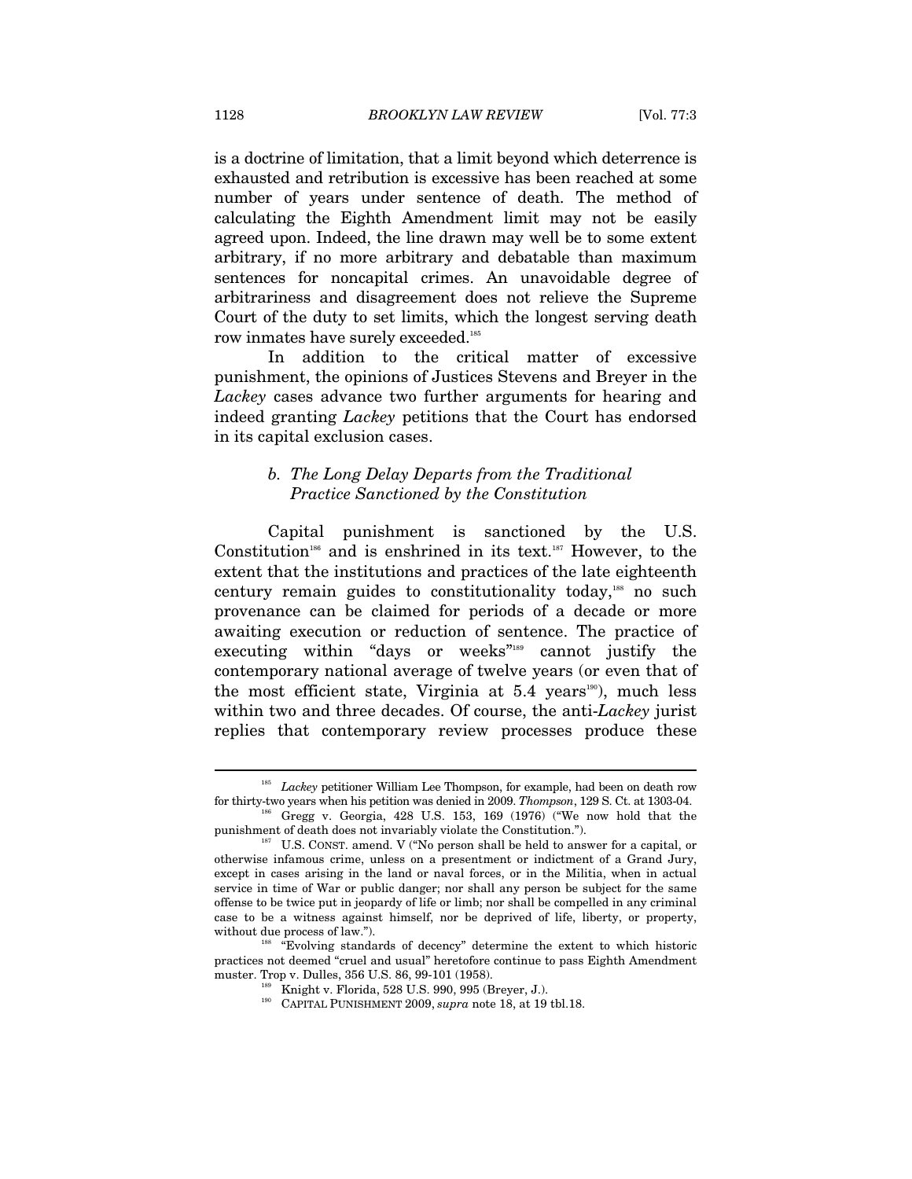is a doctrine of limitation, that a limit beyond which deterrence is exhausted and retribution is excessive has been reached at some number of years under sentence of death. The method of calculating the Eighth Amendment limit may not be easily agreed upon. Indeed, the line drawn may well be to some extent arbitrary, if no more arbitrary and debatable than maximum sentences for noncapital crimes. An unavoidable degree of arbitrariness and disagreement does not relieve the Supreme Court of the duty to set limits, which the longest serving death row inmates have surely exceeded.[185]

In addition to the critical matter of excessive punishment, the opinions of Justices Stevens and Breyer in the *Lackey* cases advance two further arguments for hearing and indeed granting *Lackey* petitions that the Court has endorsed in its capital exclusion cases.

### *b. The Long Delay Departs from the Traditional Practice Sanctioned by the Constitution*

Capital punishment is sanctioned by the U.S. Constitution[186] and is enshrined in its text.[187] However, to the extent that the institutions and practices of the late eighteenth century remain guides to constitutionality today,[188] no such provenance can be claimed for periods of a decade or more awaiting execution or reduction of sentence. The practice of executing within "days or weeks"[189] cannot justify the contemporary national average of twelve years (or even that of the most efficient state, Virginia at 5.4 years[190]), much less within two and three decades. Of course, the anti-*Lackey* jurist replies that contemporary review processes produce these

---

[185] *Lackey* petitioner William Lee Thompson, for example, had been on death row for thirty-two years when his petition was denied in 2009. *Thompson*, 129 S. Ct. at 1303-04.

[186] Gregg v. Georgia, 428 U.S. 153, 169 (1976) ("We now hold that the punishment of death does not invariably violate the Constitution.").

[187] U.S. CONST. amend. V ("No person shall be held to answer for a capital, or otherwise infamous crime, unless on a presentment or indictment of a Grand Jury, except in cases arising in the land or naval forces, or in the Militia, when in actual service in time of War or public danger; nor shall any person be subject for the same offense to be twice put in jeopardy of life or limb; nor shall be compelled in any criminal case to be a witness against himself, nor be deprived of life, liberty, or property, without due process of law.").

[188] "Evolving standards of decency" determine the extent to which historic practices not deemed "cruel and usual" heretofore continue to pass Eighth Amendment muster. Trop v. Dulles, 356 U.S. 86, 99-101 (1958).

[189] Knight v. Florida, 528 U.S. 990, 995 (Breyer, J.).

[190] CAPITAL PUNISHMENT 2009, *supra* note 18, at 19 tbl.18.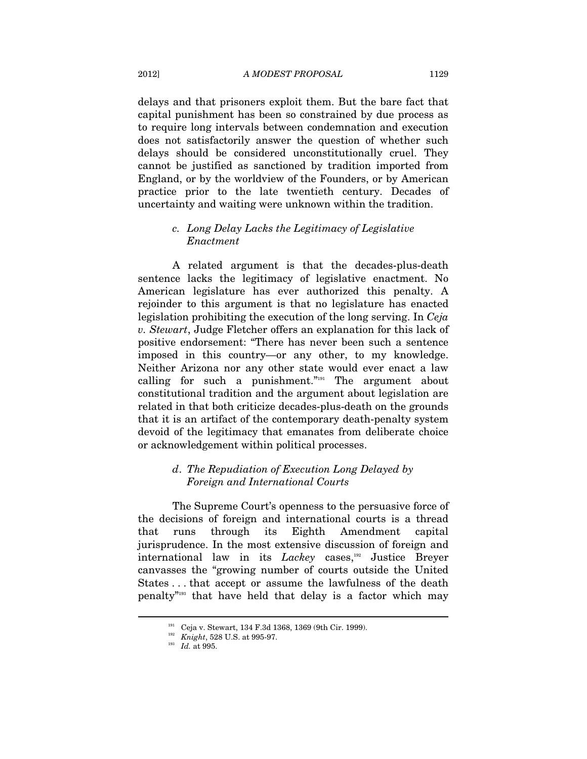delays and that prisoners exploit them. But the bare fact that capital punishment has been so constrained by due process as to require long intervals between condemnation and execution does not satisfactorily answer the question of whether such delays should be considered unconstitutionally cruel. They cannot be justified as sanctioned by tradition imported from England, or by the worldview of the Founders, or by American practice prior to the late twentieth century. Decades of uncertainty and waiting were unknown within the tradition.

### c. *Long Delay Lacks the Legitimacy of Legislative Enactment*

A related argument is that the decades-plus-death sentence lacks the legitimacy of legislative enactment. No American legislature has ever authorized this penalty. A rejoinder to this argument is that no legislature has enacted legislation prohibiting the execution of the long serving. In *Ceja v. Stewart*, Judge Fletcher offers an explanation for this lack of positive endorsement: "There has never been such a sentence imposed in this country—or any other, to my knowledge. Neither Arizona nor any other state would ever enact a law calling for such a punishment."[191] The argument about constitutional tradition and the argument about legislation are related in that both criticize decades-plus-death on the grounds that it is an artifact of the contemporary death-penalty system devoid of the legitimacy that emanates from deliberate choice or acknowledgement within political processes.

### d. *The Repudiation of Execution Long Delayed by Foreign and International Courts*

The Supreme Court's openness to the persuasive force of the decisions of foreign and international courts is a thread that runs through its Eighth Amendment capital jurisprudence. In the most extensive discussion of foreign and international law in its *Lackey* cases,[192] Justice Breyer canvasses the "growing number of courts outside the United States . . . that accept or assume the lawfulness of the death penalty"[193] that have held that delay is a factor which may

---

[191] Ceja v. Stewart, 134 F.3d 1368, 1369 (9th Cir. 1999).

[192] *Knight*, 528 U.S. at 995-97.

[193] *Id.* at 995.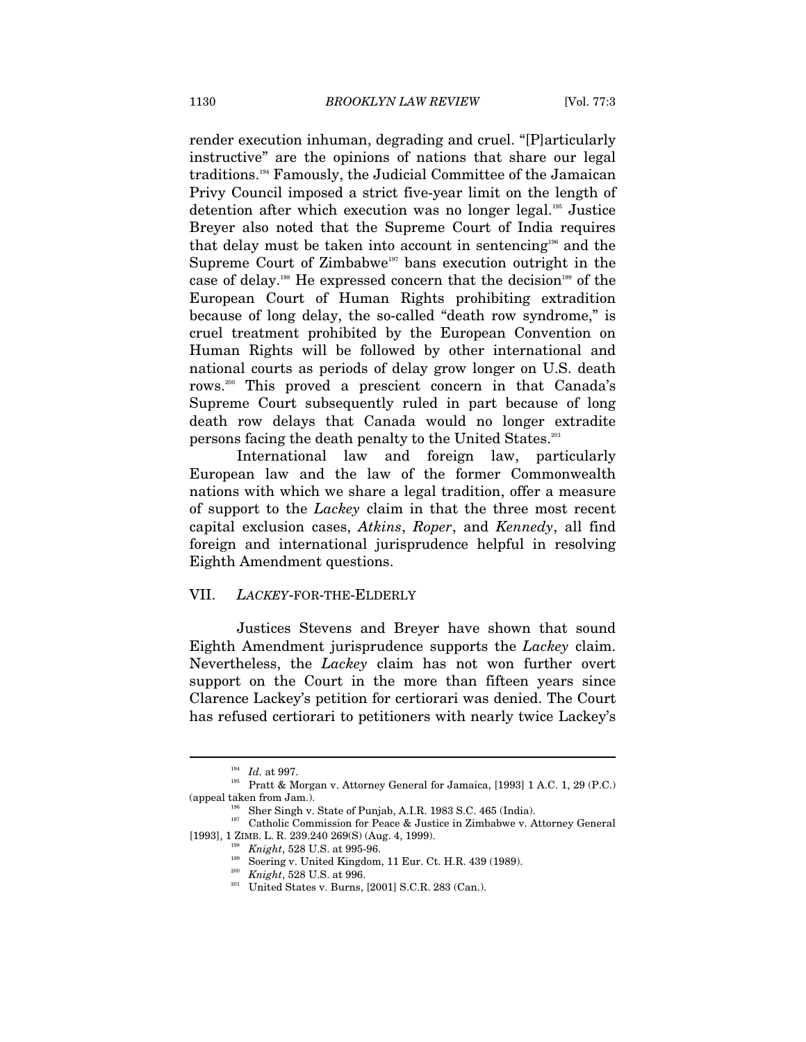render execution inhuman, degrading and cruel. "[P]articularly instructive" are the opinions of nations that share our legal traditions.[194] Famously, the Judicial Committee of the Jamaican Privy Council imposed a strict five-year limit on the length of detention after which execution was no longer legal.[195] Justice Breyer also noted that the Supreme Court of India requires that delay must be taken into account in sentencing[196] and the Supreme Court of Zimbabwe[197] bans execution outright in the case of delay.[198] He expressed concern that the decision[199] of the European Court of Human Rights prohibiting extradition because of long delay, the so-called "death row syndrome," is cruel treatment prohibited by the European Convention on Human Rights will be followed by other international and national courts as periods of delay grow longer on U.S. death rows.[200] This proved a prescient concern in that Canada's Supreme Court subsequently ruled in part because of long death row delays that Canada would no longer extradite persons facing the death penalty to the United States.[201]

International law and foreign law, particularly European law and the law of the former Commonwealth nations with which we share a legal tradition, offer a measure of support to the *Lackey* claim in that the three most recent capital exclusion cases, *Atkins*, *Roper*, and *Kennedy*, all find foreign and international jurisprudence helpful in resolving Eighth Amendment questions.

## VII. *LACKEY*-FOR-THE-ELDERLY

Justices Stevens and Breyer have shown that sound Eighth Amendment jurisprudence supports the *Lackey* claim. Nevertheless, the *Lackey* claim has not won further overt support on the Court in the more than fifteen years since Clarence Lackey's petition for certiorari was denied. The Court has refused certiorari to petitioners with nearly twice Lackey's

---

[194] *Id.* at 997.

[195] Pratt & Morgan v. Attorney General for Jamaica, [1993] 1 A.C. 1, 29 (P.C.) (appeal taken from Jam.).

[196] Sher Singh v. State of Punjab, A.I.R. 1983 S.C. 465 (India).

[197] Catholic Commission for Peace & Justice in Zimbabwe v. Attorney General [1993], 1 ZIMB. L. R. 239.240 269(S) (Aug. 4, 1999).

[198] *Knight*, 528 U.S. at 995-96.

[199] Soering v. United Kingdom, 11 Eur. Ct. H.R. 439 (1989).

[200] *Knight*, 528 U.S. at 996.

[201] United States v. Burns, [2001] S.C.R. 283 (Can.).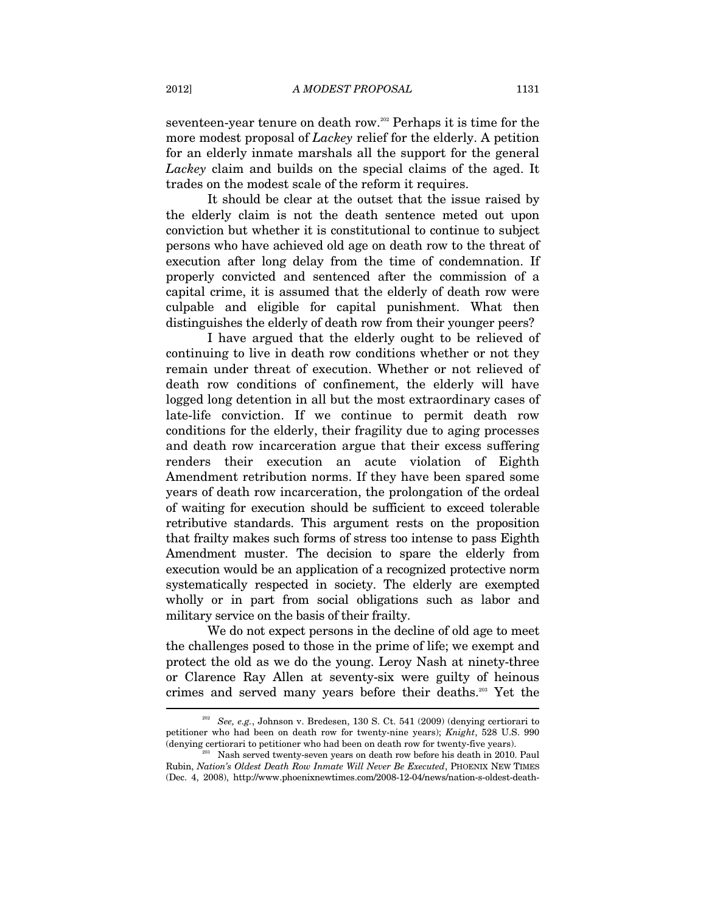seventeen-year tenure on death row.[202] Perhaps it is time for the more modest proposal of *Lackey* relief for the elderly. A petition for an elderly inmate marshals all the support for the general *Lackey* claim and builds on the special claims of the aged. It trades on the modest scale of the reform it requires.

It should be clear at the outset that the issue raised by the elderly claim is not the death sentence meted out upon conviction but whether it is constitutional to continue to subject persons who have achieved old age on death row to the threat of execution after long delay from the time of condemnation. If properly convicted and sentenced after the commission of a capital crime, it is assumed that the elderly of death row were culpable and eligible for capital punishment. What then distinguishes the elderly of death row from their younger peers?

I have argued that the elderly ought to be relieved of continuing to live in death row conditions whether or not they remain under threat of execution. Whether or not relieved of death row conditions of confinement, the elderly will have logged long detention in all but the most extraordinary cases of late-life conviction. If we continue to permit death row conditions for the elderly, their fragility due to aging processes and death row incarceration argue that their excess suffering renders their execution an acute violation of Eighth Amendment retribution norms. If they have been spared some years of death row incarceration, the prolongation of the ordeal of waiting for execution should be sufficient to exceed tolerable retributive standards. This argument rests on the proposition that frailty makes such forms of stress too intense to pass Eighth Amendment muster. The decision to spare the elderly from execution would be an application of a recognized protective norm systematically respected in society. The elderly are exempted wholly or in part from social obligations such as labor and military service on the basis of their frailty.

We do not expect persons in the decline of old age to meet the challenges posed to those in the prime of life; we exempt and protect the old as we do the young. Leroy Nash at ninety-three or Clarence Ray Allen at seventy-six were guilty of heinous crimes and served many years before their deaths.[203] Yet the

---

[202] *See, e.g.*, Johnson v. Bredesen, 130 S. Ct. 541 (2009) (denying certiorari to petitioner who had been on death row for twenty-nine years); *Knight*, 528 U.S. 990 (denying certiorari to petitioner who had been on death row for twenty-five years).

[203] Nash served twenty-seven years on death row before his death in 2010. Paul Rubin, *Nation's Oldest Death Row Inmate Will Never Be Executed*, PHOENIX NEW TIMES (Dec. 4, 2008), http://www.phoenixnewtimes.com/2008-12-04/news/nation-s-oldest-death-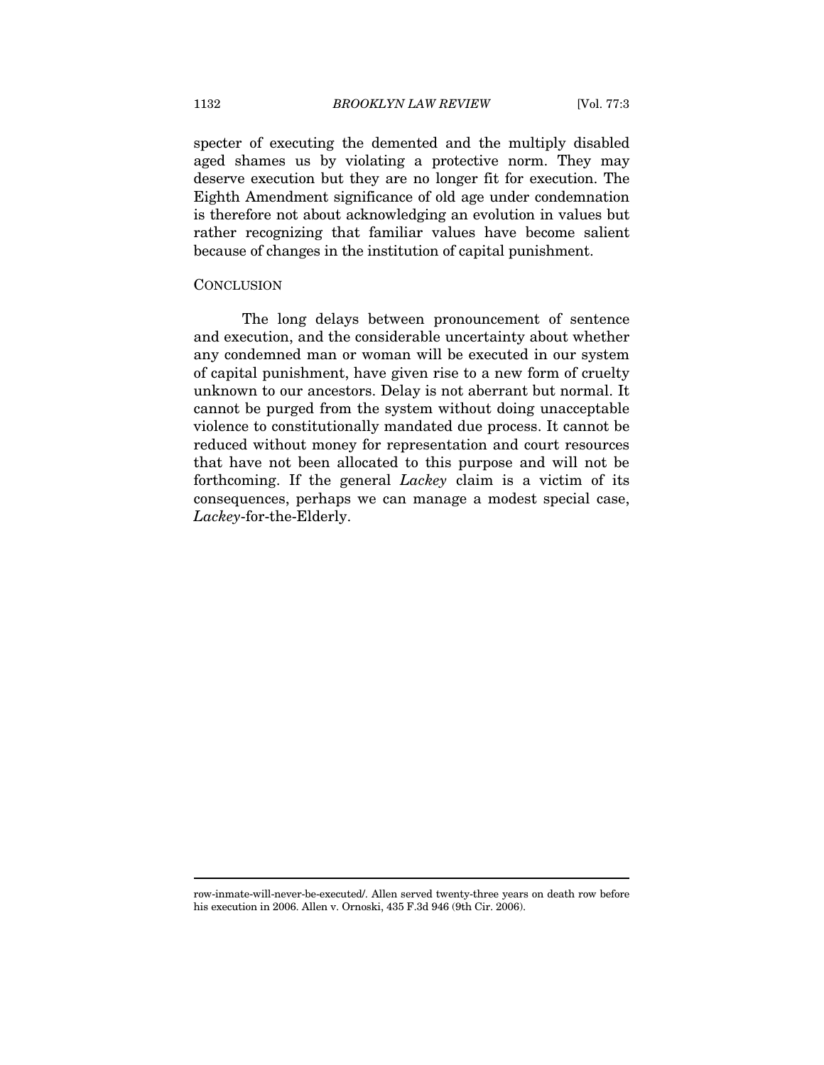specter of executing the demented and the multiply disabled aged shames us by violating a protective norm. They may deserve execution but they are no longer fit for execution. The Eighth Amendment significance of old age under condemnation is therefore not about acknowledging an evolution in values but rather recognizing that familiar values have become salient because of changes in the institution of capital punishment.

## CONCLUSION

The long delays between pronouncement of sentence and execution, and the considerable uncertainty about whether any condemned man or woman will be executed in our system of capital punishment, have given rise to a new form of cruelty unknown to our ancestors. Delay is not aberrant but normal. It cannot be purged from the system without doing unacceptable violence to constitutionally mandated due process. It cannot be reduced without money for representation and court resources that have not been allocated to this purpose and will not be forthcoming. If the general *Lackey* claim is a victim of its consequences, perhaps we can manage a modest special case, *Lackey*-for-the-Elderly.

---

row-inmate-will-never-be-executed/. Allen served twenty-three years on death row before his execution in 2006. Allen v. Ornoski, 435 F.3d 946 (9th Cir. 2006).